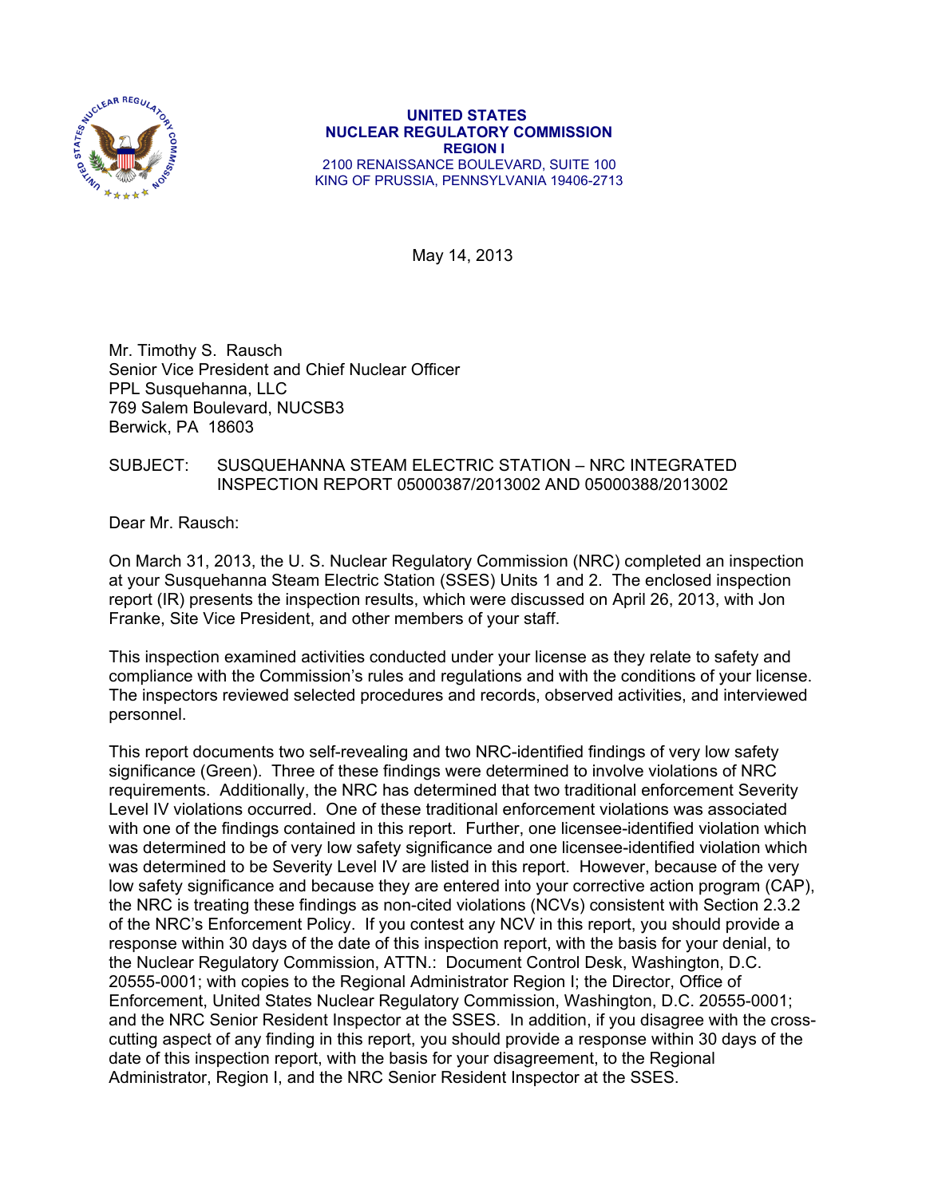UNITED STATES
NUCLEAR REGULATORY COMMISSION
REGION I
2100 RENAISSANCE BOULEVARD, SUITE 100
KING OF PRUSSIA, PENNSYLVANIA 19406-2713

May 14, 2013

Mr. Timothy S. Rausch
Senior Vice President and Chief Nuclear Officer
PPL Susquehanna, LLC
769 Salem Boulevard, NUCSB3
Berwick, PA 18603

SUBJECT: SUSQUEHANNA STEAM ELECTRIC STATION – NRC INTEGRATED INSPECTION REPORT 05000387/2013002 AND 05000388/2013002

Dear Mr. Rausch:

On March 31, 2013, the U. S. Nuclear Regulatory Commission (NRC) completed an inspection at your Susquehanna Steam Electric Station (SSES) Units 1 and 2. The enclosed inspection report (IR) presents the inspection results, which were discussed on April 26, 2013, with Jon Franke, Site Vice President, and other members of your staff.

This inspection examined activities conducted under your license as they relate to safety and compliance with the Commission's rules and regulations and with the conditions of your license. The inspectors reviewed selected procedures and records, observed activities, and interviewed personnel.

This report documents two self-revealing and two NRC-identified findings of very low safety significance (Green). Three of these findings were determined to involve violations of NRC requirements. Additionally, the NRC has determined that two traditional enforcement Severity Level IV violations occurred. One of these traditional enforcement violations was associated with one of the findings contained in this report. Further, one licensee-identified violation which was determined to be of very low safety significance and one licensee-identified violation which was determined to be Severity Level IV are listed in this report. However, because of the very low safety significance and because they are entered into your corrective action program (CAP), the NRC is treating these findings as non-cited violations (NCVs) consistent with Section 2.3.2 of the NRC's Enforcement Policy. If you contest any NCV in this report, you should provide a response within 30 days of the date of this inspection report, with the basis for your denial, to the Nuclear Regulatory Commission, ATTN.: Document Control Desk, Washington, D.C. 20555-0001; with copies to the Regional Administrator Region I; the Director, Office of Enforcement, United States Nuclear Regulatory Commission, Washington, D.C. 20555-0001; and the NRC Senior Resident Inspector at the SSES. In addition, if you disagree with the cross-cutting aspect of any finding in this report, you should provide a response within 30 days of the date of this inspection report, with the basis for your disagreement, to the Regional Administrator, Region I, and the NRC Senior Resident Inspector at the SSES.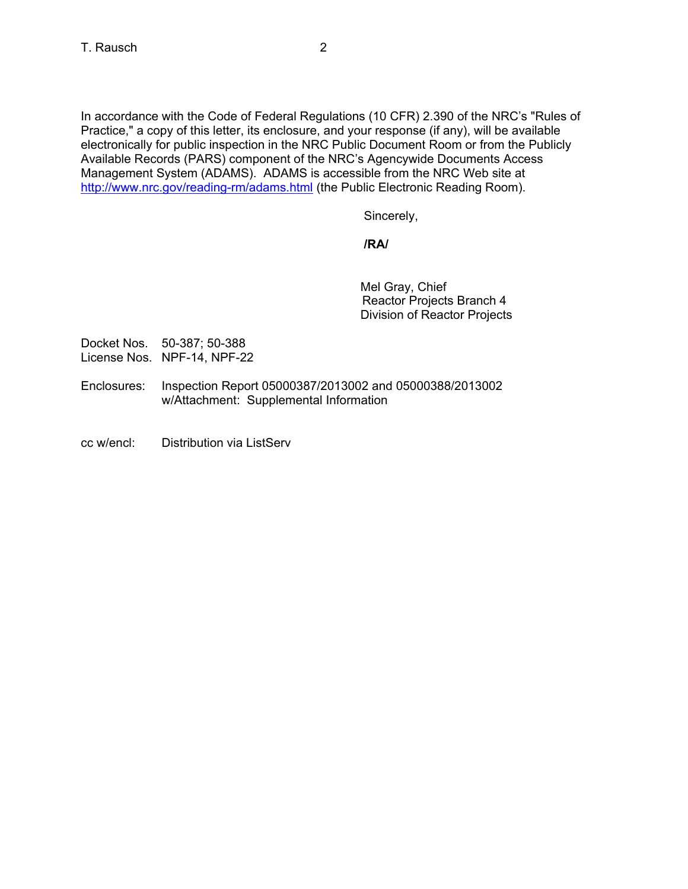In accordance with the Code of Federal Regulations (10 CFR) 2.390 of the NRC's "Rules of Practice," a copy of this letter, its enclosure, and your response (if any), will be available electronically for public inspection in the NRC Public Document Room or from the Publicly Available Records (PARS) component of the NRC's Agencywide Documents Access Management System (ADAMS). ADAMS is accessible from the NRC Web site at http://www.nrc.gov/reading-rm/adams.html (the Public Electronic Reading Room).

Sincerely,

**/RA/**

Mel Gray, Chief
Reactor Projects Branch 4
Division of Reactor Projects

Docket Nos. 50-387; 50-388
License Nos. NPF-14, NPF-22

Enclosures: Inspection Report 05000387/2013002 and 05000388/2013002
w/Attachment: Supplemental Information

cc w/encl: Distribution via ListServ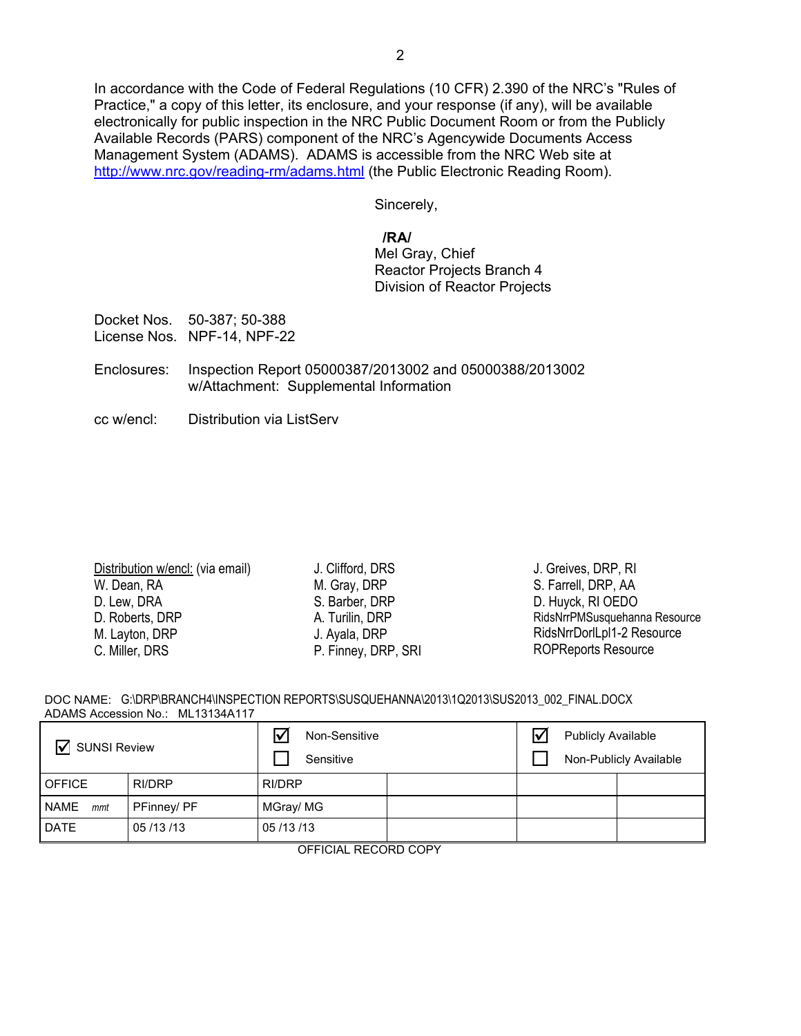In accordance with the Code of Federal Regulations (10 CFR) 2.390 of the NRC's "Rules of Practice," a copy of this letter, its enclosure, and your response (if any), will be available electronically for public inspection in the NRC Public Document Room or from the Publicly Available Records (PARS) component of the NRC's Agencywide Documents Access Management System (ADAMS). ADAMS is accessible from the NRC Web site at http://www.nrc.gov/reading-rm/adams.html (the Public Electronic Reading Room).

Sincerely,

/RA/
Mel Gray, Chief
Reactor Projects Branch 4
Division of Reactor Projects

Docket Nos. 50-387; 50-388
License Nos. NPF-14, NPF-22

Enclosures: Inspection Report 05000387/2013002 and 05000388/2013002
w/Attachment: Supplemental Information

cc w/encl: Distribution via ListServ

Distribution w/encl: (via email)
W. Dean, RA
D. Lew, DRA
D. Roberts, DRP
M. Layton, DRP
C. Miller, DRS
J. Clifford, DRS
M. Gray, DRP
S. Barber, DRP
A. Turilin, DRP
J. Ayala, DRP
P. Finney, DRP, SRI
J. Greives, DRP, RI
S. Farrell, DRP, AA
D. Huyck, RI OEDO
RidsNrrPMSusquehanna Resource
RidsNrrDorlLpl1-2 Resource
ROPReports Resource

DOC NAME: G:\DRP\BRANCH4\INSPECTION REPORTS\SUSQUEHANNA\2013\1Q2013\SUS2013_002_FINAL.DOCX
ADAMS Accession No.: ML13134A117

| ☑ SUNSI Review | | ☑ Non-Sensitive<br>☐ Sensitive | | ☑ Publicly Available<br>☐ Non-Publicly Available | |
|---|---|---|---|---|---|
| OFFICE | RI/DRP | RI/DRP | | | |
| NAME *mmt* | PFinney/ PF | MGray/ MG | | | |
| DATE | 05 /13 /13 | 05 /13 /13 | | | |

OFFICIAL RECORD COPY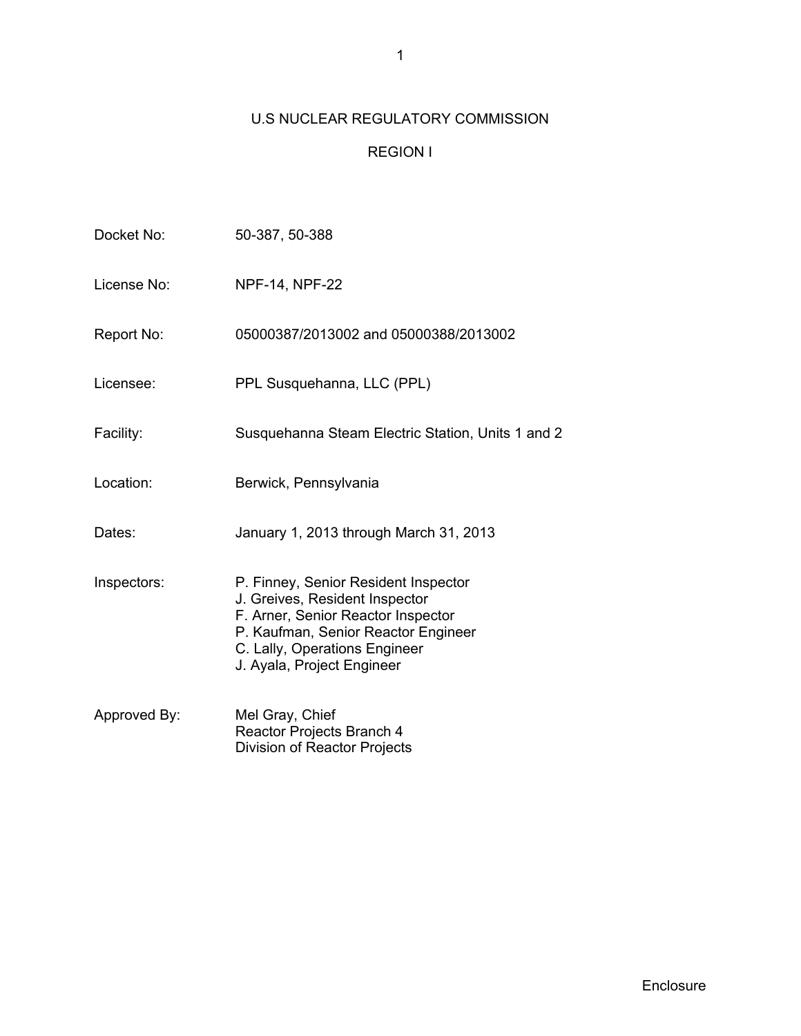# U.S NUCLEAR REGULATORY COMMISSION

## REGION I

| | |
|---|---|
| Docket No: | 50-387, 50-388 |
| License No: | NPF-14, NPF-22 |
| Report No: | 05000387/2013002 and 05000388/2013002 |
| Licensee: | PPL Susquehanna, LLC (PPL) |
| Facility: | Susquehanna Steam Electric Station, Units 1 and 2 |
| Location: | Berwick, Pennsylvania |
| Dates: | January 1, 2013 through March 31, 2013 |
| Inspectors: | P. Finney, Senior Resident Inspector<br>J. Greives, Resident Inspector<br>F. Arner, Senior Reactor Inspector<br>P. Kaufman, Senior Reactor Engineer<br>C. Lally, Operations Engineer<br>J. Ayala, Project Engineer |
| Approved By: | Mel Gray, Chief<br>Reactor Projects Branch 4<br>Division of Reactor Projects |

Enclosure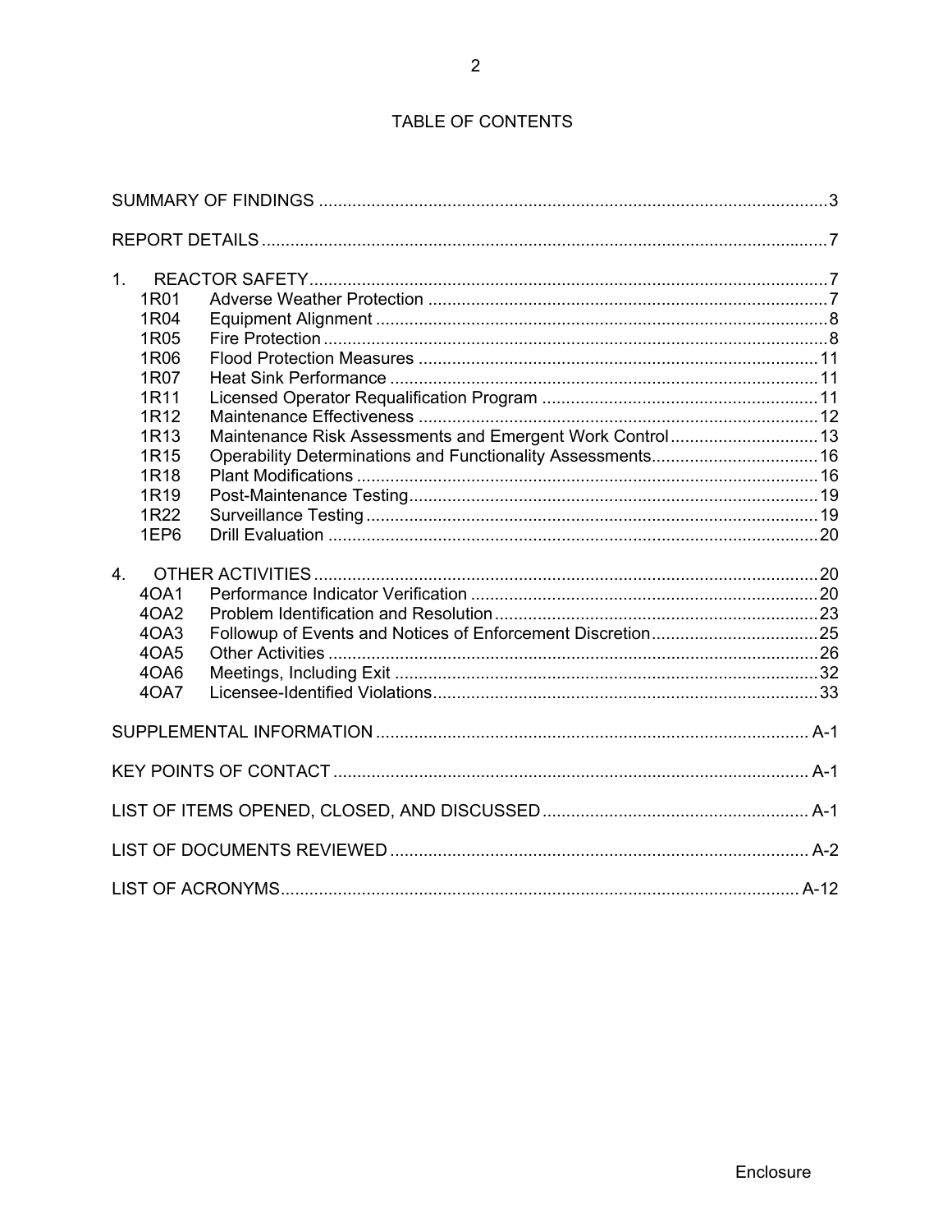# TABLE OF CONTENTS

| | |
|---|---|
| SUMMARY OF FINDINGS | 3 |
| REPORT DETAILS | 7 |
| 1. REACTOR SAFETY | 7 |
| 1R01 Adverse Weather Protection | 7 |
| 1R04 Equipment Alignment | 8 |
| 1R05 Fire Protection | 8 |
| 1R06 Flood Protection Measures | 11 |
| 1R07 Heat Sink Performance | 11 |
| 1R11 Licensed Operator Requalification Program | 11 |
| 1R12 Maintenance Effectiveness | 12 |
| 1R13 Maintenance Risk Assessments and Emergent Work Control | 13 |
| 1R15 Operability Determinations and Functionality Assessments | 16 |
| 1R18 Plant Modifications | 16 |
| 1R19 Post-Maintenance Testing | 19 |
| 1R22 Surveillance Testing | 19 |
| 1EP6 Drill Evaluation | 20 |
| 4. OTHER ACTIVITIES | 20 |
| 4OA1 Performance Indicator Verification | 20 |
| 4OA2 Problem Identification and Resolution | 23 |
| 4OA3 Followup of Events and Notices of Enforcement Discretion | 25 |
| 4OA5 Other Activities | 26 |
| 4OA6 Meetings, Including Exit | 32 |
| 4OA7 Licensee-Identified Violations | 33 |
| SUPPLEMENTAL INFORMATION | A-1 |
| KEY POINTS OF CONTACT | A-1 |
| LIST OF ITEMS OPENED, CLOSED, AND DISCUSSED | A-1 |
| LIST OF DOCUMENTS REVIEWED | A-2 |
| LIST OF ACRONYMS | A-12 |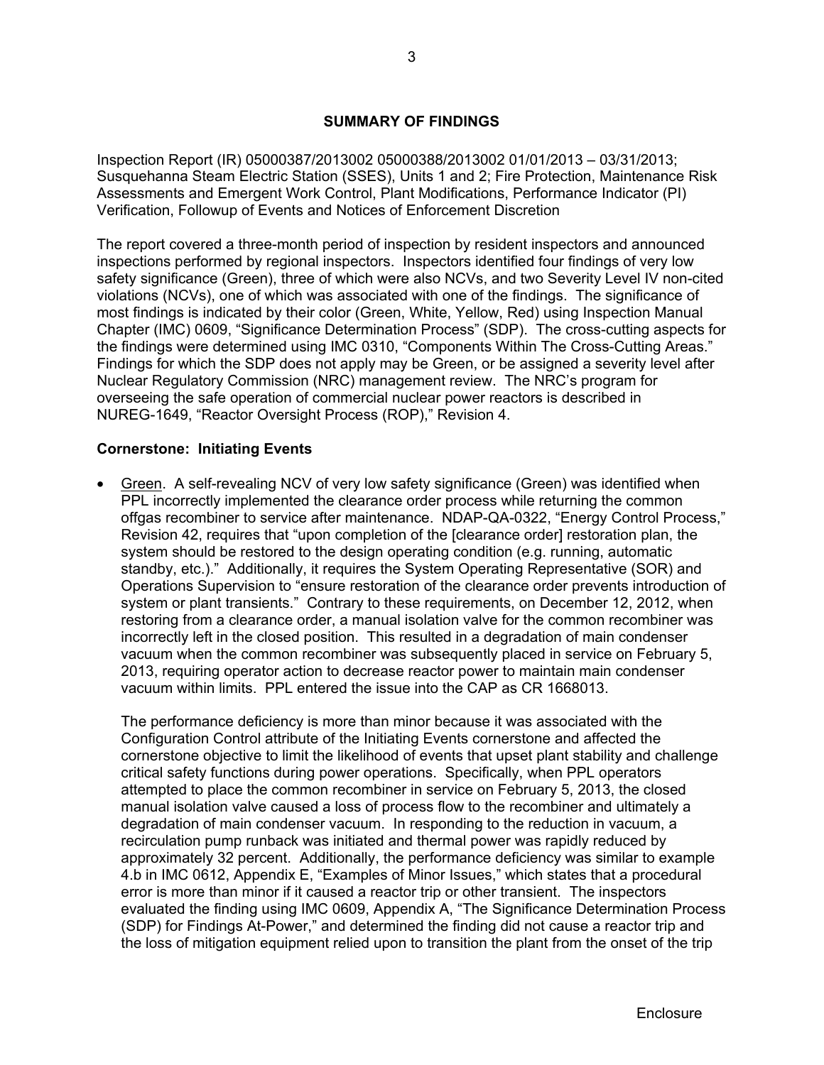## SUMMARY OF FINDINGS

Inspection Report (IR) 05000387/2013002 05000388/2013002 01/01/2013 – 03/31/2013; Susquehanna Steam Electric Station (SSES), Units 1 and 2; Fire Protection, Maintenance Risk Assessments and Emergent Work Control, Plant Modifications, Performance Indicator (PI) Verification, Followup of Events and Notices of Enforcement Discretion

The report covered a three-month period of inspection by resident inspectors and announced inspections performed by regional inspectors. Inspectors identified four findings of very low safety significance (Green), three of which were also NCVs, and two Severity Level IV non-cited violations (NCVs), one of which was associated with one of the findings. The significance of most findings is indicated by their color (Green, White, Yellow, Red) using Inspection Manual Chapter (IMC) 0609, "Significance Determination Process" (SDP). The cross-cutting aspects for the findings were determined using IMC 0310, "Components Within The Cross-Cutting Areas." Findings for which the SDP does not apply may be Green, or be assigned a severity level after Nuclear Regulatory Commission (NRC) management review. The NRC's program for overseeing the safe operation of commercial nuclear power reactors is described in NUREG-1649, "Reactor Oversight Process (ROP)," Revision 4.

**Cornerstone: Initiating Events**

- Green. A self-revealing NCV of very low safety significance (Green) was identified when PPL incorrectly implemented the clearance order process while returning the common offgas recombiner to service after maintenance. NDAP-QA-0322, "Energy Control Process," Revision 42, requires that "upon completion of the [clearance order] restoration plan, the system should be restored to the design operating condition (e.g. running, automatic standby, etc.)." Additionally, it requires the System Operating Representative (SOR) and Operations Supervision to "ensure restoration of the clearance order prevents introduction of system or plant transients." Contrary to these requirements, on December 12, 2012, when restoring from a clearance order, a manual isolation valve for the common recombiner was incorrectly left in the closed position. This resulted in a degradation of main condenser vacuum when the common recombiner was subsequently placed in service on February 5, 2013, requiring operator action to decrease reactor power to maintain main condenser vacuum within limits. PPL entered the issue into the CAP as CR 1668013.

  The performance deficiency is more than minor because it was associated with the Configuration Control attribute of the Initiating Events cornerstone and affected the cornerstone objective to limit the likelihood of events that upset plant stability and challenge critical safety functions during power operations. Specifically, when PPL operators attempted to place the common recombiner in service on February 5, 2013, the closed manual isolation valve caused a loss of process flow to the recombiner and ultimately a degradation of main condenser vacuum. In responding to the reduction in vacuum, a recirculation pump runback was initiated and thermal power was rapidly reduced by approximately 32 percent. Additionally, the performance deficiency was similar to example 4.b in IMC 0612, Appendix E, "Examples of Minor Issues," which states that a procedural error is more than minor if it caused a reactor trip or other transient. The inspectors evaluated the finding using IMC 0609, Appendix A, "The Significance Determination Process (SDP) for Findings At-Power," and determined the finding did not cause a reactor trip and the loss of mitigation equipment relied upon to transition the plant from the onset of the trip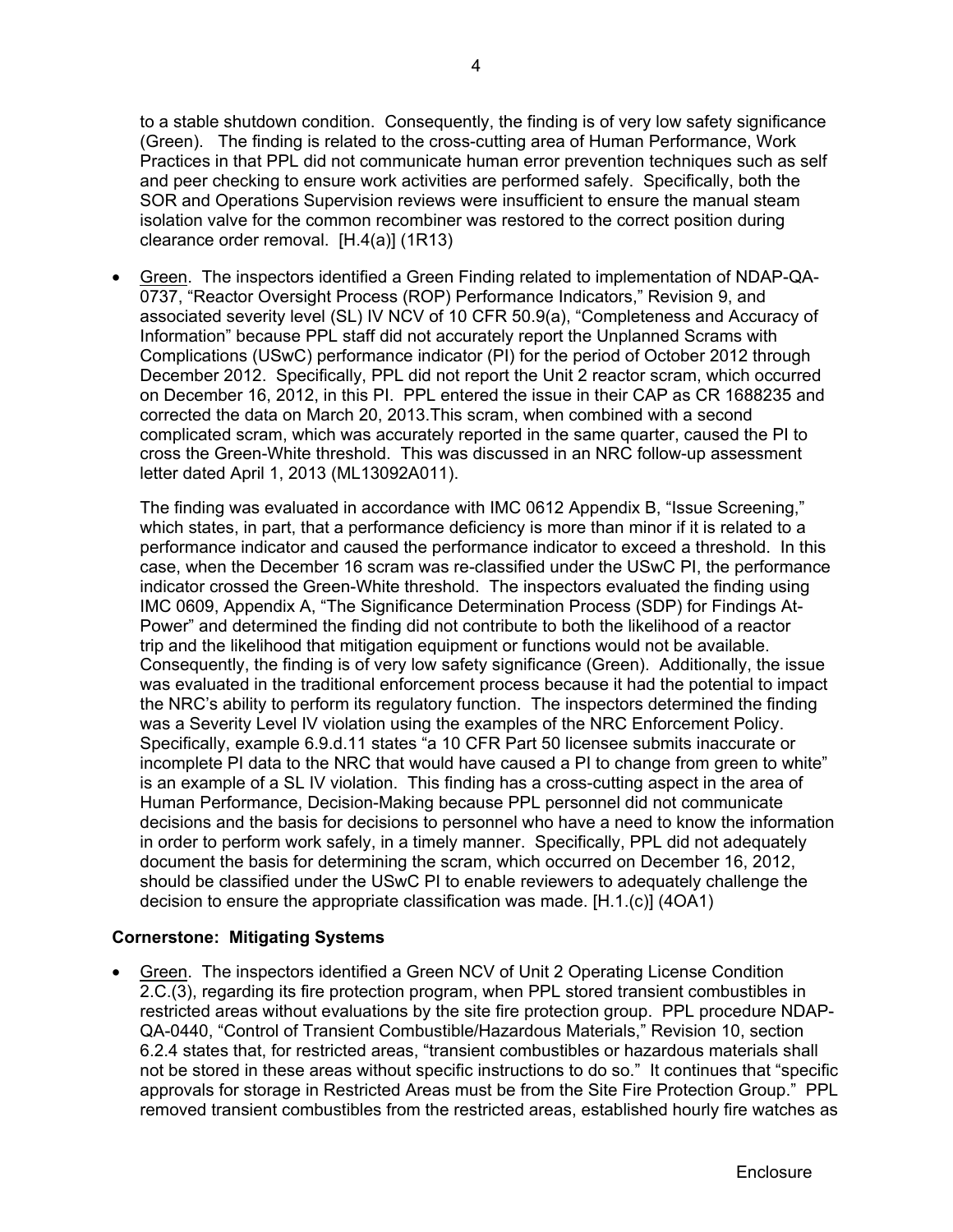to a stable shutdown condition. Consequently, the finding is of very low safety significance (Green). The finding is related to the cross-cutting area of Human Performance, Work Practices in that PPL did not communicate human error prevention techniques such as self and peer checking to ensure work activities are performed safely. Specifically, both the SOR and Operations Supervision reviews were insufficient to ensure the manual steam isolation valve for the common recombiner was restored to the correct position during clearance order removal. [H.4(a)] (1R13)

- Green. The inspectors identified a Green Finding related to implementation of NDAP-QA-0737, "Reactor Oversight Process (ROP) Performance Indicators," Revision 9, and associated severity level (SL) IV NCV of 10 CFR 50.9(a), "Completeness and Accuracy of Information" because PPL staff did not accurately report the Unplanned Scrams with Complications (USwC) performance indicator (PI) for the period of October 2012 through December 2012. Specifically, PPL did not report the Unit 2 reactor scram, which occurred on December 16, 2012, in this PI. PPL entered the issue in their CAP as CR 1688235 and corrected the data on March 20, 2013.This scram, when combined with a second complicated scram, which was accurately reported in the same quarter, caused the PI to cross the Green-White threshold. This was discussed in an NRC follow-up assessment letter dated April 1, 2013 (ML13092A011).

  The finding was evaluated in accordance with IMC 0612 Appendix B, "Issue Screening," which states, in part, that a performance deficiency is more than minor if it is related to a performance indicator and caused the performance indicator to exceed a threshold. In this case, when the December 16 scram was re-classified under the USwC PI, the performance indicator crossed the Green-White threshold. The inspectors evaluated the finding using IMC 0609, Appendix A, "The Significance Determination Process (SDP) for Findings At-Power" and determined the finding did not contribute to both the likelihood of a reactor trip and the likelihood that mitigation equipment or functions would not be available. Consequently, the finding is of very low safety significance (Green). Additionally, the issue was evaluated in the traditional enforcement process because it had the potential to impact the NRC's ability to perform its regulatory function. The inspectors determined the finding was a Severity Level IV violation using the examples of the NRC Enforcement Policy. Specifically, example 6.9.d.11 states "a 10 CFR Part 50 licensee submits inaccurate or incomplete PI data to the NRC that would have caused a PI to change from green to white" is an example of a SL IV violation. This finding has a cross-cutting aspect in the area of Human Performance, Decision-Making because PPL personnel did not communicate decisions and the basis for decisions to personnel who have a need to know the information in order to perform work safely, in a timely manner. Specifically, PPL did not adequately document the basis for determining the scram, which occurred on December 16, 2012, should be classified under the USwC PI to enable reviewers to adequately challenge the decision to ensure the appropriate classification was made. [H.1.(c)] (4OA1)

**Cornerstone: Mitigating Systems**

- Green. The inspectors identified a Green NCV of Unit 2 Operating License Condition 2.C.(3), regarding its fire protection program, when PPL stored transient combustibles in restricted areas without evaluations by the site fire protection group. PPL procedure NDAP-QA-0440, "Control of Transient Combustible/Hazardous Materials," Revision 10, section 6.2.4 states that, for restricted areas, "transient combustibles or hazardous materials shall not be stored in these areas without specific instructions to do so." It continues that "specific approvals for storage in Restricted Areas must be from the Site Fire Protection Group." PPL removed transient combustibles from the restricted areas, established hourly fire watches as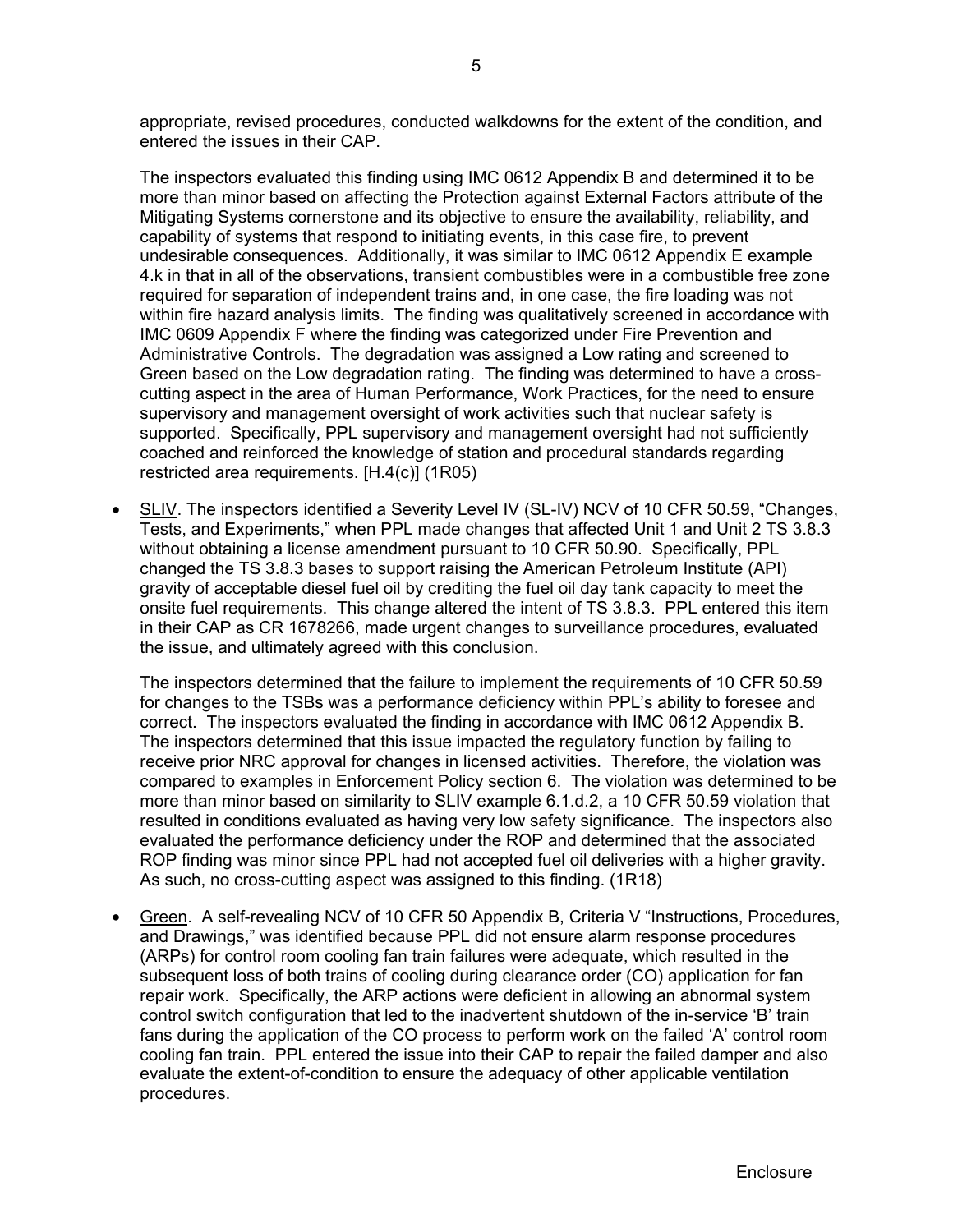appropriate, revised procedures, conducted walkdowns for the extent of the condition, and entered the issues in their CAP.

The inspectors evaluated this finding using IMC 0612 Appendix B and determined it to be more than minor based on affecting the Protection against External Factors attribute of the Mitigating Systems cornerstone and its objective to ensure the availability, reliability, and capability of systems that respond to initiating events, in this case fire, to prevent undesirable consequences. Additionally, it was similar to IMC 0612 Appendix E example 4.k in that in all of the observations, transient combustibles were in a combustible free zone required for separation of independent trains and, in one case, the fire loading was not within fire hazard analysis limits. The finding was qualitatively screened in accordance with IMC 0609 Appendix F where the finding was categorized under Fire Prevention and Administrative Controls. The degradation was assigned a Low rating and screened to Green based on the Low degradation rating. The finding was determined to have a cross-cutting aspect in the area of Human Performance, Work Practices, for the need to ensure supervisory and management oversight of work activities such that nuclear safety is supported. Specifically, PPL supervisory and management oversight had not sufficiently coached and reinforced the knowledge of station and procedural standards regarding restricted area requirements. [H.4(c)] (1R05)

- SLIV. The inspectors identified a Severity Level IV (SL-IV) NCV of 10 CFR 50.59, "Changes, Tests, and Experiments," when PPL made changes that affected Unit 1 and Unit 2 TS 3.8.3 without obtaining a license amendment pursuant to 10 CFR 50.90. Specifically, PPL changed the TS 3.8.3 bases to support raising the American Petroleum Institute (API) gravity of acceptable diesel fuel oil by crediting the fuel oil day tank capacity to meet the onsite fuel requirements. This change altered the intent of TS 3.8.3. PPL entered this item in their CAP as CR 1678266, made urgent changes to surveillance procedures, evaluated the issue, and ultimately agreed with this conclusion.

  The inspectors determined that the failure to implement the requirements of 10 CFR 50.59 for changes to the TSBs was a performance deficiency within PPL's ability to foresee and correct. The inspectors evaluated the finding in accordance with IMC 0612 Appendix B. The inspectors determined that this issue impacted the regulatory function by failing to receive prior NRC approval for changes in licensed activities. Therefore, the violation was compared to examples in Enforcement Policy section 6. The violation was determined to be more than minor based on similarity to SLIV example 6.1.d.2, a 10 CFR 50.59 violation that resulted in conditions evaluated as having very low safety significance. The inspectors also evaluated the performance deficiency under the ROP and determined that the associated ROP finding was minor since PPL had not accepted fuel oil deliveries with a higher gravity. As such, no cross-cutting aspect was assigned to this finding. (1R18)

- Green. A self-revealing NCV of 10 CFR 50 Appendix B, Criteria V "Instructions, Procedures, and Drawings," was identified because PPL did not ensure alarm response procedures (ARPs) for control room cooling fan train failures were adequate, which resulted in the subsequent loss of both trains of cooling during clearance order (CO) application for fan repair work. Specifically, the ARP actions were deficient in allowing an abnormal system control switch configuration that led to the inadvertent shutdown of the in-service 'B' train fans during the application of the CO process to perform work on the failed 'A' control room cooling fan train. PPL entered the issue into their CAP to repair the failed damper and also evaluate the extent-of-condition to ensure the adequacy of other applicable ventilation procedures.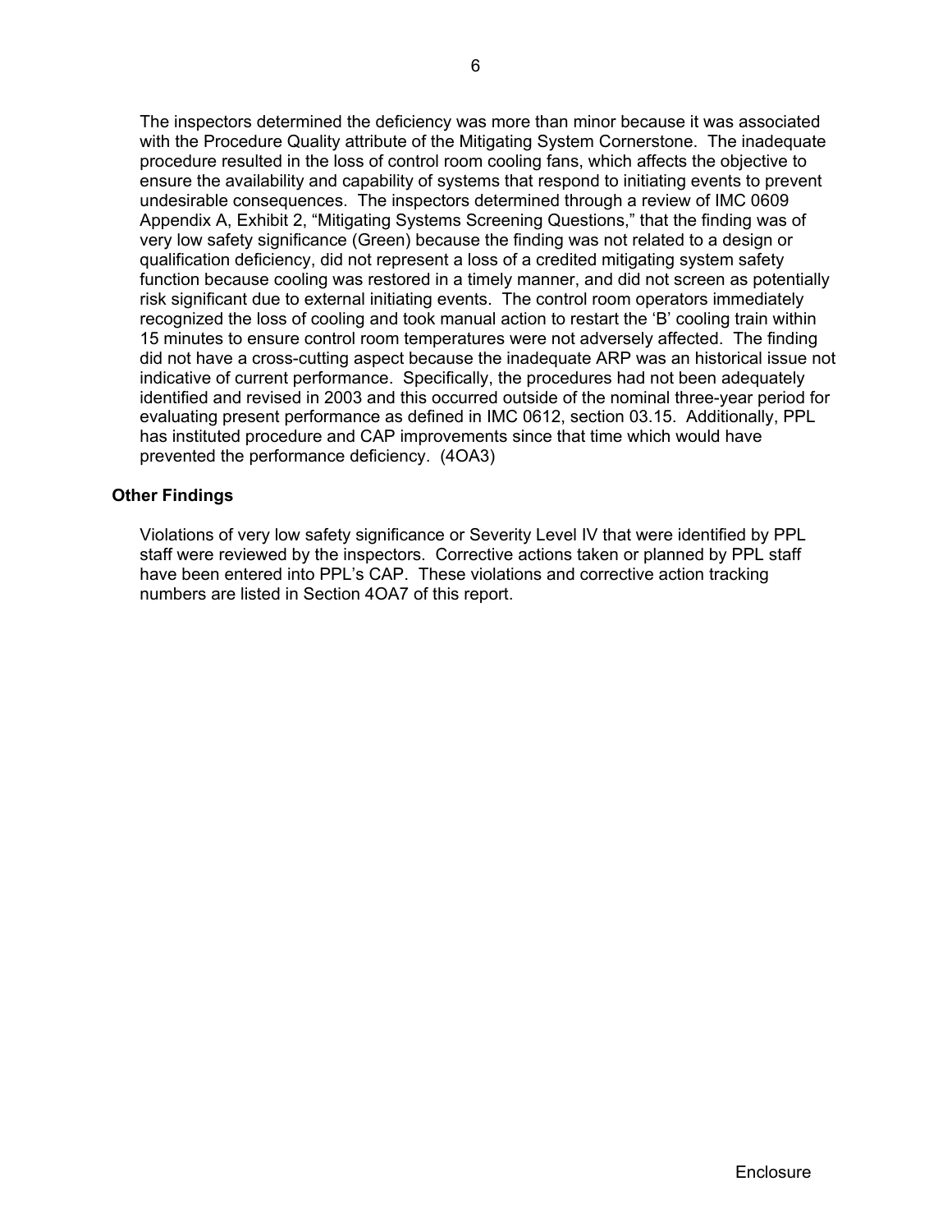The inspectors determined the deficiency was more than minor because it was associated with the Procedure Quality attribute of the Mitigating System Cornerstone. The inadequate procedure resulted in the loss of control room cooling fans, which affects the objective to ensure the availability and capability of systems that respond to initiating events to prevent undesirable consequences. The inspectors determined through a review of IMC 0609 Appendix A, Exhibit 2, "Mitigating Systems Screening Questions," that the finding was of very low safety significance (Green) because the finding was not related to a design or qualification deficiency, did not represent a loss of a credited mitigating system safety function because cooling was restored in a timely manner, and did not screen as potentially risk significant due to external initiating events. The control room operators immediately recognized the loss of cooling and took manual action to restart the 'B' cooling train within 15 minutes to ensure control room temperatures were not adversely affected. The finding did not have a cross-cutting aspect because the inadequate ARP was an historical issue not indicative of current performance. Specifically, the procedures had not been adequately identified and revised in 2003 and this occurred outside of the nominal three-year period for evaluating present performance as defined in IMC 0612, section 03.15. Additionally, PPL has instituted procedure and CAP improvements since that time which would have prevented the performance deficiency. (4OA3)

**Other Findings**

Violations of very low safety significance or Severity Level IV that were identified by PPL staff were reviewed by the inspectors. Corrective actions taken or planned by PPL staff have been entered into PPL's CAP. These violations and corrective action tracking numbers are listed in Section 4OA7 of this report.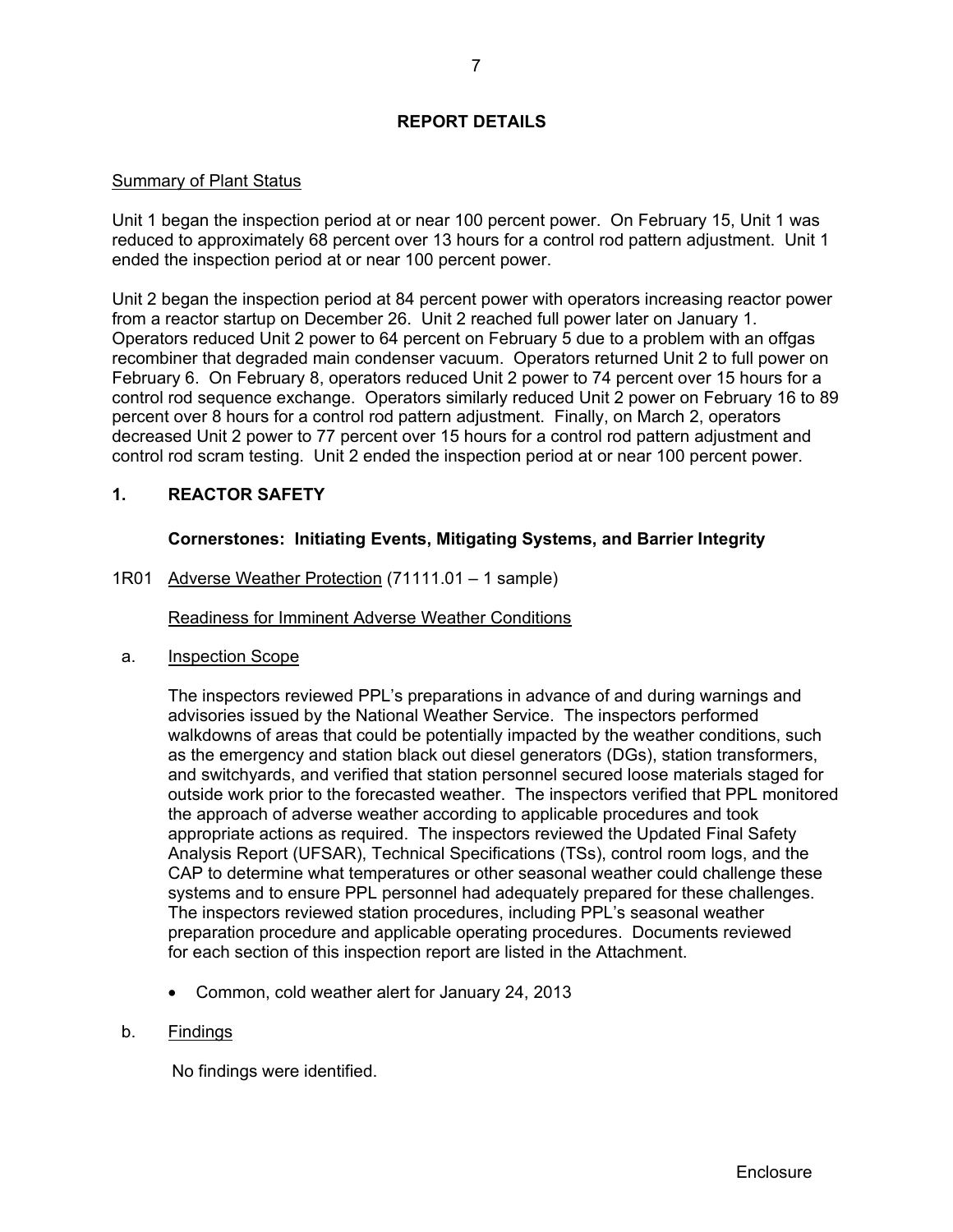## REPORT DETAILS

Summary of Plant Status

Unit 1 began the inspection period at or near 100 percent power. On February 15, Unit 1 was reduced to approximately 68 percent over 13 hours for a control rod pattern adjustment. Unit 1 ended the inspection period at or near 100 percent power.

Unit 2 began the inspection period at 84 percent power with operators increasing reactor power from a reactor startup on December 26. Unit 2 reached full power later on January 1. Operators reduced Unit 2 power to 64 percent on February 5 due to a problem with an offgas recombiner that degraded main condenser vacuum. Operators returned Unit 2 to full power on February 6. On February 8, operators reduced Unit 2 power to 74 percent over 15 hours for a control rod sequence exchange. Operators similarly reduced Unit 2 power on February 16 to 89 percent over 8 hours for a control rod pattern adjustment. Finally, on March 2, operators decreased Unit 2 power to 77 percent over 15 hours for a control rod pattern adjustment and control rod scram testing. Unit 2 ended the inspection period at or near 100 percent power.

## 1. REACTOR SAFETY

**Cornerstones: Initiating Events, Mitigating Systems, and Barrier Integrity**

1R01 Adverse Weather Protection (71111.01 – 1 sample)

Readiness for Imminent Adverse Weather Conditions

a. Inspection Scope

The inspectors reviewed PPL's preparations in advance of and during warnings and advisories issued by the National Weather Service. The inspectors performed walkdowns of areas that could be potentially impacted by the weather conditions, such as the emergency and station black out diesel generators (DGs), station transformers, and switchyards, and verified that station personnel secured loose materials staged for outside work prior to the forecasted weather. The inspectors verified that PPL monitored the approach of adverse weather according to applicable procedures and took appropriate actions as required. The inspectors reviewed the Updated Final Safety Analysis Report (UFSAR), Technical Specifications (TSs), control room logs, and the CAP to determine what temperatures or other seasonal weather could challenge these systems and to ensure PPL personnel had adequately prepared for these challenges. The inspectors reviewed station procedures, including PPL's seasonal weather preparation procedure and applicable operating procedures. Documents reviewed for each section of this inspection report are listed in the Attachment.

- Common, cold weather alert for January 24, 2013

b. Findings

No findings were identified.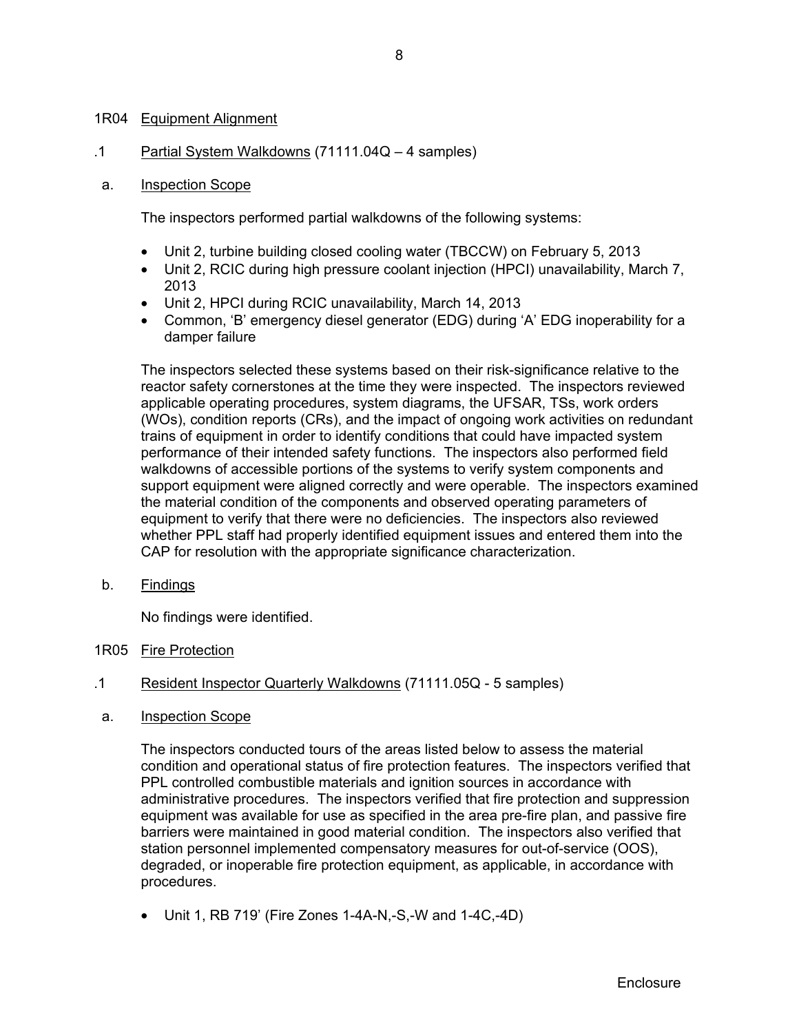## 1R04 Equipment Alignment

.1 Partial System Walkdowns (71111.04Q – 4 samples)

a. Inspection Scope

The inspectors performed partial walkdowns of the following systems:

- Unit 2, turbine building closed cooling water (TBCCW) on February 5, 2013
- Unit 2, RCIC during high pressure coolant injection (HPCI) unavailability, March 7, 2013
- Unit 2, HPCI during RCIC unavailability, March 14, 2013
- Common, 'B' emergency diesel generator (EDG) during 'A' EDG inoperability for a damper failure

The inspectors selected these systems based on their risk-significance relative to the reactor safety cornerstones at the time they were inspected. The inspectors reviewed applicable operating procedures, system diagrams, the UFSAR, TSs, work orders (WOs), condition reports (CRs), and the impact of ongoing work activities on redundant trains of equipment in order to identify conditions that could have impacted system performance of their intended safety functions. The inspectors also performed field walkdowns of accessible portions of the systems to verify system components and support equipment were aligned correctly and were operable. The inspectors examined the material condition of the components and observed operating parameters of equipment to verify that there were no deficiencies. The inspectors also reviewed whether PPL staff had properly identified equipment issues and entered them into the CAP for resolution with the appropriate significance characterization.

b. Findings

No findings were identified.

## 1R05 Fire Protection

.1 Resident Inspector Quarterly Walkdowns (71111.05Q - 5 samples)

a. Inspection Scope

The inspectors conducted tours of the areas listed below to assess the material condition and operational status of fire protection features. The inspectors verified that PPL controlled combustible materials and ignition sources in accordance with administrative procedures. The inspectors verified that fire protection and suppression equipment was available for use as specified in the area pre-fire plan, and passive fire barriers were maintained in good material condition. The inspectors also verified that station personnel implemented compensatory measures for out-of-service (OOS), degraded, or inoperable fire protection equipment, as applicable, in accordance with procedures.

- Unit 1, RB 719' (Fire Zones 1-4A-N,-S,-W and 1-4C,-4D)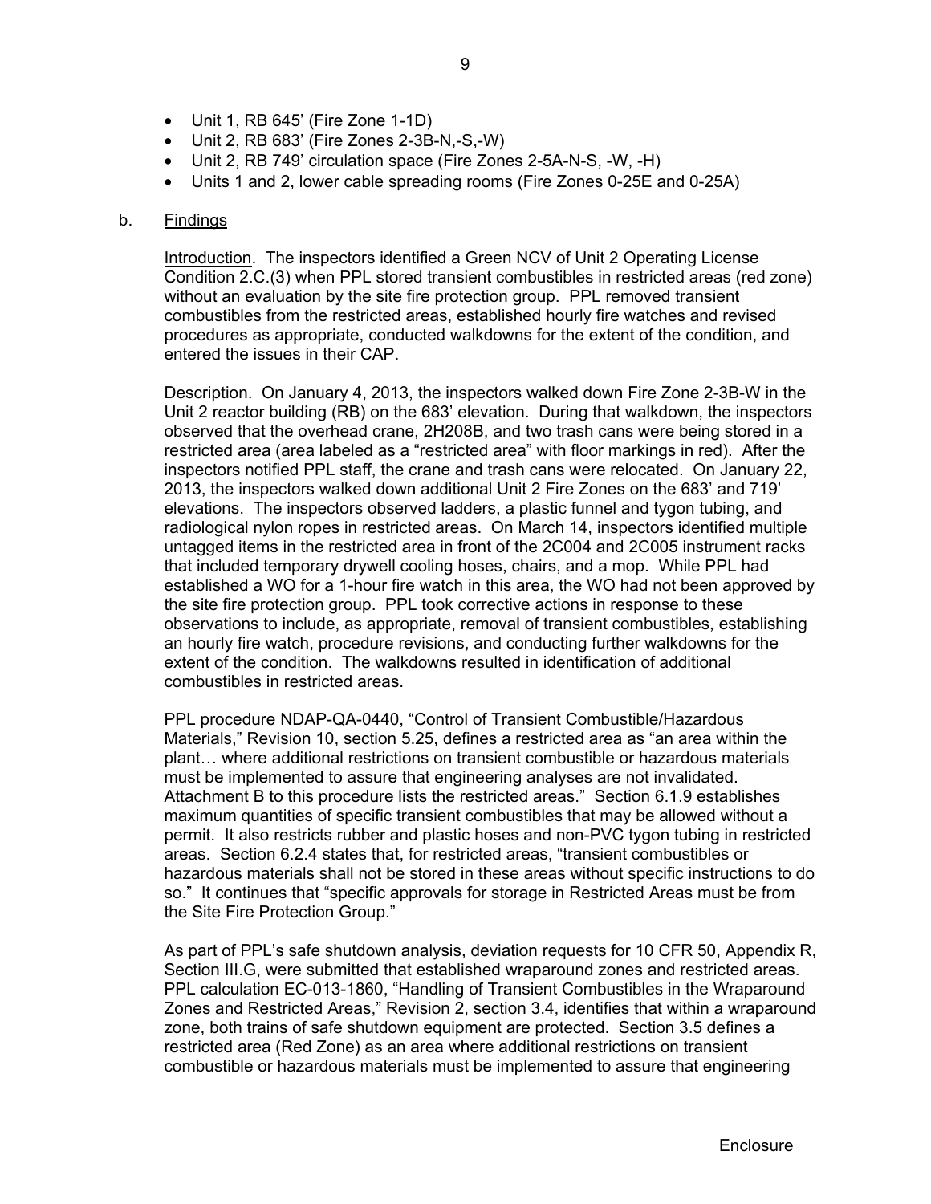- Unit 1, RB 645' (Fire Zone 1-1D)
- Unit 2, RB 683' (Fire Zones 2-3B-N,-S,-W)
- Unit 2, RB 749' circulation space (Fire Zones 2-5A-N-S, -W, -H)
- Units 1 and 2, lower cable spreading rooms (Fire Zones 0-25E and 0-25A)

b. Findings

Introduction. The inspectors identified a Green NCV of Unit 2 Operating License Condition 2.C.(3) when PPL stored transient combustibles in restricted areas (red zone) without an evaluation by the site fire protection group. PPL removed transient combustibles from the restricted areas, established hourly fire watches and revised procedures as appropriate, conducted walkdowns for the extent of the condition, and entered the issues in their CAP.

Description. On January 4, 2013, the inspectors walked down Fire Zone 2-3B-W in the Unit 2 reactor building (RB) on the 683' elevation. During that walkdown, the inspectors observed that the overhead crane, 2H208B, and two trash cans were being stored in a restricted area (area labeled as a "restricted area" with floor markings in red). After the inspectors notified PPL staff, the crane and trash cans were relocated. On January 22, 2013, the inspectors walked down additional Unit 2 Fire Zones on the 683' and 719' elevations. The inspectors observed ladders, a plastic funnel and tygon tubing, and radiological nylon ropes in restricted areas. On March 14, inspectors identified multiple untagged items in the restricted area in front of the 2C004 and 2C005 instrument racks that included temporary drywell cooling hoses, chairs, and a mop. While PPL had established a WO for a 1-hour fire watch in this area, the WO had not been approved by the site fire protection group. PPL took corrective actions in response to these observations to include, as appropriate, removal of transient combustibles, establishing an hourly fire watch, procedure revisions, and conducting further walkdowns for the extent of the condition. The walkdowns resulted in identification of additional combustibles in restricted areas.

PPL procedure NDAP-QA-0440, "Control of Transient Combustible/Hazardous Materials," Revision 10, section 5.25, defines a restricted area as "an area within the plant… where additional restrictions on transient combustible or hazardous materials must be implemented to assure that engineering analyses are not invalidated. Attachment B to this procedure lists the restricted areas." Section 6.1.9 establishes maximum quantities of specific transient combustibles that may be allowed without a permit. It also restricts rubber and plastic hoses and non-PVC tygon tubing in restricted areas. Section 6.2.4 states that, for restricted areas, "transient combustibles or hazardous materials shall not be stored in these areas without specific instructions to do so." It continues that "specific approvals for storage in Restricted Areas must be from the Site Fire Protection Group."

As part of PPL's safe shutdown analysis, deviation requests for 10 CFR 50, Appendix R, Section III.G, were submitted that established wraparound zones and restricted areas. PPL calculation EC-013-1860, "Handling of Transient Combustibles in the Wraparound Zones and Restricted Areas," Revision 2, section 3.4, identifies that within a wraparound zone, both trains of safe shutdown equipment are protected. Section 3.5 defines a restricted area (Red Zone) as an area where additional restrictions on transient combustible or hazardous materials must be implemented to assure that engineering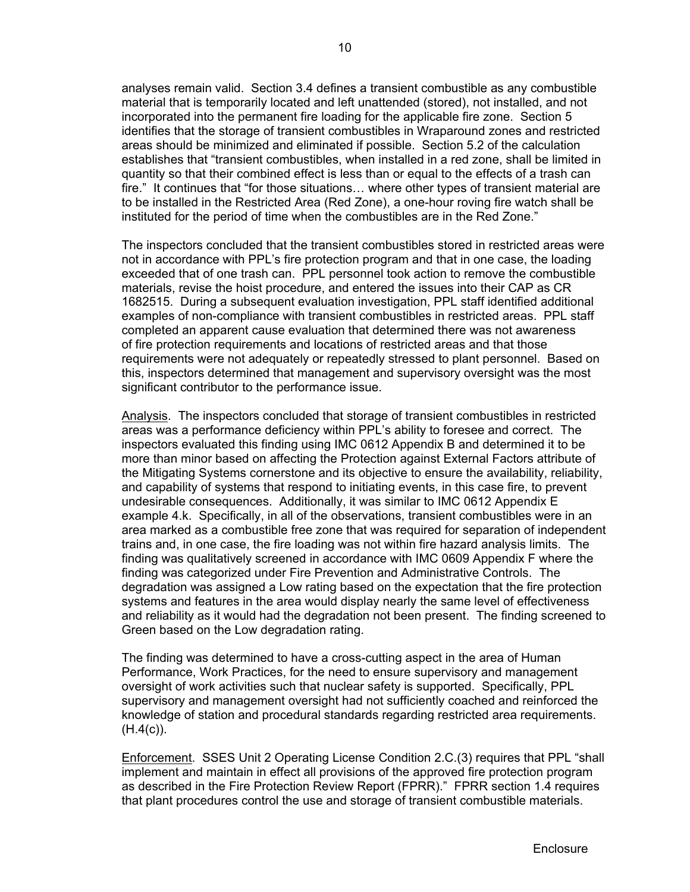analyses remain valid. Section 3.4 defines a transient combustible as any combustible material that is temporarily located and left unattended (stored), not installed, and not incorporated into the permanent fire loading for the applicable fire zone. Section 5 identifies that the storage of transient combustibles in Wraparound zones and restricted areas should be minimized and eliminated if possible. Section 5.2 of the calculation establishes that "transient combustibles, when installed in a red zone, shall be limited in quantity so that their combined effect is less than or equal to the effects of a trash can fire." It continues that "for those situations… where other types of transient material are to be installed in the Restricted Area (Red Zone), a one-hour roving fire watch shall be instituted for the period of time when the combustibles are in the Red Zone."

The inspectors concluded that the transient combustibles stored in restricted areas were not in accordance with PPL's fire protection program and that in one case, the loading exceeded that of one trash can. PPL personnel took action to remove the combustible materials, revise the hoist procedure, and entered the issues into their CAP as CR 1682515. During a subsequent evaluation investigation, PPL staff identified additional examples of non-compliance with transient combustibles in restricted areas. PPL staff completed an apparent cause evaluation that determined there was not awareness of fire protection requirements and locations of restricted areas and that those requirements were not adequately or repeatedly stressed to plant personnel. Based on this, inspectors determined that management and supervisory oversight was the most significant contributor to the performance issue.

Analysis. The inspectors concluded that storage of transient combustibles in restricted areas was a performance deficiency within PPL's ability to foresee and correct. The inspectors evaluated this finding using IMC 0612 Appendix B and determined it to be more than minor based on affecting the Protection against External Factors attribute of the Mitigating Systems cornerstone and its objective to ensure the availability, reliability, and capability of systems that respond to initiating events, in this case fire, to prevent undesirable consequences. Additionally, it was similar to IMC 0612 Appendix E example 4.k. Specifically, in all of the observations, transient combustibles were in an area marked as a combustible free zone that was required for separation of independent trains and, in one case, the fire loading was not within fire hazard analysis limits. The finding was qualitatively screened in accordance with IMC 0609 Appendix F where the finding was categorized under Fire Prevention and Administrative Controls. The degradation was assigned a Low rating based on the expectation that the fire protection systems and features in the area would display nearly the same level of effectiveness and reliability as it would had the degradation not been present. The finding screened to Green based on the Low degradation rating.

The finding was determined to have a cross-cutting aspect in the area of Human Performance, Work Practices, for the need to ensure supervisory and management oversight of work activities such that nuclear safety is supported. Specifically, PPL supervisory and management oversight had not sufficiently coached and reinforced the knowledge of station and procedural standards regarding restricted area requirements. (H.4(c)).

Enforcement. SSES Unit 2 Operating License Condition 2.C.(3) requires that PPL "shall implement and maintain in effect all provisions of the approved fire protection program as described in the Fire Protection Review Report (FPRR)." FPRR section 1.4 requires that plant procedures control the use and storage of transient combustible materials.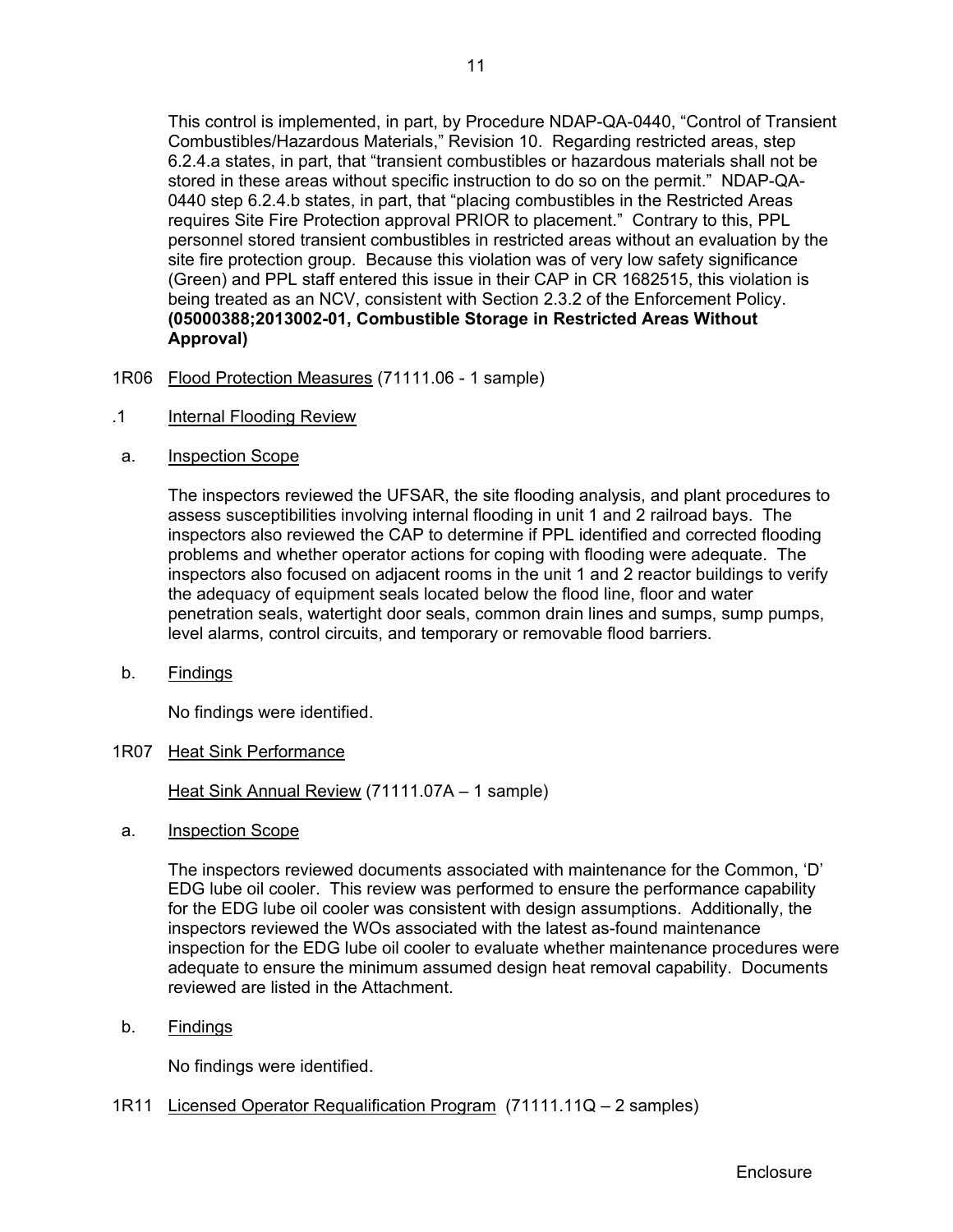This control is implemented, in part, by Procedure NDAP-QA-0440, "Control of Transient Combustibles/Hazardous Materials," Revision 10. Regarding restricted areas, step 6.2.4.a states, in part, that "transient combustibles or hazardous materials shall not be stored in these areas without specific instruction to do so on the permit." NDAP-QA-0440 step 6.2.4.b states, in part, that "placing combustibles in the Restricted Areas requires Site Fire Protection approval PRIOR to placement." Contrary to this, PPL personnel stored transient combustibles in restricted areas without an evaluation by the site fire protection group. Because this violation was of very low safety significance (Green) and PPL staff entered this issue in their CAP in CR 1682515, this violation is being treated as an NCV, consistent with Section 2.3.2 of the Enforcement Policy. **(05000388;2013002-01, Combustible Storage in Restricted Areas Without Approval)**

1R06 Flood Protection Measures (71111.06 - 1 sample)

.1 Internal Flooding Review

a. Inspection Scope

The inspectors reviewed the UFSAR, the site flooding analysis, and plant procedures to assess susceptibilities involving internal flooding in unit 1 and 2 railroad bays. The inspectors also reviewed the CAP to determine if PPL identified and corrected flooding problems and whether operator actions for coping with flooding were adequate. The inspectors also focused on adjacent rooms in the unit 1 and 2 reactor buildings to verify the adequacy of equipment seals located below the flood line, floor and water penetration seals, watertight door seals, common drain lines and sumps, sump pumps, level alarms, control circuits, and temporary or removable flood barriers.

b. Findings

No findings were identified.

1R07 Heat Sink Performance

Heat Sink Annual Review (71111.07A – 1 sample)

a. Inspection Scope

The inspectors reviewed documents associated with maintenance for the Common, 'D' EDG lube oil cooler. This review was performed to ensure the performance capability for the EDG lube oil cooler was consistent with design assumptions. Additionally, the inspectors reviewed the WOs associated with the latest as-found maintenance inspection for the EDG lube oil cooler to evaluate whether maintenance procedures were adequate to ensure the minimum assumed design heat removal capability. Documents reviewed are listed in the Attachment.

b. Findings

No findings were identified.

1R11 Licensed Operator Requalification Program (71111.11Q – 2 samples)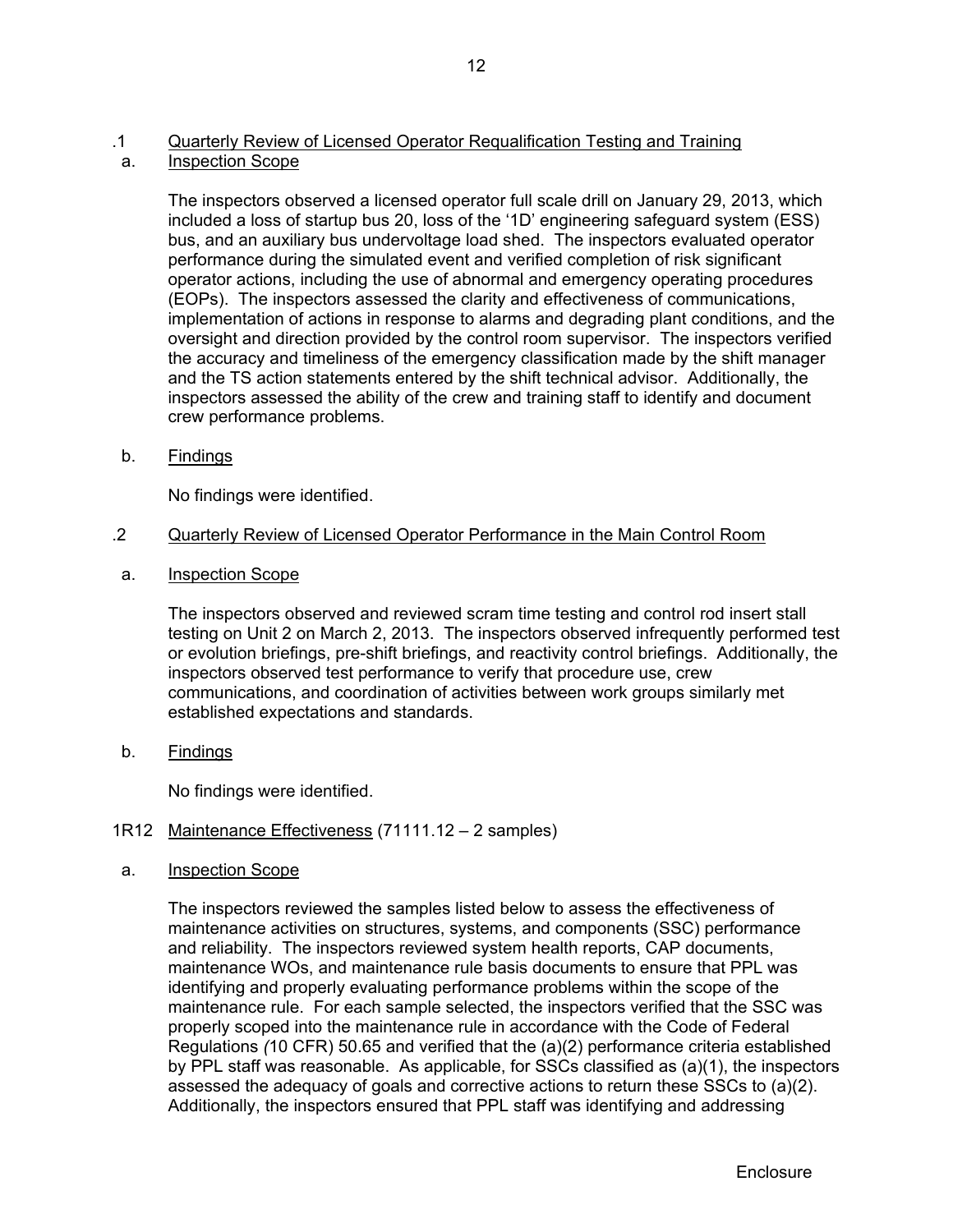.1 Quarterly Review of Licensed Operator Requalification Testing and Training

a. Inspection Scope

The inspectors observed a licensed operator full scale drill on January 29, 2013, which included a loss of startup bus 20, loss of the '1D' engineering safeguard system (ESS) bus, and an auxiliary bus undervoltage load shed. The inspectors evaluated operator performance during the simulated event and verified completion of risk significant operator actions, including the use of abnormal and emergency operating procedures (EOPs). The inspectors assessed the clarity and effectiveness of communications, implementation of actions in response to alarms and degrading plant conditions, and the oversight and direction provided by the control room supervisor. The inspectors verified the accuracy and timeliness of the emergency classification made by the shift manager and the TS action statements entered by the shift technical advisor. Additionally, the inspectors assessed the ability of the crew and training staff to identify and document crew performance problems.

b. Findings

No findings were identified.

.2 Quarterly Review of Licensed Operator Performance in the Main Control Room

a. Inspection Scope

The inspectors observed and reviewed scram time testing and control rod insert stall testing on Unit 2 on March 2, 2013. The inspectors observed infrequently performed test or evolution briefings, pre-shift briefings, and reactivity control briefings. Additionally, the inspectors observed test performance to verify that procedure use, crew communications, and coordination of activities between work groups similarly met established expectations and standards.

b. Findings

No findings were identified.

1R12 Maintenance Effectiveness (71111.12 – 2 samples)

a. Inspection Scope

The inspectors reviewed the samples listed below to assess the effectiveness of maintenance activities on structures, systems, and components (SSC) performance and reliability. The inspectors reviewed system health reports, CAP documents, maintenance WOs, and maintenance rule basis documents to ensure that PPL was identifying and properly evaluating performance problems within the scope of the maintenance rule. For each sample selected, the inspectors verified that the SSC was properly scoped into the maintenance rule in accordance with the Code of Federal Regulations (10 CFR) 50.65 and verified that the (a)(2) performance criteria established by PPL staff was reasonable. As applicable, for SSCs classified as (a)(1), the inspectors assessed the adequacy of goals and corrective actions to return these SSCs to (a)(2). Additionally, the inspectors ensured that PPL staff was identifying and addressing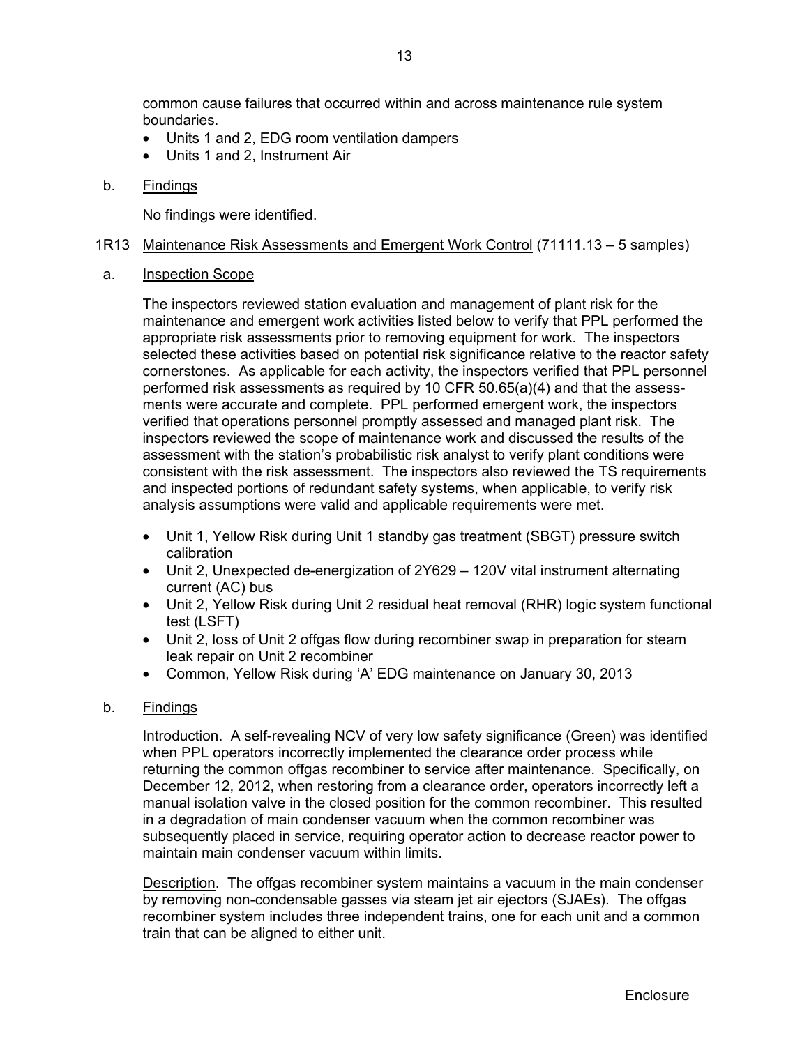common cause failures that occurred within and across maintenance rule system boundaries.

- Units 1 and 2, EDG room ventilation dampers
- Units 1 and 2, Instrument Air

b. Findings

No findings were identified.

1R13 Maintenance Risk Assessments and Emergent Work Control (71111.13 – 5 samples)

a. Inspection Scope

The inspectors reviewed station evaluation and management of plant risk for the maintenance and emergent work activities listed below to verify that PPL performed the appropriate risk assessments prior to removing equipment for work. The inspectors selected these activities based on potential risk significance relative to the reactor safety cornerstones. As applicable for each activity, the inspectors verified that PPL personnel performed risk assessments as required by 10 CFR 50.65(a)(4) and that the assessments were accurate and complete. PPL performed emergent work, the inspectors verified that operations personnel promptly assessed and managed plant risk. The inspectors reviewed the scope of maintenance work and discussed the results of the assessment with the station's probabilistic risk analyst to verify plant conditions were consistent with the risk assessment. The inspectors also reviewed the TS requirements and inspected portions of redundant safety systems, when applicable, to verify risk analysis assumptions were valid and applicable requirements were met.

- Unit 1, Yellow Risk during Unit 1 standby gas treatment (SBGT) pressure switch calibration
- Unit 2, Unexpected de-energization of 2Y629 – 120V vital instrument alternating current (AC) bus
- Unit 2, Yellow Risk during Unit 2 residual heat removal (RHR) logic system functional test (LSFT)
- Unit 2, loss of Unit 2 offgas flow during recombiner swap in preparation for steam leak repair on Unit 2 recombiner
- Common, Yellow Risk during 'A' EDG maintenance on January 30, 2013

b. Findings

Introduction. A self-revealing NCV of very low safety significance (Green) was identified when PPL operators incorrectly implemented the clearance order process while returning the common offgas recombiner to service after maintenance. Specifically, on December 12, 2012, when restoring from a clearance order, operators incorrectly left a manual isolation valve in the closed position for the common recombiner. This resulted in a degradation of main condenser vacuum when the common recombiner was subsequently placed in service, requiring operator action to decrease reactor power to maintain main condenser vacuum within limits.

Description. The offgas recombiner system maintains a vacuum in the main condenser by removing non-condensable gasses via steam jet air ejectors (SJAEs). The offgas recombiner system includes three independent trains, one for each unit and a common train that can be aligned to either unit.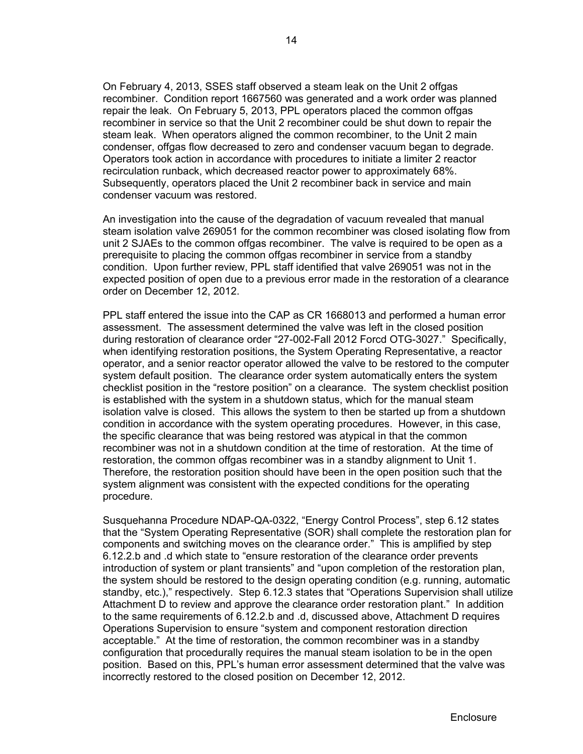On February 4, 2013, SSES staff observed a steam leak on the Unit 2 offgas recombiner. Condition report 1667560 was generated and a work order was planned repair the leak. On February 5, 2013, PPL operators placed the common offgas recombiner in service so that the Unit 2 recombiner could be shut down to repair the steam leak. When operators aligned the common recombiner, to the Unit 2 main condenser, offgas flow decreased to zero and condenser vacuum began to degrade. Operators took action in accordance with procedures to initiate a limiter 2 reactor recirculation runback, which decreased reactor power to approximately 68%. Subsequently, operators placed the Unit 2 recombiner back in service and main condenser vacuum was restored.

An investigation into the cause of the degradation of vacuum revealed that manual steam isolation valve 269051 for the common recombiner was closed isolating flow from unit 2 SJAEs to the common offgas recombiner. The valve is required to be open as a prerequisite to placing the common offgas recombiner in service from a standby condition. Upon further review, PPL staff identified that valve 269051 was not in the expected position of open due to a previous error made in the restoration of a clearance order on December 12, 2012.

PPL staff entered the issue into the CAP as CR 1668013 and performed a human error assessment. The assessment determined the valve was left in the closed position during restoration of clearance order "27-002-Fall 2012 Forcd OTG-3027." Specifically, when identifying restoration positions, the System Operating Representative, a reactor operator, and a senior reactor operator allowed the valve to be restored to the computer system default position. The clearance order system automatically enters the system checklist position in the "restore position" on a clearance. The system checklist position is established with the system in a shutdown status, which for the manual steam isolation valve is closed. This allows the system to then be started up from a shutdown condition in accordance with the system operating procedures. However, in this case, the specific clearance that was being restored was atypical in that the common recombiner was not in a shutdown condition at the time of restoration. At the time of restoration, the common offgas recombiner was in a standby alignment to Unit 1. Therefore, the restoration position should have been in the open position such that the system alignment was consistent with the expected conditions for the operating procedure.

Susquehanna Procedure NDAP-QA-0322, "Energy Control Process", step 6.12 states that the "System Operating Representative (SOR) shall complete the restoration plan for components and switching moves on the clearance order." This is amplified by step 6.12.2.b and .d which state to "ensure restoration of the clearance order prevents introduction of system or plant transients" and "upon completion of the restoration plan, the system should be restored to the design operating condition (e.g. running, automatic standby, etc.)," respectively. Step 6.12.3 states that "Operations Supervision shall utilize Attachment D to review and approve the clearance order restoration plant." In addition to the same requirements of 6.12.2.b and .d, discussed above, Attachment D requires Operations Supervision to ensure "system and component restoration direction acceptable." At the time of restoration, the common recombiner was in a standby configuration that procedurally requires the manual steam isolation to be in the open position. Based on this, PPL's human error assessment determined that the valve was incorrectly restored to the closed position on December 12, 2012.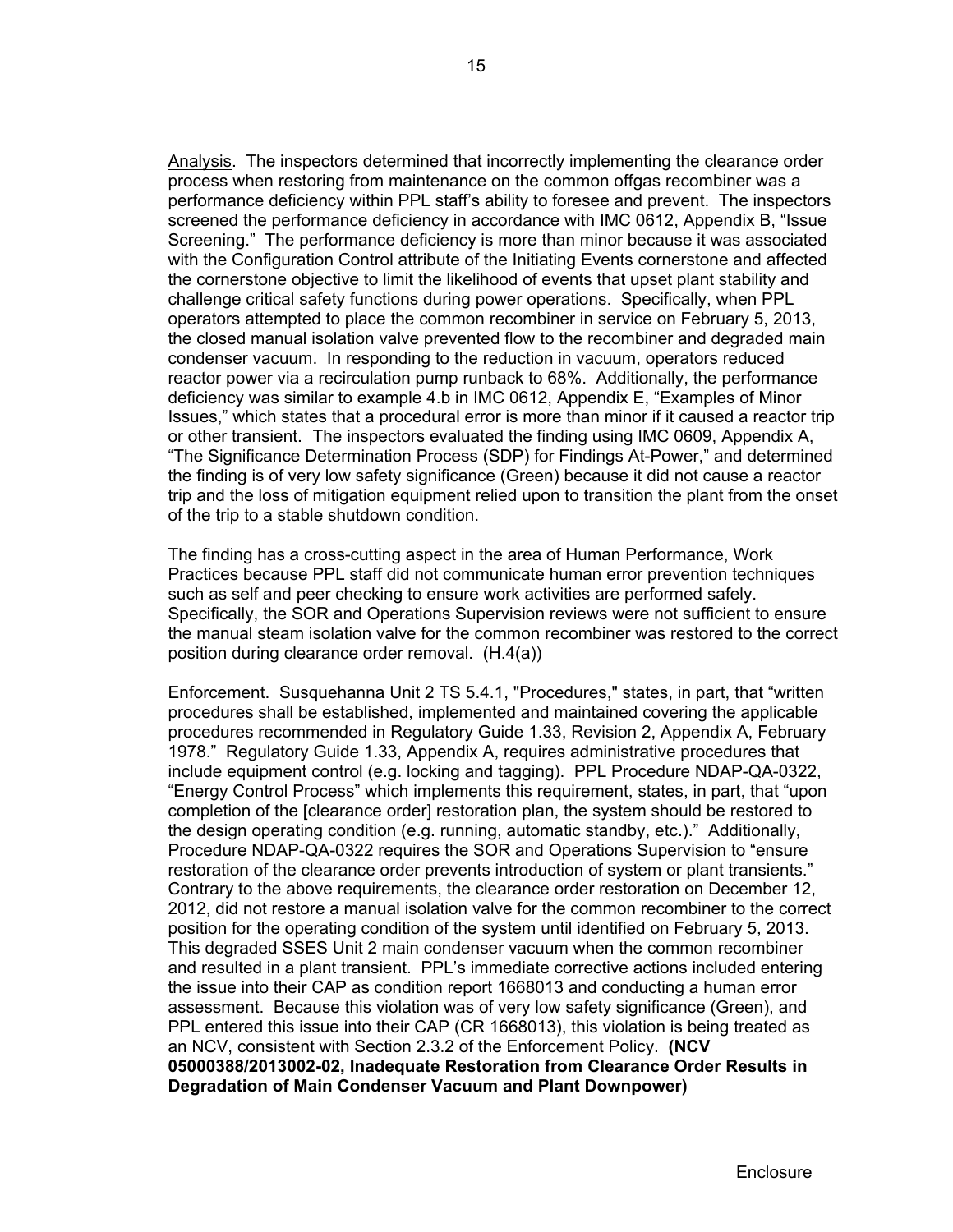Analysis. The inspectors determined that incorrectly implementing the clearance order process when restoring from maintenance on the common offgas recombiner was a performance deficiency within PPL staff's ability to foresee and prevent. The inspectors screened the performance deficiency in accordance with IMC 0612, Appendix B, "Issue Screening." The performance deficiency is more than minor because it was associated with the Configuration Control attribute of the Initiating Events cornerstone and affected the cornerstone objective to limit the likelihood of events that upset plant stability and challenge critical safety functions during power operations. Specifically, when PPL operators attempted to place the common recombiner in service on February 5, 2013, the closed manual isolation valve prevented flow to the recombiner and degraded main condenser vacuum. In responding to the reduction in vacuum, operators reduced reactor power via a recirculation pump runback to 68%. Additionally, the performance deficiency was similar to example 4.b in IMC 0612, Appendix E, "Examples of Minor Issues," which states that a procedural error is more than minor if it caused a reactor trip or other transient. The inspectors evaluated the finding using IMC 0609, Appendix A, "The Significance Determination Process (SDP) for Findings At-Power," and determined the finding is of very low safety significance (Green) because it did not cause a reactor trip and the loss of mitigation equipment relied upon to transition the plant from the onset of the trip to a stable shutdown condition.

The finding has a cross-cutting aspect in the area of Human Performance, Work Practices because PPL staff did not communicate human error prevention techniques such as self and peer checking to ensure work activities are performed safely. Specifically, the SOR and Operations Supervision reviews were not sufficient to ensure the manual steam isolation valve for the common recombiner was restored to the correct position during clearance order removal. (H.4(a))

Enforcement. Susquehanna Unit 2 TS 5.4.1, "Procedures," states, in part, that "written procedures shall be established, implemented and maintained covering the applicable procedures recommended in Regulatory Guide 1.33, Revision 2, Appendix A, February 1978." Regulatory Guide 1.33, Appendix A, requires administrative procedures that include equipment control (e.g. locking and tagging). PPL Procedure NDAP-QA-0322, "Energy Control Process" which implements this requirement, states, in part, that "upon completion of the [clearance order] restoration plan, the system should be restored to the design operating condition (e.g. running, automatic standby, etc.)." Additionally, Procedure NDAP-QA-0322 requires the SOR and Operations Supervision to "ensure restoration of the clearance order prevents introduction of system or plant transients." Contrary to the above requirements, the clearance order restoration on December 12, 2012, did not restore a manual isolation valve for the common recombiner to the correct position for the operating condition of the system until identified on February 5, 2013. This degraded SSES Unit 2 main condenser vacuum when the common recombiner and resulted in a plant transient. PPL's immediate corrective actions included entering the issue into their CAP as condition report 1668013 and conducting a human error assessment. Because this violation was of very low safety significance (Green), and PPL entered this issue into their CAP (CR 1668013), this violation is being treated as an NCV, consistent with Section 2.3.2 of the Enforcement Policy. **(NCV 05000388/2013002-02, Inadequate Restoration from Clearance Order Results in Degradation of Main Condenser Vacuum and Plant Downpower)**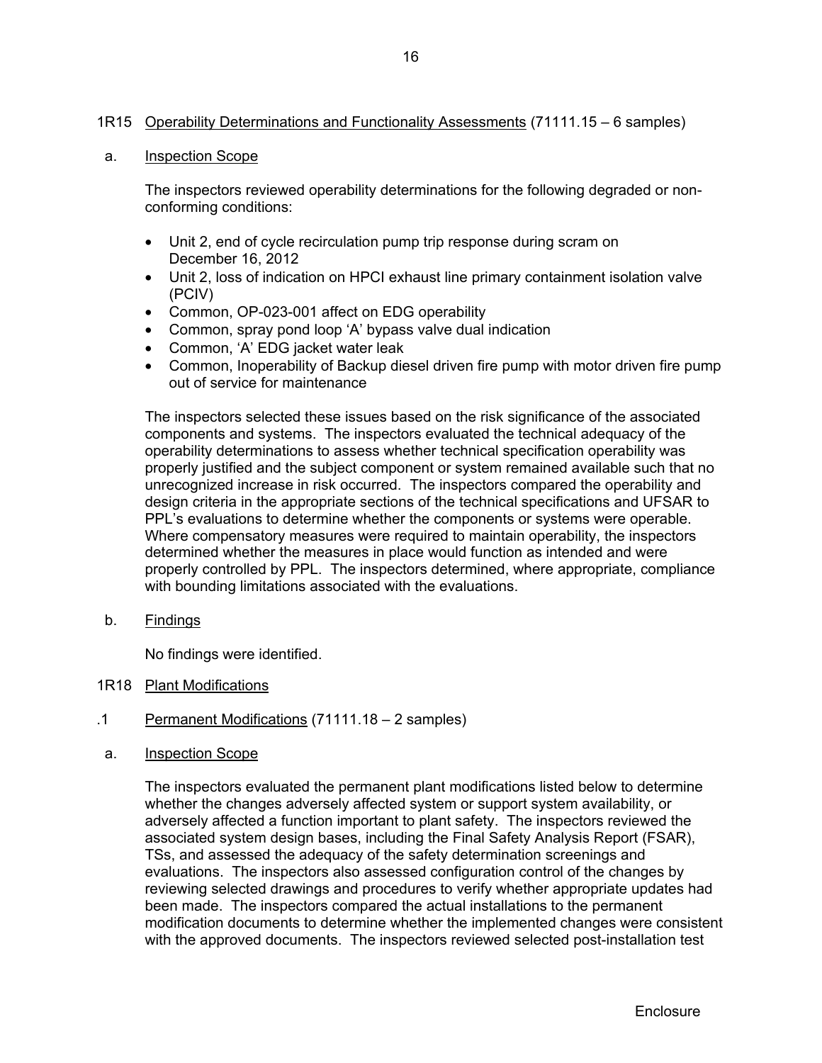## 1R15 Operability Determinations and Functionality Assessments (71111.15 – 6 samples)

### a. Inspection Scope

The inspectors reviewed operability determinations for the following degraded or non-conforming conditions:

- Unit 2, end of cycle recirculation pump trip response during scram on December 16, 2012
- Unit 2, loss of indication on HPCI exhaust line primary containment isolation valve (PCIV)
- Common, OP-023-001 affect on EDG operability
- Common, spray pond loop 'A' bypass valve dual indication
- Common, 'A' EDG jacket water leak
- Common, Inoperability of Backup diesel driven fire pump with motor driven fire pump out of service for maintenance

The inspectors selected these issues based on the risk significance of the associated components and systems. The inspectors evaluated the technical adequacy of the operability determinations to assess whether technical specification operability was properly justified and the subject component or system remained available such that no unrecognized increase in risk occurred. The inspectors compared the operability and design criteria in the appropriate sections of the technical specifications and UFSAR to PPL's evaluations to determine whether the components or systems were operable. Where compensatory measures were required to maintain operability, the inspectors determined whether the measures in place would function as intended and were properly controlled by PPL. The inspectors determined, where appropriate, compliance with bounding limitations associated with the evaluations.

### b. Findings

No findings were identified.

## 1R18 Plant Modifications

### .1 Permanent Modifications (71111.18 – 2 samples)

### a. Inspection Scope

The inspectors evaluated the permanent plant modifications listed below to determine whether the changes adversely affected system or support system availability, or adversely affected a function important to plant safety. The inspectors reviewed the associated system design bases, including the Final Safety Analysis Report (FSAR), TSs, and assessed the adequacy of the safety determination screenings and evaluations. The inspectors also assessed configuration control of the changes by reviewing selected drawings and procedures to verify whether appropriate updates had been made. The inspectors compared the actual installations to the permanent modification documents to determine whether the implemented changes were consistent with the approved documents. The inspectors reviewed selected post-installation test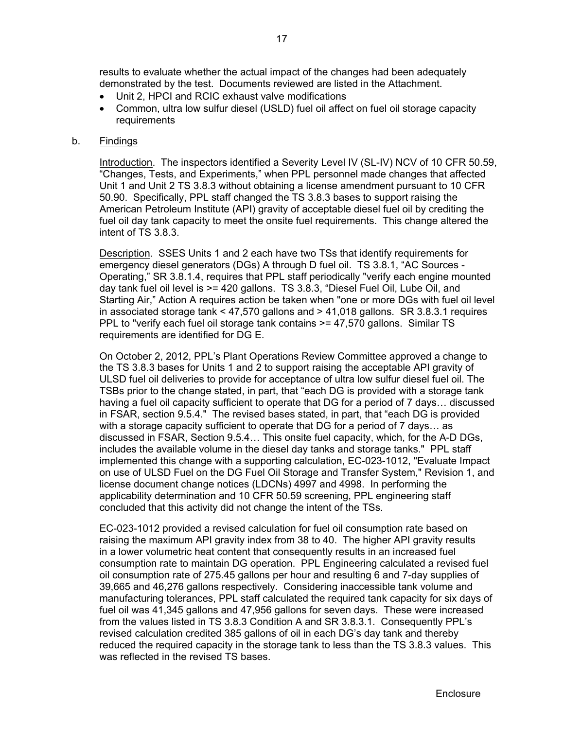results to evaluate whether the actual impact of the changes had been adequately demonstrated by the test. Documents reviewed are listed in the Attachment.

- Unit 2, HPCI and RCIC exhaust valve modifications
- Common, ultra low sulfur diesel (USLD) fuel oil affect on fuel oil storage capacity requirements

b. Findings

Introduction. The inspectors identified a Severity Level IV (SL-IV) NCV of 10 CFR 50.59, "Changes, Tests, and Experiments," when PPL personnel made changes that affected Unit 1 and Unit 2 TS 3.8.3 without obtaining a license amendment pursuant to 10 CFR 50.90. Specifically, PPL staff changed the TS 3.8.3 bases to support raising the American Petroleum Institute (API) gravity of acceptable diesel fuel oil by crediting the fuel oil day tank capacity to meet the onsite fuel requirements. This change altered the intent of TS 3.8.3.

Description. SSES Units 1 and 2 each have two TSs that identify requirements for emergency diesel generators (DGs) A through D fuel oil. TS 3.8.1, "AC Sources - Operating," SR 3.8.1.4, requires that PPL staff periodically "verify each engine mounted day tank fuel oil level is >= 420 gallons. TS 3.8.3, "Diesel Fuel Oil, Lube Oil, and Starting Air," Action A requires action be taken when "one or more DGs with fuel oil level in associated storage tank < 47,570 gallons and > 41,018 gallons. SR 3.8.3.1 requires PPL to "verify each fuel oil storage tank contains >= 47,570 gallons. Similar TS requirements are identified for DG E.

On October 2, 2012, PPL's Plant Operations Review Committee approved a change to the TS 3.8.3 bases for Units 1 and 2 to support raising the acceptable API gravity of ULSD fuel oil deliveries to provide for acceptance of ultra low sulfur diesel fuel oil. The TSBs prior to the change stated, in part, that "each DG is provided with a storage tank having a fuel oil capacity sufficient to operate that DG for a period of 7 days… discussed in FSAR, section 9.5.4." The revised bases stated, in part, that "each DG is provided with a storage capacity sufficient to operate that DG for a period of 7 days… as discussed in FSAR, Section 9.5.4… This onsite fuel capacity, which, for the A-D DGs, includes the available volume in the diesel day tanks and storage tanks." PPL staff implemented this change with a supporting calculation, EC-023-1012, "Evaluate Impact on use of ULSD Fuel on the DG Fuel Oil Storage and Transfer System," Revision 1, and license document change notices (LDCNs) 4997 and 4998. In performing the applicability determination and 10 CFR 50.59 screening, PPL engineering staff concluded that this activity did not change the intent of the TSs.

EC-023-1012 provided a revised calculation for fuel oil consumption rate based on raising the maximum API gravity index from 38 to 40. The higher API gravity results in a lower volumetric heat content that consequently results in an increased fuel consumption rate to maintain DG operation. PPL Engineering calculated a revised fuel oil consumption rate of 275.45 gallons per hour and resulting 6 and 7-day supplies of 39,665 and 46,276 gallons respectively. Considering inaccessible tank volume and manufacturing tolerances, PPL staff calculated the required tank capacity for six days of fuel oil was 41,345 gallons and 47,956 gallons for seven days. These were increased from the values listed in TS 3.8.3 Condition A and SR 3.8.3.1. Consequently PPL's revised calculation credited 385 gallons of oil in each DG's day tank and thereby reduced the required capacity in the storage tank to less than the TS 3.8.3 values. This was reflected in the revised TS bases.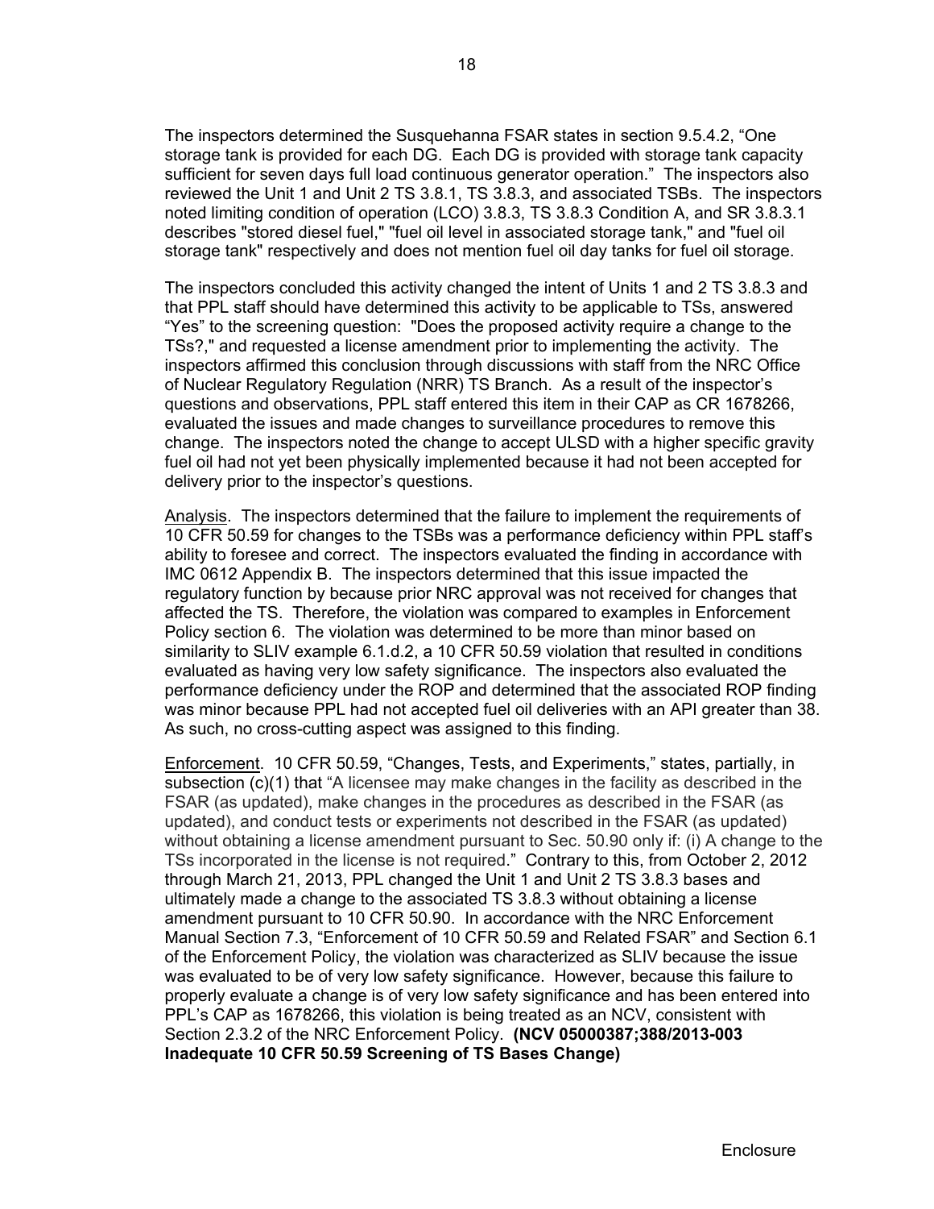The inspectors determined the Susquehanna FSAR states in section 9.5.4.2, “One storage tank is provided for each DG. Each DG is provided with storage tank capacity sufficient for seven days full load continuous generator operation.” The inspectors also reviewed the Unit 1 and Unit 2 TS 3.8.1, TS 3.8.3, and associated TSBs. The inspectors noted limiting condition of operation (LCO) 3.8.3, TS 3.8.3 Condition A, and SR 3.8.3.1 describes "stored diesel fuel," "fuel oil level in associated storage tank," and "fuel oil storage tank" respectively and does not mention fuel oil day tanks for fuel oil storage.

The inspectors concluded this activity changed the intent of Units 1 and 2 TS 3.8.3 and that PPL staff should have determined this activity to be applicable to TSs, answered “Yes” to the screening question: "Does the proposed activity require a change to the TSs?," and requested a license amendment prior to implementing the activity. The inspectors affirmed this conclusion through discussions with staff from the NRC Office of Nuclear Regulatory Regulation (NRR) TS Branch. As a result of the inspector’s questions and observations, PPL staff entered this item in their CAP as CR 1678266, evaluated the issues and made changes to surveillance procedures to remove this change. The inspectors noted the change to accept ULSD with a higher specific gravity fuel oil had not yet been physically implemented because it had not been accepted for delivery prior to the inspector’s questions.

Analysis. The inspectors determined that the failure to implement the requirements of 10 CFR 50.59 for changes to the TSBs was a performance deficiency within PPL staff’s ability to foresee and correct. The inspectors evaluated the finding in accordance with IMC 0612 Appendix B. The inspectors determined that this issue impacted the regulatory function by because prior NRC approval was not received for changes that affected the TS. Therefore, the violation was compared to examples in Enforcement Policy section 6. The violation was determined to be more than minor based on similarity to SLIV example 6.1.d.2, a 10 CFR 50.59 violation that resulted in conditions evaluated as having very low safety significance. The inspectors also evaluated the performance deficiency under the ROP and determined that the associated ROP finding was minor because PPL had not accepted fuel oil deliveries with an API greater than 38. As such, no cross-cutting aspect was assigned to this finding.

Enforcement. 10 CFR 50.59, “Changes, Tests, and Experiments,” states, partially, in subsection (c)(1) that “A licensee may make changes in the facility as described in the FSAR (as updated), make changes in the procedures as described in the FSAR (as updated), and conduct tests or experiments not described in the FSAR (as updated) without obtaining a license amendment pursuant to Sec. 50.90 only if: (i) A change to the TSs incorporated in the license is not required.” Contrary to this, from October 2, 2012 through March 21, 2013, PPL changed the Unit 1 and Unit 2 TS 3.8.3 bases and ultimately made a change to the associated TS 3.8.3 without obtaining a license amendment pursuant to 10 CFR 50.90. In accordance with the NRC Enforcement Manual Section 7.3, “Enforcement of 10 CFR 50.59 and Related FSAR” and Section 6.1 of the Enforcement Policy, the violation was characterized as SLIV because the issue was evaluated to be of very low safety significance. However, because this failure to properly evaluate a change is of very low safety significance and has been entered into PPL’s CAP as 1678266, this violation is being treated as an NCV, consistent with Section 2.3.2 of the NRC Enforcement Policy. **(NCV 05000387;388/2013-003 Inadequate 10 CFR 50.59 Screening of TS Bases Change)**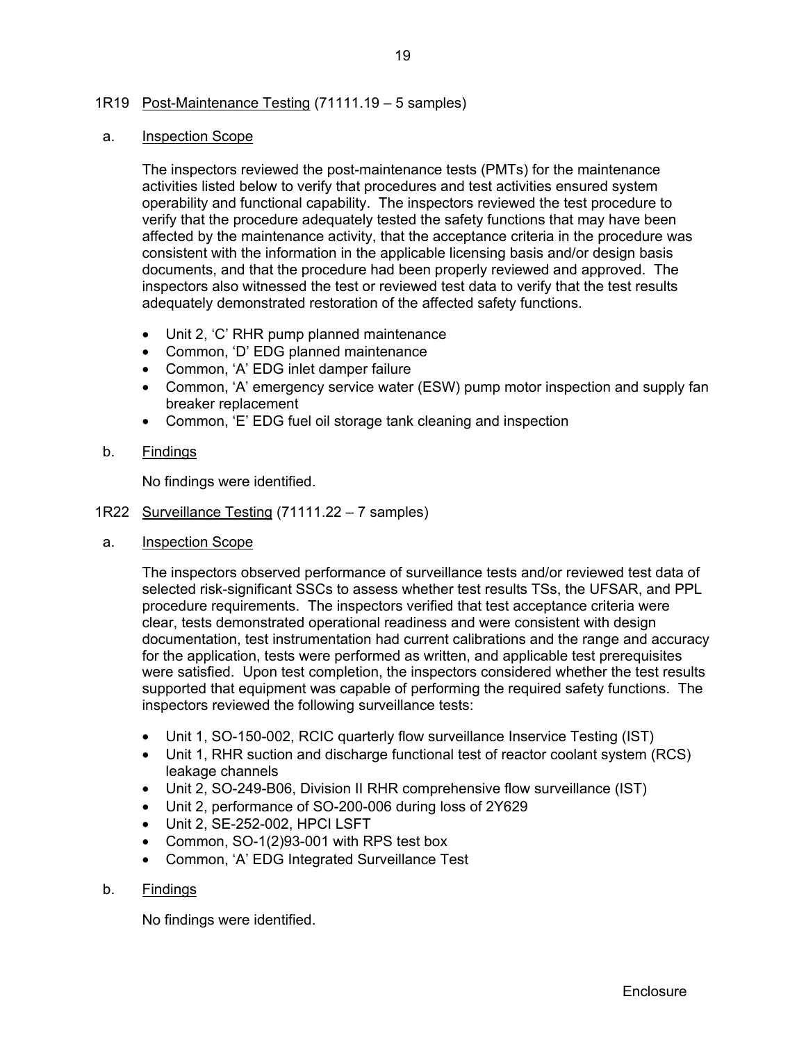## 1R19 Post-Maintenance Testing (71111.19 – 5 samples)

### a. Inspection Scope

The inspectors reviewed the post-maintenance tests (PMTs) for the maintenance activities listed below to verify that procedures and test activities ensured system operability and functional capability. The inspectors reviewed the test procedure to verify that the procedure adequately tested the safety functions that may have been affected by the maintenance activity, that the acceptance criteria in the procedure was consistent with the information in the applicable licensing basis and/or design basis documents, and that the procedure had been properly reviewed and approved. The inspectors also witnessed the test or reviewed test data to verify that the test results adequately demonstrated restoration of the affected safety functions.

- Unit 2, 'C' RHR pump planned maintenance
- Common, 'D' EDG planned maintenance
- Common, 'A' EDG inlet damper failure
- Common, 'A' emergency service water (ESW) pump motor inspection and supply fan breaker replacement
- Common, 'E' EDG fuel oil storage tank cleaning and inspection

### b. Findings

No findings were identified.

## 1R22 Surveillance Testing (71111.22 – 7 samples)

### a. Inspection Scope

The inspectors observed performance of surveillance tests and/or reviewed test data of selected risk-significant SSCs to assess whether test results TSs, the UFSAR, and PPL procedure requirements. The inspectors verified that test acceptance criteria were clear, tests demonstrated operational readiness and were consistent with design documentation, test instrumentation had current calibrations and the range and accuracy for the application, tests were performed as written, and applicable test prerequisites were satisfied. Upon test completion, the inspectors considered whether the test results supported that equipment was capable of performing the required safety functions. The inspectors reviewed the following surveillance tests:

- Unit 1, SO-150-002, RCIC quarterly flow surveillance Inservice Testing (IST)
- Unit 1, RHR suction and discharge functional test of reactor coolant system (RCS) leakage channels
- Unit 2, SO-249-B06, Division II RHR comprehensive flow surveillance (IST)
- Unit 2, performance of SO-200-006 during loss of 2Y629
- Unit 2, SE-252-002, HPCI LSFT
- Common, SO-1(2)93-001 with RPS test box
- Common, 'A' EDG Integrated Surveillance Test

### b. Findings

No findings were identified.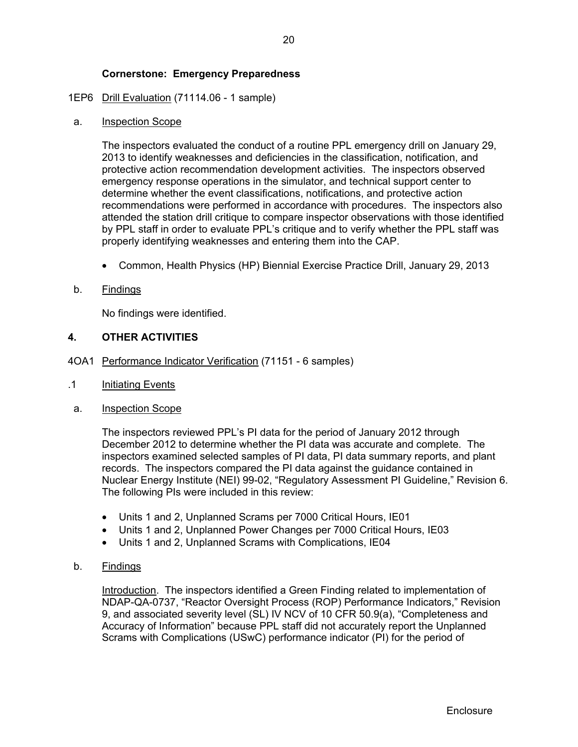### Cornerstone: Emergency Preparedness

1EP6 Drill Evaluation (71114.06 - 1 sample)

a. Inspection Scope

The inspectors evaluated the conduct of a routine PPL emergency drill on January 29, 2013 to identify weaknesses and deficiencies in the classification, notification, and protective action recommendation development activities. The inspectors observed emergency response operations in the simulator, and technical support center to determine whether the event classifications, notifications, and protective action recommendations were performed in accordance with procedures. The inspectors also attended the station drill critique to compare inspector observations with those identified by PPL staff in order to evaluate PPL's critique and to verify whether the PPL staff was properly identifying weaknesses and entering them into the CAP.

- Common, Health Physics (HP) Biennial Exercise Practice Drill, January 29, 2013

b. Findings

No findings were identified.

## 4. OTHER ACTIVITIES

4OA1 Performance Indicator Verification (71151 - 6 samples)

.1 Initiating Events

a. Inspection Scope

The inspectors reviewed PPL's PI data for the period of January 2012 through December 2012 to determine whether the PI data was accurate and complete. The inspectors examined selected samples of PI data, PI data summary reports, and plant records. The inspectors compared the PI data against the guidance contained in Nuclear Energy Institute (NEI) 99-02, "Regulatory Assessment PI Guideline," Revision 6. The following PIs were included in this review:

- Units 1 and 2, Unplanned Scrams per 7000 Critical Hours, IE01
- Units 1 and 2, Unplanned Power Changes per 7000 Critical Hours, IE03
- Units 1 and 2, Unplanned Scrams with Complications, IE04

b. Findings

Introduction. The inspectors identified a Green Finding related to implementation of NDAP-QA-0737, "Reactor Oversight Process (ROP) Performance Indicators," Revision 9, and associated severity level (SL) IV NCV of 10 CFR 50.9(a), "Completeness and Accuracy of Information" because PPL staff did not accurately report the Unplanned Scrams with Complications (USwC) performance indicator (PI) for the period of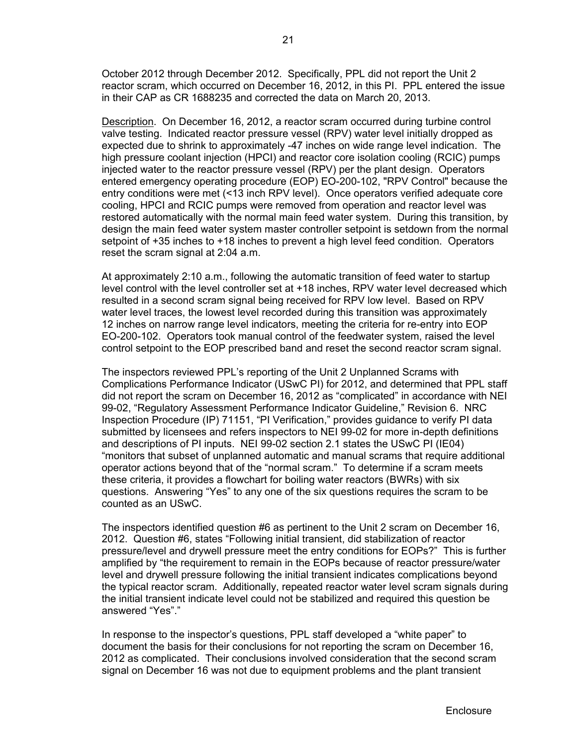October 2012 through December 2012. Specifically, PPL did not report the Unit 2 reactor scram, which occurred on December 16, 2012, in this PI. PPL entered the issue in their CAP as CR 1688235 and corrected the data on March 20, 2013.

Description. On December 16, 2012, a reactor scram occurred during turbine control valve testing. Indicated reactor pressure vessel (RPV) water level initially dropped as expected due to shrink to approximately -47 inches on wide range level indication. The high pressure coolant injection (HPCI) and reactor core isolation cooling (RCIC) pumps injected water to the reactor pressure vessel (RPV) per the plant design. Operators entered emergency operating procedure (EOP) EO-200-102, "RPV Control" because the entry conditions were met (<13 inch RPV level). Once operators verified adequate core cooling, HPCI and RCIC pumps were removed from operation and reactor level was restored automatically with the normal main feed water system. During this transition, by design the main feed water system master controller setpoint is setdown from the normal setpoint of +35 inches to +18 inches to prevent a high level feed condition. Operators reset the scram signal at 2:04 a.m.

At approximately 2:10 a.m., following the automatic transition of feed water to startup level control with the level controller set at +18 inches, RPV water level decreased which resulted in a second scram signal being received for RPV low level. Based on RPV water level traces, the lowest level recorded during this transition was approximately 12 inches on narrow range level indicators, meeting the criteria for re-entry into EOP EO-200-102. Operators took manual control of the feedwater system, raised the level control setpoint to the EOP prescribed band and reset the second reactor scram signal.

The inspectors reviewed PPL's reporting of the Unit 2 Unplanned Scrams with Complications Performance Indicator (USwC PI) for 2012, and determined that PPL staff did not report the scram on December 16, 2012 as "complicated" in accordance with NEI 99-02, "Regulatory Assessment Performance Indicator Guideline," Revision 6. NRC Inspection Procedure (IP) 71151, "PI Verification," provides guidance to verify PI data submitted by licensees and refers inspectors to NEI 99-02 for more in-depth definitions and descriptions of PI inputs. NEI 99-02 section 2.1 states the USwC PI (IE04) "monitors that subset of unplanned automatic and manual scrams that require additional operator actions beyond that of the "normal scram." To determine if a scram meets these criteria, it provides a flowchart for boiling water reactors (BWRs) with six questions. Answering "Yes" to any one of the six questions requires the scram to be counted as an USwC.

The inspectors identified question #6 as pertinent to the Unit 2 scram on December 16, 2012. Question #6, states "Following initial transient, did stabilization of reactor pressure/level and drywell pressure meet the entry conditions for EOPs?" This is further amplified by "the requirement to remain in the EOPs because of reactor pressure/water level and drywell pressure following the initial transient indicates complications beyond the typical reactor scram. Additionally, repeated reactor water level scram signals during the initial transient indicate level could not be stabilized and required this question be answered "Yes"."

In response to the inspector's questions, PPL staff developed a "white paper" to document the basis for their conclusions for not reporting the scram on December 16, 2012 as complicated. Their conclusions involved consideration that the second scram signal on December 16 was not due to equipment problems and the plant transient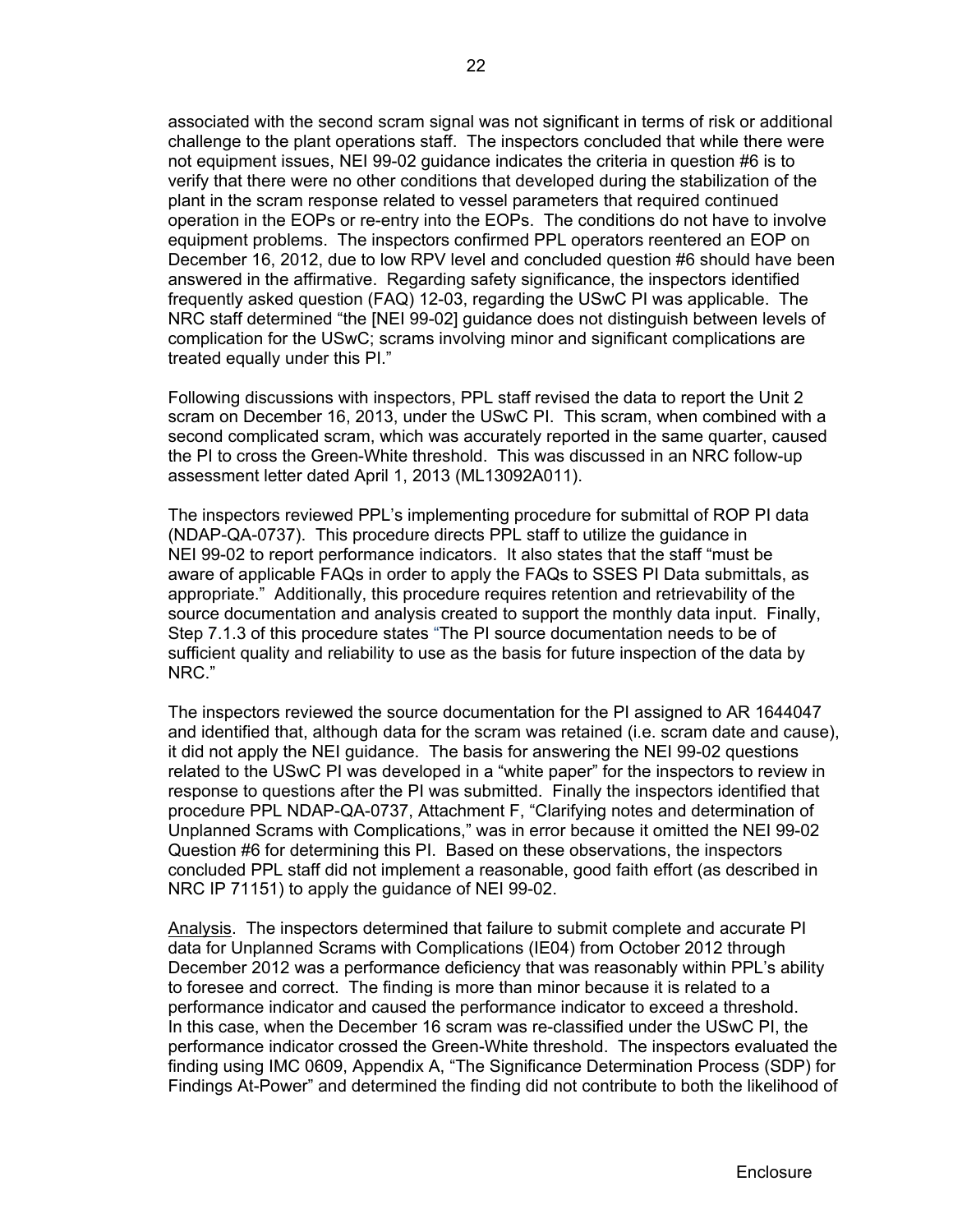associated with the second scram signal was not significant in terms of risk or additional challenge to the plant operations staff. The inspectors concluded that while there were not equipment issues, NEI 99-02 guidance indicates the criteria in question #6 is to verify that there were no other conditions that developed during the stabilization of the plant in the scram response related to vessel parameters that required continued operation in the EOPs or re-entry into the EOPs. The conditions do not have to involve equipment problems. The inspectors confirmed PPL operators reentered an EOP on December 16, 2012, due to low RPV level and concluded question #6 should have been answered in the affirmative. Regarding safety significance, the inspectors identified frequently asked question (FAQ) 12-03, regarding the USwC PI was applicable. The NRC staff determined "the [NEI 99-02] guidance does not distinguish between levels of complication for the USwC; scrams involving minor and significant complications are treated equally under this PI."

Following discussions with inspectors, PPL staff revised the data to report the Unit 2 scram on December 16, 2013, under the USwC PI. This scram, when combined with a second complicated scram, which was accurately reported in the same quarter, caused the PI to cross the Green-White threshold. This was discussed in an NRC follow-up assessment letter dated April 1, 2013 (ML13092A011).

The inspectors reviewed PPL's implementing procedure for submittal of ROP PI data (NDAP-QA-0737). This procedure directs PPL staff to utilize the guidance in NEI 99-02 to report performance indicators. It also states that the staff "must be aware of applicable FAQs in order to apply the FAQs to SSES PI Data submittals, as appropriate." Additionally, this procedure requires retention and retrievability of the source documentation and analysis created to support the monthly data input. Finally, Step 7.1.3 of this procedure states "The PI source documentation needs to be of sufficient quality and reliability to use as the basis for future inspection of the data by NRC."

The inspectors reviewed the source documentation for the PI assigned to AR 1644047 and identified that, although data for the scram was retained (i.e. scram date and cause), it did not apply the NEI guidance. The basis for answering the NEI 99-02 questions related to the USwC PI was developed in a "white paper" for the inspectors to review in response to questions after the PI was submitted. Finally the inspectors identified that procedure PPL NDAP-QA-0737, Attachment F, "Clarifying notes and determination of Unplanned Scrams with Complications," was in error because it omitted the NEI 99-02 Question #6 for determining this PI. Based on these observations, the inspectors concluded PPL staff did not implement a reasonable, good faith effort (as described in NRC IP 71151) to apply the guidance of NEI 99-02.

Analysis. The inspectors determined that failure to submit complete and accurate PI data for Unplanned Scrams with Complications (IE04) from October 2012 through December 2012 was a performance deficiency that was reasonably within PPL's ability to foresee and correct. The finding is more than minor because it is related to a performance indicator and caused the performance indicator to exceed a threshold. In this case, when the December 16 scram was re-classified under the USwC PI, the performance indicator crossed the Green-White threshold. The inspectors evaluated the finding using IMC 0609, Appendix A, "The Significance Determination Process (SDP) for Findings At-Power" and determined the finding did not contribute to both the likelihood of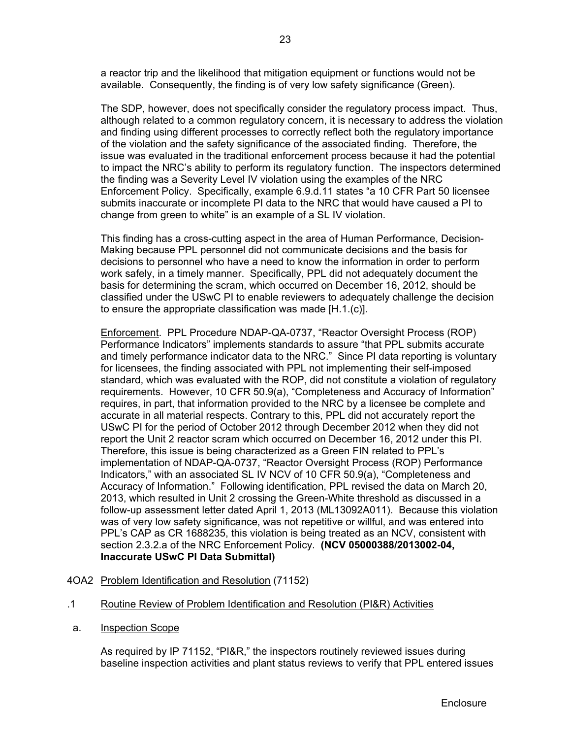a reactor trip and the likelihood that mitigation equipment or functions would not be available. Consequently, the finding is of very low safety significance (Green).

The SDP, however, does not specifically consider the regulatory process impact. Thus, although related to a common regulatory concern, it is necessary to address the violation and finding using different processes to correctly reflect both the regulatory importance of the violation and the safety significance of the associated finding. Therefore, the issue was evaluated in the traditional enforcement process because it had the potential to impact the NRC's ability to perform its regulatory function. The inspectors determined the finding was a Severity Level IV violation using the examples of the NRC Enforcement Policy. Specifically, example 6.9.d.11 states "a 10 CFR Part 50 licensee submits inaccurate or incomplete PI data to the NRC that would have caused a PI to change from green to white" is an example of a SL IV violation.

This finding has a cross-cutting aspect in the area of Human Performance, Decision-Making because PPL personnel did not communicate decisions and the basis for decisions to personnel who have a need to know the information in order to perform work safely, in a timely manner. Specifically, PPL did not adequately document the basis for determining the scram, which occurred on December 16, 2012, should be classified under the USwC PI to enable reviewers to adequately challenge the decision to ensure the appropriate classification was made [H.1.(c)].

Enforcement. PPL Procedure NDAP-QA-0737, "Reactor Oversight Process (ROP) Performance Indicators" implements standards to assure "that PPL submits accurate and timely performance indicator data to the NRC." Since PI data reporting is voluntary for licensees, the finding associated with PPL not implementing their self-imposed standard, which was evaluated with the ROP, did not constitute a violation of regulatory requirements. However, 10 CFR 50.9(a), "Completeness and Accuracy of Information" requires, in part, that information provided to the NRC by a licensee be complete and accurate in all material respects. Contrary to this, PPL did not accurately report the USwC PI for the period of October 2012 through December 2012 when they did not report the Unit 2 reactor scram which occurred on December 16, 2012 under this PI. Therefore, this issue is being characterized as a Green FIN related to PPL's implementation of NDAP-QA-0737, "Reactor Oversight Process (ROP) Performance Indicators," with an associated SL IV NCV of 10 CFR 50.9(a), "Completeness and Accuracy of Information." Following identification, PPL revised the data on March 20, 2013, which resulted in Unit 2 crossing the Green-White threshold as discussed in a follow-up assessment letter dated April 1, 2013 (ML13092A011). Because this violation was of very low safety significance, was not repetitive or willful, and was entered into PPL's CAP as CR 1688235, this violation is being treated as an NCV, consistent with section 2.3.2.a of the NRC Enforcement Policy. **(NCV 05000388/2013002-04, Inaccurate USwC PI Data Submittal)**

4OA2 Problem Identification and Resolution (71152)

.1 Routine Review of Problem Identification and Resolution (PI&R) Activities

a. Inspection Scope

As required by IP 71152, "PI&R," the inspectors routinely reviewed issues during baseline inspection activities and plant status reviews to verify that PPL entered issues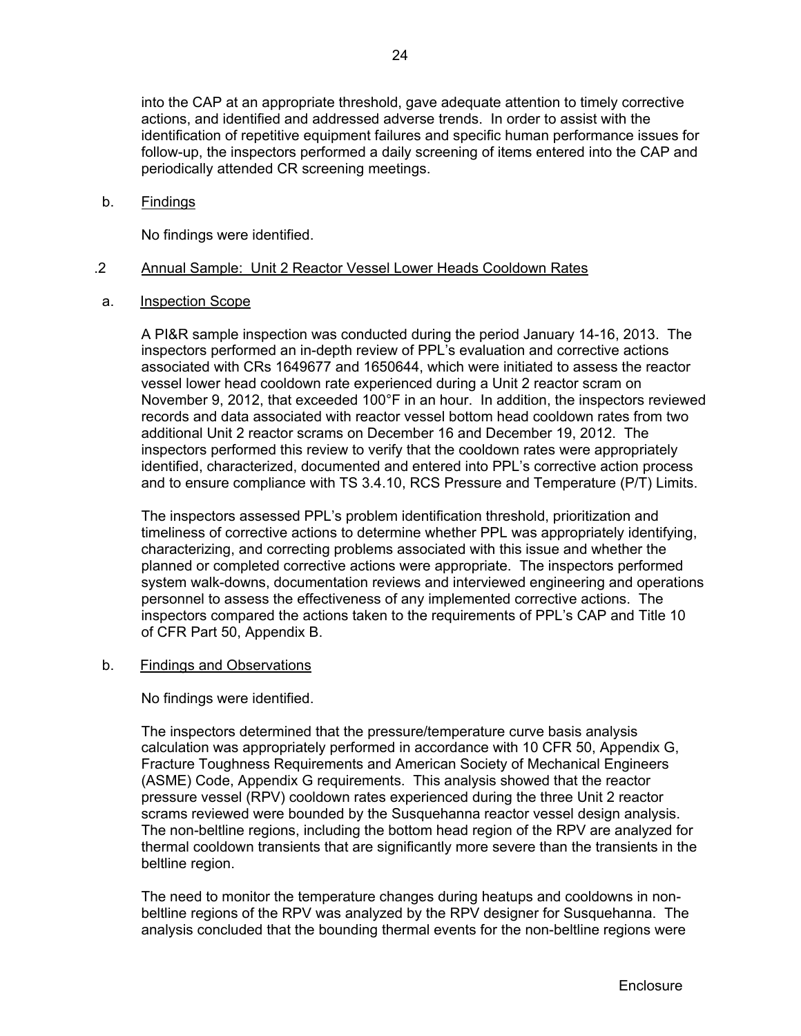into the CAP at an appropriate threshold, gave adequate attention to timely corrective actions, and identified and addressed adverse trends. In order to assist with the identification of repetitive equipment failures and specific human performance issues for follow-up, the inspectors performed a daily screening of items entered into the CAP and periodically attended CR screening meetings.

b. Findings

No findings were identified.

.2 Annual Sample: Unit 2 Reactor Vessel Lower Heads Cooldown Rates

a. Inspection Scope

A PI&R sample inspection was conducted during the period January 14-16, 2013. The inspectors performed an in-depth review of PPL's evaluation and corrective actions associated with CRs 1649677 and 1650644, which were initiated to assess the reactor vessel lower head cooldown rate experienced during a Unit 2 reactor scram on November 9, 2012, that exceeded 100°F in an hour. In addition, the inspectors reviewed records and data associated with reactor vessel bottom head cooldown rates from two additional Unit 2 reactor scrams on December 16 and December 19, 2012. The inspectors performed this review to verify that the cooldown rates were appropriately identified, characterized, documented and entered into PPL's corrective action process and to ensure compliance with TS 3.4.10, RCS Pressure and Temperature (P/T) Limits.

The inspectors assessed PPL's problem identification threshold, prioritization and timeliness of corrective actions to determine whether PPL was appropriately identifying, characterizing, and correcting problems associated with this issue and whether the planned or completed corrective actions were appropriate. The inspectors performed system walk-downs, documentation reviews and interviewed engineering and operations personnel to assess the effectiveness of any implemented corrective actions. The inspectors compared the actions taken to the requirements of PPL's CAP and Title 10 of CFR Part 50, Appendix B.

b. Findings and Observations

No findings were identified.

The inspectors determined that the pressure/temperature curve basis analysis calculation was appropriately performed in accordance with 10 CFR 50, Appendix G, Fracture Toughness Requirements and American Society of Mechanical Engineers (ASME) Code, Appendix G requirements. This analysis showed that the reactor pressure vessel (RPV) cooldown rates experienced during the three Unit 2 reactor scrams reviewed were bounded by the Susquehanna reactor vessel design analysis. The non-beltline regions, including the bottom head region of the RPV are analyzed for thermal cooldown transients that are significantly more severe than the transients in the beltline region.

The need to monitor the temperature changes during heatups and cooldowns in non-beltline regions of the RPV was analyzed by the RPV designer for Susquehanna. The analysis concluded that the bounding thermal events for the non-beltline regions were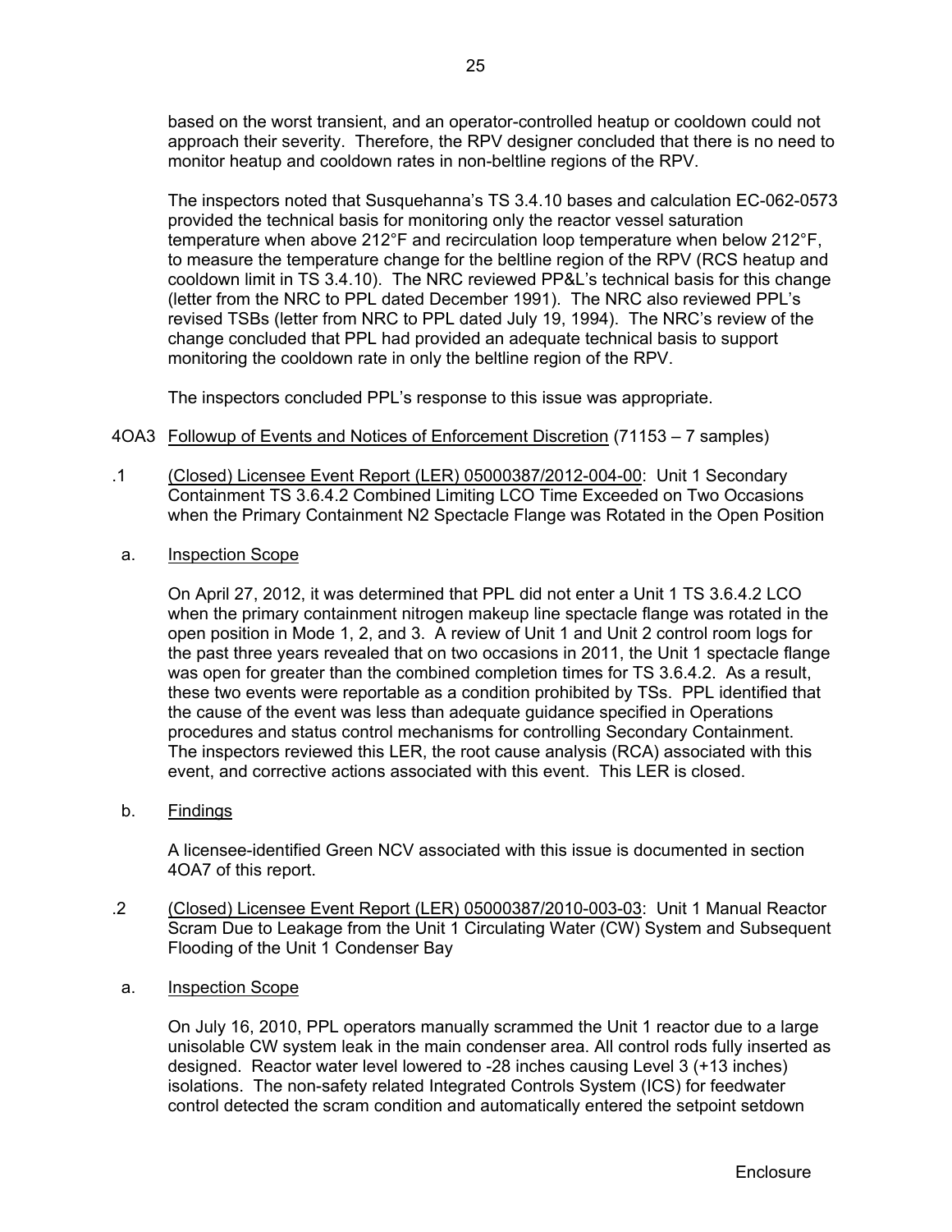based on the worst transient, and an operator-controlled heatup or cooldown could not approach their severity. Therefore, the RPV designer concluded that there is no need to monitor heatup and cooldown rates in non-beltline regions of the RPV.

The inspectors noted that Susquehanna's TS 3.4.10 bases and calculation EC-062-0573 provided the technical basis for monitoring only the reactor vessel saturation temperature when above 212°F and recirculation loop temperature when below 212°F, to measure the temperature change for the beltline region of the RPV (RCS heatup and cooldown limit in TS 3.4.10). The NRC reviewed PP&L's technical basis for this change (letter from the NRC to PPL dated December 1991). The NRC also reviewed PPL's revised TSBs (letter from NRC to PPL dated July 19, 1994). The NRC's review of the change concluded that PPL had provided an adequate technical basis to support monitoring the cooldown rate in only the beltline region of the RPV.

The inspectors concluded PPL's response to this issue was appropriate.

4OA3 Followup of Events and Notices of Enforcement Discretion (71153 – 7 samples)

.1 (Closed) Licensee Event Report (LER) 05000387/2012-004-00: Unit 1 Secondary Containment TS 3.6.4.2 Combined Limiting LCO Time Exceeded on Two Occasions when the Primary Containment N2 Spectacle Flange was Rotated in the Open Position

a. Inspection Scope

On April 27, 2012, it was determined that PPL did not enter a Unit 1 TS 3.6.4.2 LCO when the primary containment nitrogen makeup line spectacle flange was rotated in the open position in Mode 1, 2, and 3. A review of Unit 1 and Unit 2 control room logs for the past three years revealed that on two occasions in 2011, the Unit 1 spectacle flange was open for greater than the combined completion times for TS 3.6.4.2. As a result, these two events were reportable as a condition prohibited by TSs. PPL identified that the cause of the event was less than adequate guidance specified in Operations procedures and status control mechanisms for controlling Secondary Containment. The inspectors reviewed this LER, the root cause analysis (RCA) associated with this event, and corrective actions associated with this event. This LER is closed.

b. Findings

A licensee-identified Green NCV associated with this issue is documented in section 4OA7 of this report.

.2 (Closed) Licensee Event Report (LER) 05000387/2010-003-03: Unit 1 Manual Reactor Scram Due to Leakage from the Unit 1 Circulating Water (CW) System and Subsequent Flooding of the Unit 1 Condenser Bay

a. Inspection Scope

On July 16, 2010, PPL operators manually scrammed the Unit 1 reactor due to a large unisolable CW system leak in the main condenser area. All control rods fully inserted as designed. Reactor water level lowered to -28 inches causing Level 3 (+13 inches) isolations. The non-safety related Integrated Controls System (ICS) for feedwater control detected the scram condition and automatically entered the setpoint setdown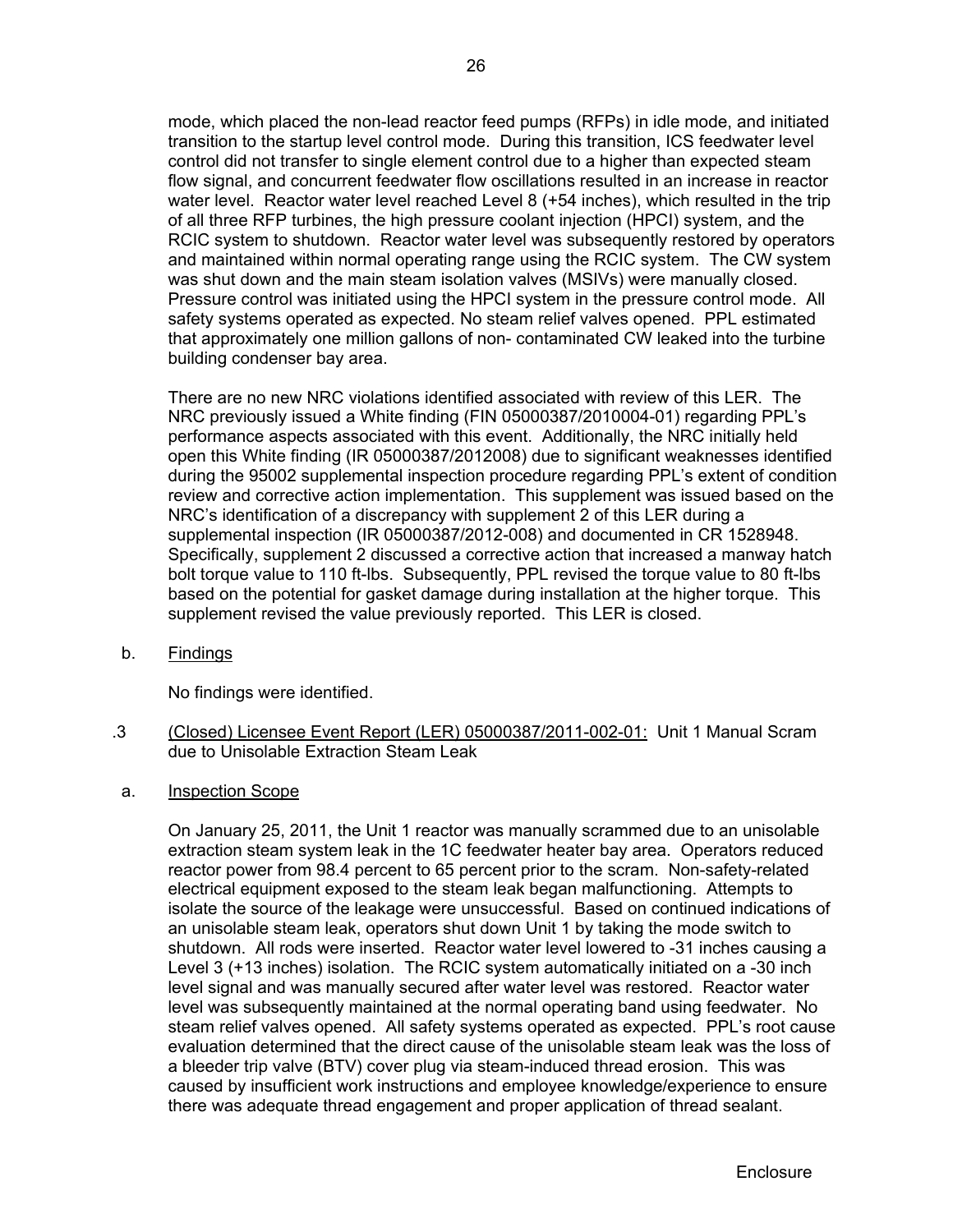mode, which placed the non-lead reactor feed pumps (RFPs) in idle mode, and initiated transition to the startup level control mode. During this transition, ICS feedwater level control did not transfer to single element control due to a higher than expected steam flow signal, and concurrent feedwater flow oscillations resulted in an increase in reactor water level. Reactor water level reached Level 8 (+54 inches), which resulted in the trip of all three RFP turbines, the high pressure coolant injection (HPCI) system, and the RCIC system to shutdown. Reactor water level was subsequently restored by operators and maintained within normal operating range using the RCIC system. The CW system was shut down and the main steam isolation valves (MSIVs) were manually closed. Pressure control was initiated using the HPCI system in the pressure control mode. All safety systems operated as expected. No steam relief valves opened. PPL estimated that approximately one million gallons of non- contaminated CW leaked into the turbine building condenser bay area.

There are no new NRC violations identified associated with review of this LER. The NRC previously issued a White finding (FIN 05000387/2010004-01) regarding PPL's performance aspects associated with this event. Additionally, the NRC initially held open this White finding (IR 05000387/2012008) due to significant weaknesses identified during the 95002 supplemental inspection procedure regarding PPL's extent of condition review and corrective action implementation. This supplement was issued based on the NRC's identification of a discrepancy with supplement 2 of this LER during a supplemental inspection (IR 05000387/2012-008) and documented in CR 1528948. Specifically, supplement 2 discussed a corrective action that increased a manway hatch bolt torque value to 110 ft-lbs. Subsequently, PPL revised the torque value to 80 ft-lbs based on the potential for gasket damage during installation at the higher torque. This supplement revised the value previously reported. This LER is closed.

b. Findings

No findings were identified.

.3 (Closed) Licensee Event Report (LER) 05000387/2011-002-01: Unit 1 Manual Scram due to Unisolable Extraction Steam Leak

a. Inspection Scope

On January 25, 2011, the Unit 1 reactor was manually scrammed due to an unisolable extraction steam system leak in the 1C feedwater heater bay area. Operators reduced reactor power from 98.4 percent to 65 percent prior to the scram. Non-safety-related electrical equipment exposed to the steam leak began malfunctioning. Attempts to isolate the source of the leakage were unsuccessful. Based on continued indications of an unisolable steam leak, operators shut down Unit 1 by taking the mode switch to shutdown. All rods were inserted. Reactor water level lowered to -31 inches causing a Level 3 (+13 inches) isolation. The RCIC system automatically initiated on a -30 inch level signal and was manually secured after water level was restored. Reactor water level was subsequently maintained at the normal operating band using feedwater. No steam relief valves opened. All safety systems operated as expected. PPL's root cause evaluation determined that the direct cause of the unisolable steam leak was the loss of a bleeder trip valve (BTV) cover plug via steam-induced thread erosion. This was caused by insufficient work instructions and employee knowledge/experience to ensure there was adequate thread engagement and proper application of thread sealant.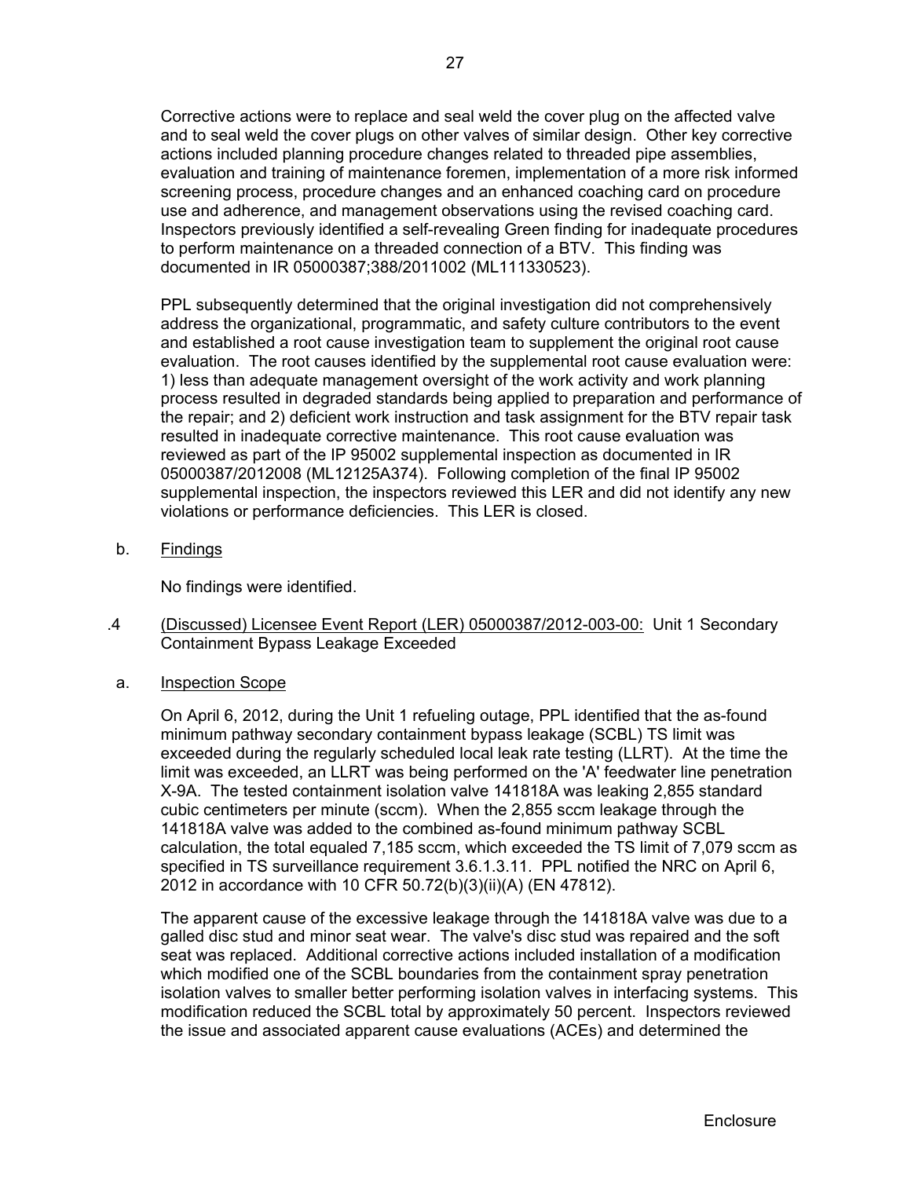Corrective actions were to replace and seal weld the cover plug on the affected valve and to seal weld the cover plugs on other valves of similar design. Other key corrective actions included planning procedure changes related to threaded pipe assemblies, evaluation and training of maintenance foremen, implementation of a more risk informed screening process, procedure changes and an enhanced coaching card on procedure use and adherence, and management observations using the revised coaching card. Inspectors previously identified a self-revealing Green finding for inadequate procedures to perform maintenance on a threaded connection of a BTV. This finding was documented in IR 05000387;388/2011002 (ML111330523).

PPL subsequently determined that the original investigation did not comprehensively address the organizational, programmatic, and safety culture contributors to the event and established a root cause investigation team to supplement the original root cause evaluation. The root causes identified by the supplemental root cause evaluation were: 1) less than adequate management oversight of the work activity and work planning process resulted in degraded standards being applied to preparation and performance of the repair; and 2) deficient work instruction and task assignment for the BTV repair task resulted in inadequate corrective maintenance. This root cause evaluation was reviewed as part of the IP 95002 supplemental inspection as documented in IR 05000387/2012008 (ML12125A374). Following completion of the final IP 95002 supplemental inspection, the inspectors reviewed this LER and did not identify any new violations or performance deficiencies. This LER is closed.

b. Findings

No findings were identified.

.4 (Discussed) Licensee Event Report (LER) 05000387/2012-003-00: Unit 1 Secondary Containment Bypass Leakage Exceeded

a. Inspection Scope

On April 6, 2012, during the Unit 1 refueling outage, PPL identified that the as-found minimum pathway secondary containment bypass leakage (SCBL) TS limit was exceeded during the regularly scheduled local leak rate testing (LLRT). At the time the limit was exceeded, an LLRT was being performed on the 'A' feedwater line penetration X-9A. The tested containment isolation valve 141818A was leaking 2,855 standard cubic centimeters per minute (sccm). When the 2,855 sccm leakage through the 141818A valve was added to the combined as-found minimum pathway SCBL calculation, the total equaled 7,185 sccm, which exceeded the TS limit of 7,079 sccm as specified in TS surveillance requirement 3.6.1.3.11. PPL notified the NRC on April 6, 2012 in accordance with 10 CFR 50.72(b)(3)(ii)(A) (EN 47812).

The apparent cause of the excessive leakage through the 141818A valve was due to a galled disc stud and minor seat wear. The valve's disc stud was repaired and the soft seat was replaced. Additional corrective actions included installation of a modification which modified one of the SCBL boundaries from the containment spray penetration isolation valves to smaller better performing isolation valves in interfacing systems. This modification reduced the SCBL total by approximately 50 percent. Inspectors reviewed the issue and associated apparent cause evaluations (ACEs) and determined the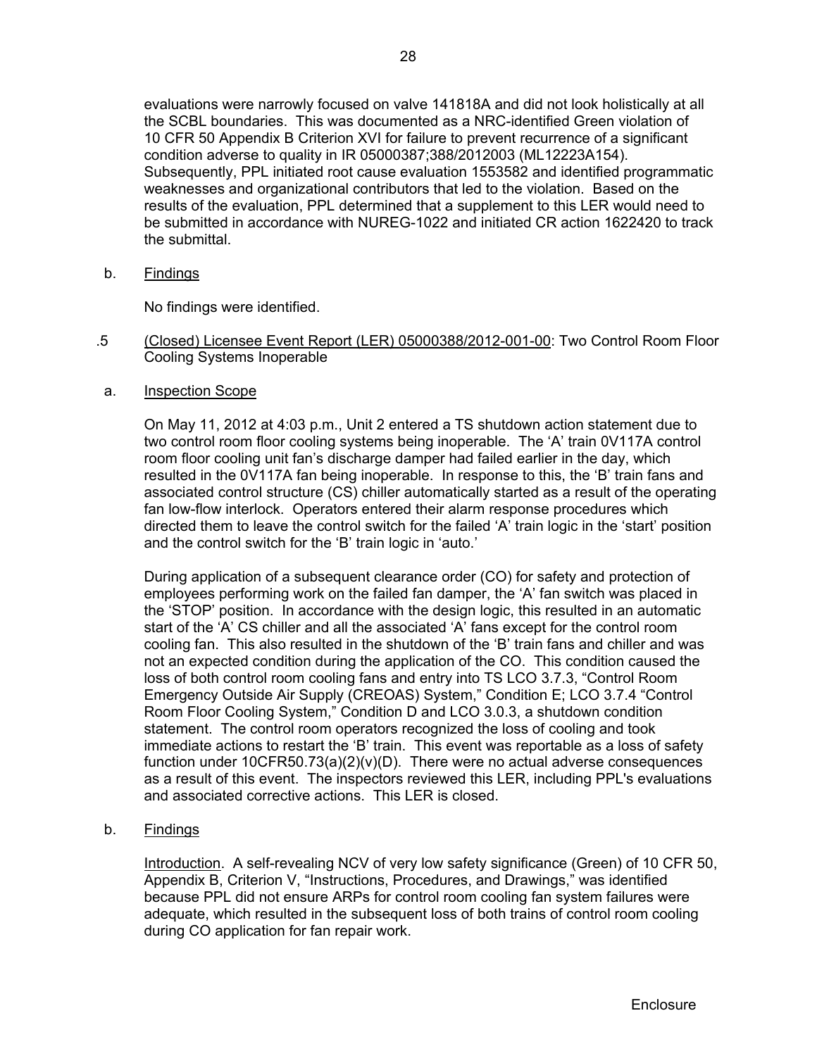evaluations were narrowly focused on valve 141818A and did not look holistically at all the SCBL boundaries. This was documented as a NRC-identified Green violation of 10 CFR 50 Appendix B Criterion XVI for failure to prevent recurrence of a significant condition adverse to quality in IR 05000387;388/2012003 (ML12223A154). Subsequently, PPL initiated root cause evaluation 1553582 and identified programmatic weaknesses and organizational contributors that led to the violation. Based on the results of the evaluation, PPL determined that a supplement to this LER would need to be submitted in accordance with NUREG-1022 and initiated CR action 1622420 to track the submittal.

b. Findings

No findings were identified.

.5 (Closed) Licensee Event Report (LER) 05000388/2012-001-00: Two Control Room Floor Cooling Systems Inoperable

a. Inspection Scope

On May 11, 2012 at 4:03 p.m., Unit 2 entered a TS shutdown action statement due to two control room floor cooling systems being inoperable. The 'A' train 0V117A control room floor cooling unit fan's discharge damper had failed earlier in the day, which resulted in the 0V117A fan being inoperable. In response to this, the 'B' train fans and associated control structure (CS) chiller automatically started as a result of the operating fan low-flow interlock. Operators entered their alarm response procedures which directed them to leave the control switch for the failed 'A' train logic in the 'start' position and the control switch for the 'B' train logic in 'auto.'

During application of a subsequent clearance order (CO) for safety and protection of employees performing work on the failed fan damper, the 'A' fan switch was placed in the 'STOP' position. In accordance with the design logic, this resulted in an automatic start of the 'A' CS chiller and all the associated 'A' fans except for the control room cooling fan. This also resulted in the shutdown of the 'B' train fans and chiller and was not an expected condition during the application of the CO. This condition caused the loss of both control room cooling fans and entry into TS LCO 3.7.3, "Control Room Emergency Outside Air Supply (CREOAS) System," Condition E; LCO 3.7.4 "Control Room Floor Cooling System," Condition D and LCO 3.0.3, a shutdown condition statement. The control room operators recognized the loss of cooling and took immediate actions to restart the 'B' train. This event was reportable as a loss of safety function under 10CFR50.73(a)(2)(v)(D). There were no actual adverse consequences as a result of this event. The inspectors reviewed this LER, including PPL's evaluations and associated corrective actions. This LER is closed.

b. Findings

Introduction. A self-revealing NCV of very low safety significance (Green) of 10 CFR 50, Appendix B, Criterion V, "Instructions, Procedures, and Drawings," was identified because PPL did not ensure ARPs for control room cooling fan system failures were adequate, which resulted in the subsequent loss of both trains of control room cooling during CO application for fan repair work.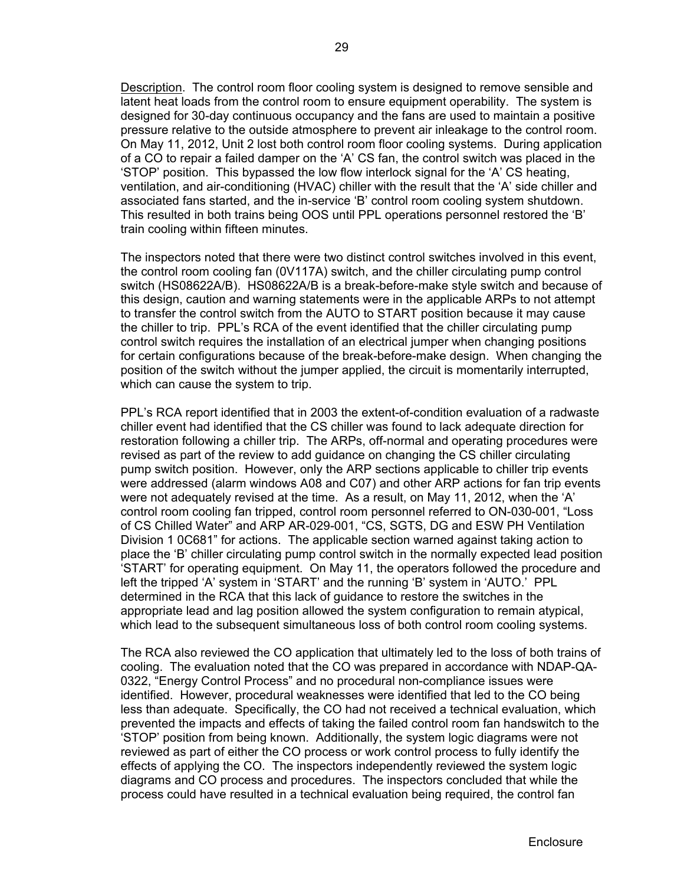Description. The control room floor cooling system is designed to remove sensible and latent heat loads from the control room to ensure equipment operability. The system is designed for 30-day continuous occupancy and the fans are used to maintain a positive pressure relative to the outside atmosphere to prevent air inleakage to the control room. On May 11, 2012, Unit 2 lost both control room floor cooling systems. During application of a CO to repair a failed damper on the 'A' CS fan, the control switch was placed in the 'STOP' position. This bypassed the low flow interlock signal for the 'A' CS heating, ventilation, and air-conditioning (HVAC) chiller with the result that the 'A' side chiller and associated fans started, and the in-service 'B' control room cooling system shutdown. This resulted in both trains being OOS until PPL operations personnel restored the 'B' train cooling within fifteen minutes.

The inspectors noted that there were two distinct control switches involved in this event, the control room cooling fan (0V117A) switch, and the chiller circulating pump control switch (HS08622A/B). HS08622A/B is a break-before-make style switch and because of this design, caution and warning statements were in the applicable ARPs to not attempt to transfer the control switch from the AUTO to START position because it may cause the chiller to trip. PPL's RCA of the event identified that the chiller circulating pump control switch requires the installation of an electrical jumper when changing positions for certain configurations because of the break-before-make design. When changing the position of the switch without the jumper applied, the circuit is momentarily interrupted, which can cause the system to trip.

PPL's RCA report identified that in 2003 the extent-of-condition evaluation of a radwaste chiller event had identified that the CS chiller was found to lack adequate direction for restoration following a chiller trip. The ARPs, off-normal and operating procedures were revised as part of the review to add guidance on changing the CS chiller circulating pump switch position. However, only the ARP sections applicable to chiller trip events were addressed (alarm windows A08 and C07) and other ARP actions for fan trip events were not adequately revised at the time. As a result, on May 11, 2012, when the 'A' control room cooling fan tripped, control room personnel referred to ON-030-001, "Loss of CS Chilled Water" and ARP AR-029-001, "CS, SGTS, DG and ESW PH Ventilation Division 1 0C681" for actions. The applicable section warned against taking action to place the 'B' chiller circulating pump control switch in the normally expected lead position 'START' for operating equipment. On May 11, the operators followed the procedure and left the tripped 'A' system in 'START' and the running 'B' system in 'AUTO.' PPL determined in the RCA that this lack of guidance to restore the switches in the appropriate lead and lag position allowed the system configuration to remain atypical, which lead to the subsequent simultaneous loss of both control room cooling systems.

The RCA also reviewed the CO application that ultimately led to the loss of both trains of cooling. The evaluation noted that the CO was prepared in accordance with NDAP-QA-0322, "Energy Control Process" and no procedural non-compliance issues were identified. However, procedural weaknesses were identified that led to the CO being less than adequate. Specifically, the CO had not received a technical evaluation, which prevented the impacts and effects of taking the failed control room fan handswitch to the 'STOP' position from being known. Additionally, the system logic diagrams were not reviewed as part of either the CO process or work control process to fully identify the effects of applying the CO. The inspectors independently reviewed the system logic diagrams and CO process and procedures. The inspectors concluded that while the process could have resulted in a technical evaluation being required, the control fan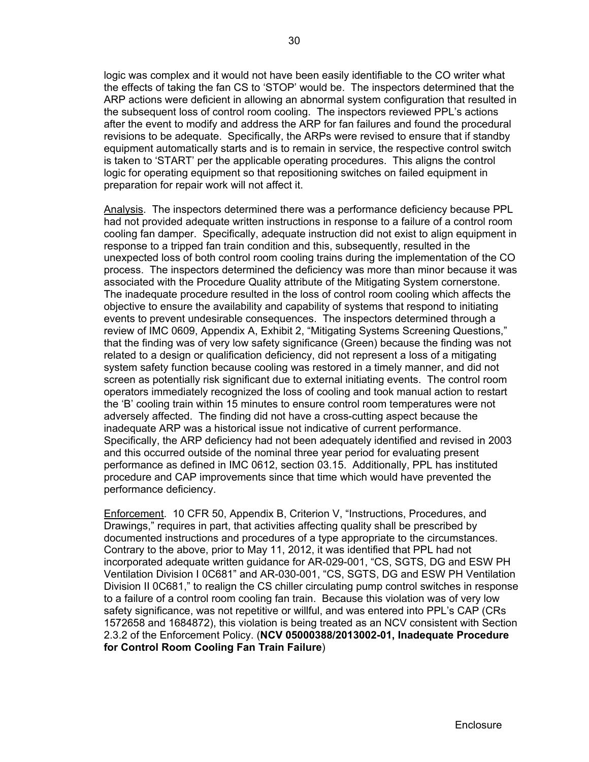logic was complex and it would not have been easily identifiable to the CO writer what the effects of taking the fan CS to 'STOP' would be. The inspectors determined that the ARP actions were deficient in allowing an abnormal system configuration that resulted in the subsequent loss of control room cooling. The inspectors reviewed PPL's actions after the event to modify and address the ARP for fan failures and found the procedural revisions to be adequate. Specifically, the ARPs were revised to ensure that if standby equipment automatically starts and is to remain in service, the respective control switch is taken to 'START' per the applicable operating procedures. This aligns the control logic for operating equipment so that repositioning switches on failed equipment in preparation for repair work will not affect it.

Analysis. The inspectors determined there was a performance deficiency because PPL had not provided adequate written instructions in response to a failure of a control room cooling fan damper. Specifically, adequate instruction did not exist to align equipment in response to a tripped fan train condition and this, subsequently, resulted in the unexpected loss of both control room cooling trains during the implementation of the CO process. The inspectors determined the deficiency was more than minor because it was associated with the Procedure Quality attribute of the Mitigating System cornerstone. The inadequate procedure resulted in the loss of control room cooling which affects the objective to ensure the availability and capability of systems that respond to initiating events to prevent undesirable consequences. The inspectors determined through a review of IMC 0609, Appendix A, Exhibit 2, "Mitigating Systems Screening Questions," that the finding was of very low safety significance (Green) because the finding was not related to a design or qualification deficiency, did not represent a loss of a mitigating system safety function because cooling was restored in a timely manner, and did not screen as potentially risk significant due to external initiating events. The control room operators immediately recognized the loss of cooling and took manual action to restart the 'B' cooling train within 15 minutes to ensure control room temperatures were not adversely affected. The finding did not have a cross-cutting aspect because the inadequate ARP was a historical issue not indicative of current performance. Specifically, the ARP deficiency had not been adequately identified and revised in 2003 and this occurred outside of the nominal three year period for evaluating present performance as defined in IMC 0612, section 03.15. Additionally, PPL has instituted procedure and CAP improvements since that time which would have prevented the performance deficiency.

Enforcement. 10 CFR 50, Appendix B, Criterion V, "Instructions, Procedures, and Drawings," requires in part, that activities affecting quality shall be prescribed by documented instructions and procedures of a type appropriate to the circumstances. Contrary to the above, prior to May 11, 2012, it was identified that PPL had not incorporated adequate written guidance for AR-029-001, "CS, SGTS, DG and ESW PH Ventilation Division I 0C681" and AR-030-001, "CS, SGTS, DG and ESW PH Ventilation Division II 0C681," to realign the CS chiller circulating pump control switches in response to a failure of a control room cooling fan train. Because this violation was of very low safety significance, was not repetitive or willful, and was entered into PPL's CAP (CRs 1572658 and 1684872), this violation is being treated as an NCV consistent with Section 2.3.2 of the Enforcement Policy. (**NCV 05000388/2013002-01, Inadequate Procedure for Control Room Cooling Fan Train Failure**)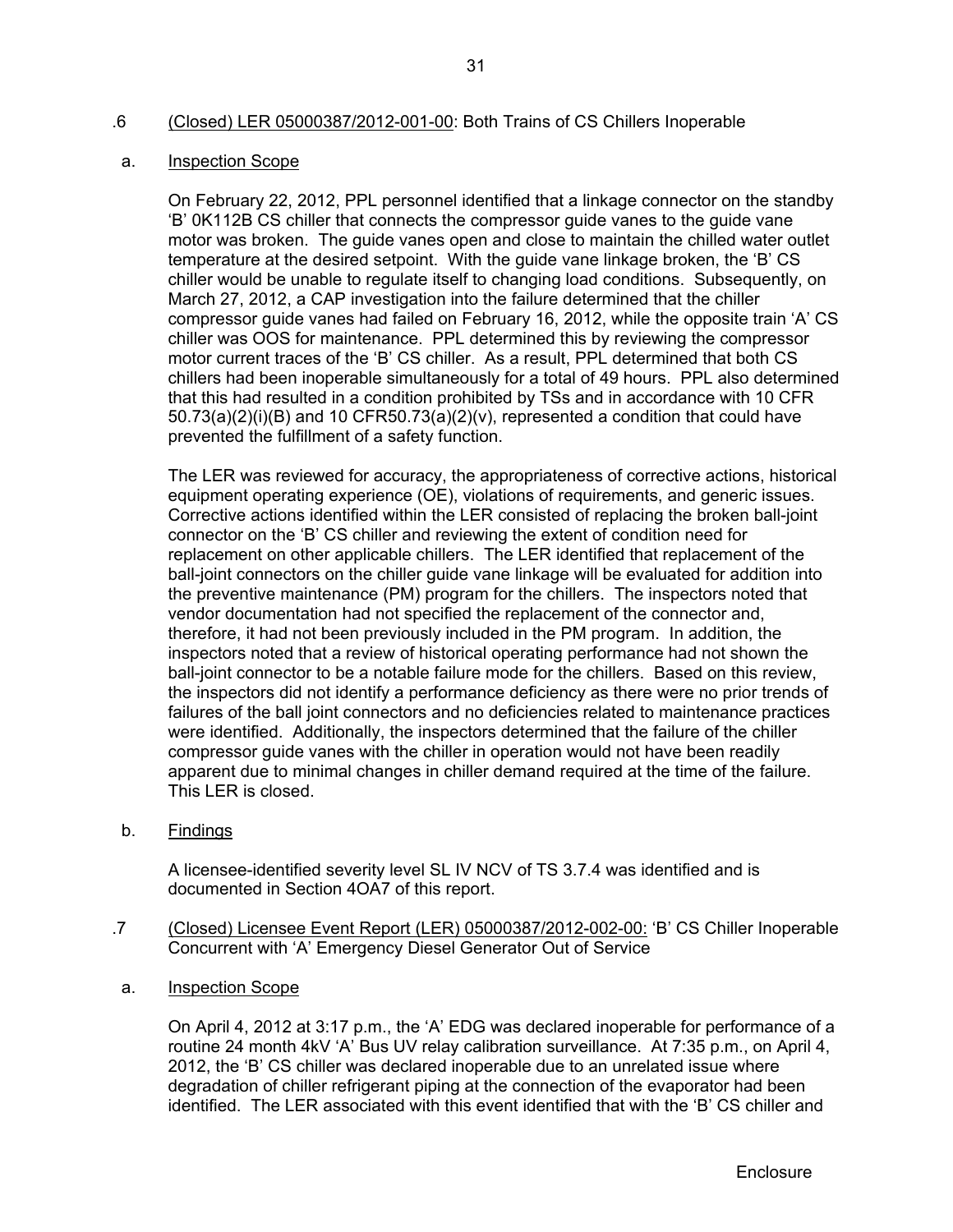.6 (Closed) LER 05000387/2012-001-00: Both Trains of CS Chillers Inoperable

a. Inspection Scope

On February 22, 2012, PPL personnel identified that a linkage connector on the standby 'B' 0K112B CS chiller that connects the compressor guide vanes to the guide vane motor was broken. The guide vanes open and close to maintain the chilled water outlet temperature at the desired setpoint. With the guide vane linkage broken, the 'B' CS chiller would be unable to regulate itself to changing load conditions. Subsequently, on March 27, 2012, a CAP investigation into the failure determined that the chiller compressor guide vanes had failed on February 16, 2012, while the opposite train 'A' CS chiller was OOS for maintenance. PPL determined this by reviewing the compressor motor current traces of the 'B' CS chiller. As a result, PPL determined that both CS chillers had been inoperable simultaneously for a total of 49 hours. PPL also determined that this had resulted in a condition prohibited by TSs and in accordance with 10 CFR 50.73(a)(2)(i)(B) and 10 CFR50.73(a)(2)(v), represented a condition that could have prevented the fulfillment of a safety function.

The LER was reviewed for accuracy, the appropriateness of corrective actions, historical equipment operating experience (OE), violations of requirements, and generic issues. Corrective actions identified within the LER consisted of replacing the broken ball-joint connector on the 'B' CS chiller and reviewing the extent of condition need for replacement on other applicable chillers. The LER identified that replacement of the ball-joint connectors on the chiller guide vane linkage will be evaluated for addition into the preventive maintenance (PM) program for the chillers. The inspectors noted that vendor documentation had not specified the replacement of the connector and, therefore, it had not been previously included in the PM program. In addition, the inspectors noted that a review of historical operating performance had not shown the ball-joint connector to be a notable failure mode for the chillers. Based on this review, the inspectors did not identify a performance deficiency as there were no prior trends of failures of the ball joint connectors and no deficiencies related to maintenance practices were identified. Additionally, the inspectors determined that the failure of the chiller compressor guide vanes with the chiller in operation would not have been readily apparent due to minimal changes in chiller demand required at the time of the failure. This LER is closed.

b. Findings

A licensee-identified severity level SL IV NCV of TS 3.7.4 was identified and is documented in Section 4OA7 of this report.

.7 (Closed) Licensee Event Report (LER) 05000387/2012-002-00: 'B' CS Chiller Inoperable Concurrent with 'A' Emergency Diesel Generator Out of Service

a. Inspection Scope

On April 4, 2012 at 3:17 p.m., the 'A' EDG was declared inoperable for performance of a routine 24 month 4kV 'A' Bus UV relay calibration surveillance. At 7:35 p.m., on April 4, 2012, the 'B' CS chiller was declared inoperable due to an unrelated issue where degradation of chiller refrigerant piping at the connection of the evaporator had been identified. The LER associated with this event identified that with the 'B' CS chiller and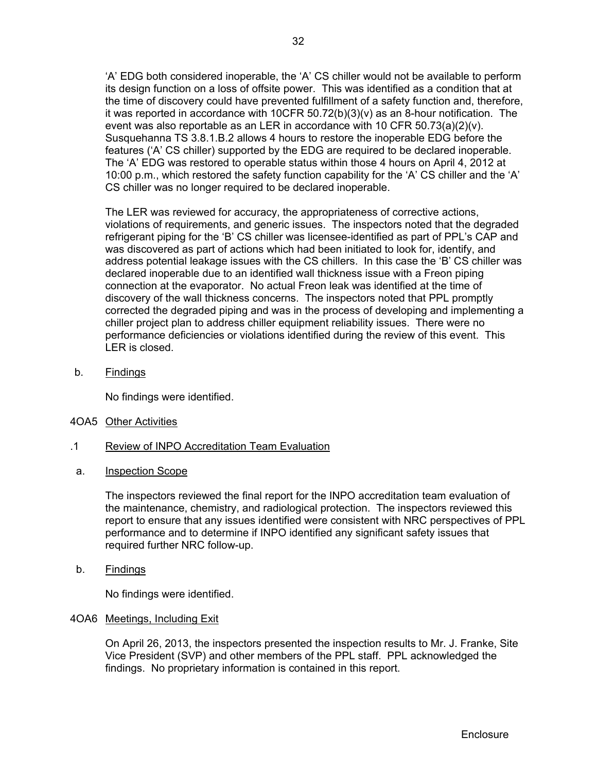'A' EDG both considered inoperable, the 'A' CS chiller would not be available to perform its design function on a loss of offsite power. This was identified as a condition that at the time of discovery could have prevented fulfillment of a safety function and, therefore, it was reported in accordance with 10CFR 50.72(b)(3)(v) as an 8-hour notification. The event was also reportable as an LER in accordance with 10 CFR 50.73(a)(2)(v). Susquehanna TS 3.8.1.B.2 allows 4 hours to restore the inoperable EDG before the features ('A' CS chiller) supported by the EDG are required to be declared inoperable. The 'A' EDG was restored to operable status within those 4 hours on April 4, 2012 at 10:00 p.m., which restored the safety function capability for the 'A' CS chiller and the 'A' CS chiller was no longer required to be declared inoperable.

The LER was reviewed for accuracy, the appropriateness of corrective actions, violations of requirements, and generic issues. The inspectors noted that the degraded refrigerant piping for the 'B' CS chiller was licensee-identified as part of PPL's CAP and was discovered as part of actions which had been initiated to look for, identify, and address potential leakage issues with the CS chillers. In this case the 'B' CS chiller was declared inoperable due to an identified wall thickness issue with a Freon piping connection at the evaporator. No actual Freon leak was identified at the time of discovery of the wall thickness concerns. The inspectors noted that PPL promptly corrected the degraded piping and was in the process of developing and implementing a chiller project plan to address chiller equipment reliability issues. There were no performance deficiencies or violations identified during the review of this event. This LER is closed.

b. Findings

No findings were identified.

## 4OA5 Other Activities

### .1 Review of INPO Accreditation Team Evaluation

a. Inspection Scope

The inspectors reviewed the final report for the INPO accreditation team evaluation of the maintenance, chemistry, and radiological protection. The inspectors reviewed this report to ensure that any issues identified were consistent with NRC perspectives of PPL performance and to determine if INPO identified any significant safety issues that required further NRC follow-up.

b. Findings

No findings were identified.

## 4OA6 Meetings, Including Exit

On April 26, 2013, the inspectors presented the inspection results to Mr. J. Franke, Site Vice President (SVP) and other members of the PPL staff. PPL acknowledged the findings. No proprietary information is contained in this report.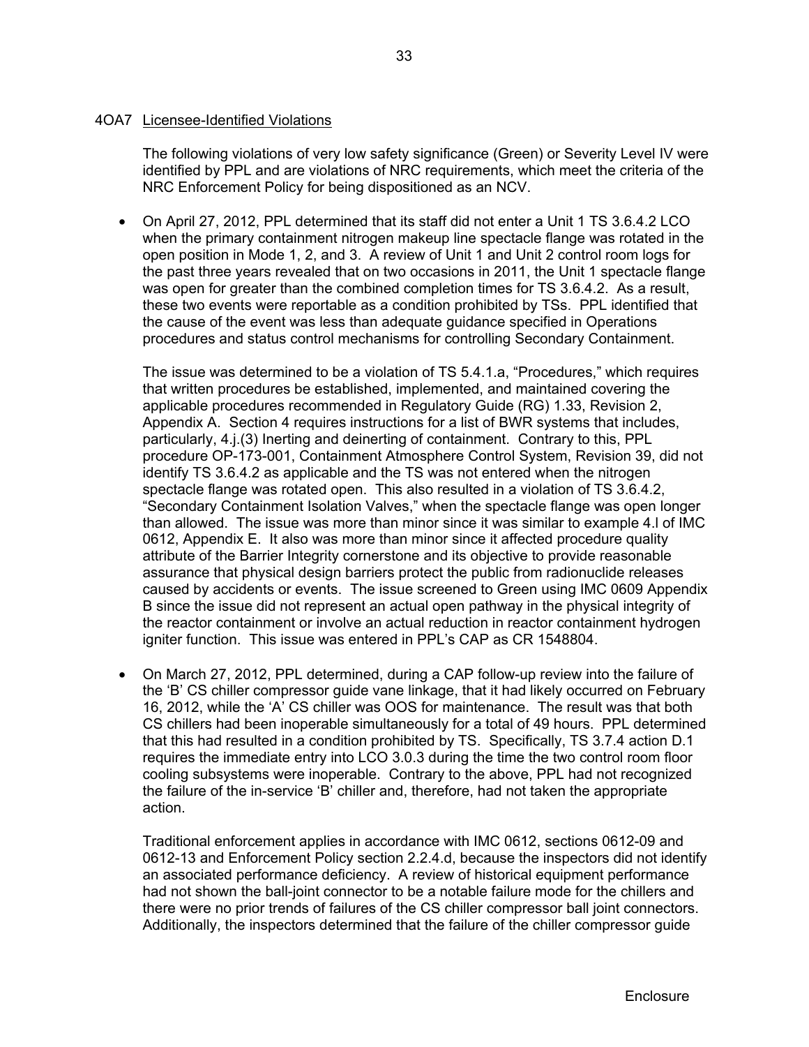## 4OA7 Licensee-Identified Violations

The following violations of very low safety significance (Green) or Severity Level IV were identified by PPL and are violations of NRC requirements, which meet the criteria of the NRC Enforcement Policy for being dispositioned as an NCV.

- On April 27, 2012, PPL determined that its staff did not enter a Unit 1 TS 3.6.4.2 LCO when the primary containment nitrogen makeup line spectacle flange was rotated in the open position in Mode 1, 2, and 3. A review of Unit 1 and Unit 2 control room logs for the past three years revealed that on two occasions in 2011, the Unit 1 spectacle flange was open for greater than the combined completion times for TS 3.6.4.2. As a result, these two events were reportable as a condition prohibited by TSs. PPL identified that the cause of the event was less than adequate guidance specified in Operations procedures and status control mechanisms for controlling Secondary Containment.

  The issue was determined to be a violation of TS 5.4.1.a, "Procedures," which requires that written procedures be established, implemented, and maintained covering the applicable procedures recommended in Regulatory Guide (RG) 1.33, Revision 2, Appendix A. Section 4 requires instructions for a list of BWR systems that includes, particularly, 4.j.(3) Inerting and deinerting of containment. Contrary to this, PPL procedure OP-173-001, Containment Atmosphere Control System, Revision 39, did not identify TS 3.6.4.2 as applicable and the TS was not entered when the nitrogen spectacle flange was rotated open. This also resulted in a violation of TS 3.6.4.2, "Secondary Containment Isolation Valves," when the spectacle flange was open longer than allowed. The issue was more than minor since it was similar to example 4.l of IMC 0612, Appendix E. It also was more than minor since it affected procedure quality attribute of the Barrier Integrity cornerstone and its objective to provide reasonable assurance that physical design barriers protect the public from radionuclide releases caused by accidents or events. The issue screened to Green using IMC 0609 Appendix B since the issue did not represent an actual open pathway in the physical integrity of the reactor containment or involve an actual reduction in reactor containment hydrogen igniter function. This issue was entered in PPL's CAP as CR 1548804.

- On March 27, 2012, PPL determined, during a CAP follow-up review into the failure of the 'B' CS chiller compressor guide vane linkage, that it had likely occurred on February 16, 2012, while the 'A' CS chiller was OOS for maintenance. The result was that both CS chillers had been inoperable simultaneously for a total of 49 hours. PPL determined that this had resulted in a condition prohibited by TS. Specifically, TS 3.7.4 action D.1 requires the immediate entry into LCO 3.0.3 during the time the two control room floor cooling subsystems were inoperable. Contrary to the above, PPL had not recognized the failure of the in-service 'B' chiller and, therefore, had not taken the appropriate action.

  Traditional enforcement applies in accordance with IMC 0612, sections 0612-09 and 0612-13 and Enforcement Policy section 2.2.4.d, because the inspectors did not identify an associated performance deficiency. A review of historical equipment performance had not shown the ball-joint connector to be a notable failure mode for the chillers and there were no prior trends of failures of the CS chiller compressor ball joint connectors. Additionally, the inspectors determined that the failure of the chiller compressor guide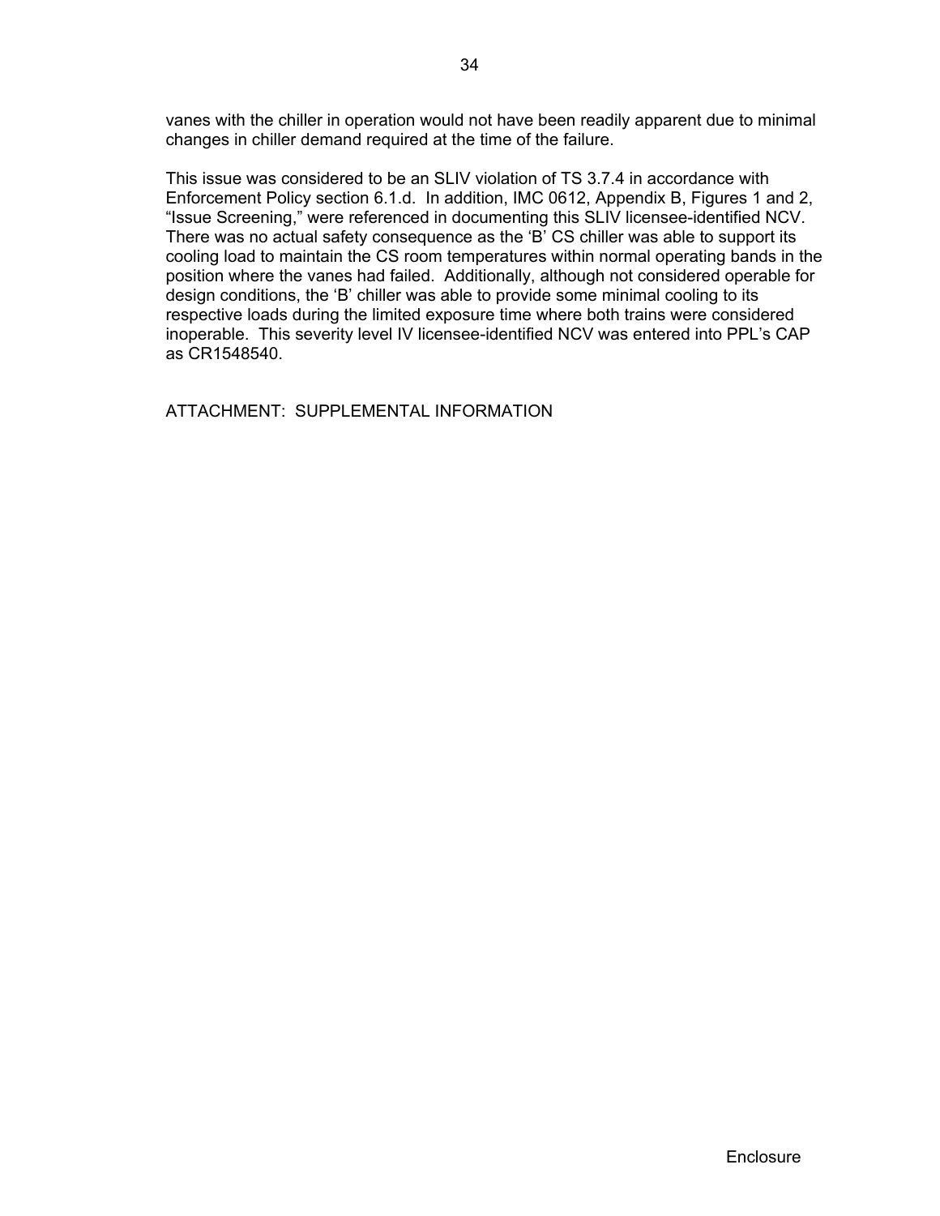vanes with the chiller in operation would not have been readily apparent due to minimal changes in chiller demand required at the time of the failure.

This issue was considered to be an SLIV violation of TS 3.7.4 in accordance with Enforcement Policy section 6.1.d. In addition, IMC 0612, Appendix B, Figures 1 and 2, "Issue Screening," were referenced in documenting this SLIV licensee-identified NCV. There was no actual safety consequence as the 'B' CS chiller was able to support its cooling load to maintain the CS room temperatures within normal operating bands in the position where the vanes had failed. Additionally, although not considered operable for design conditions, the 'B' chiller was able to provide some minimal cooling to its respective loads during the limited exposure time where both trains were considered inoperable. This severity level IV licensee-identified NCV was entered into PPL's CAP as CR1548540.

ATTACHMENT: SUPPLEMENTAL INFORMATION

Enclosure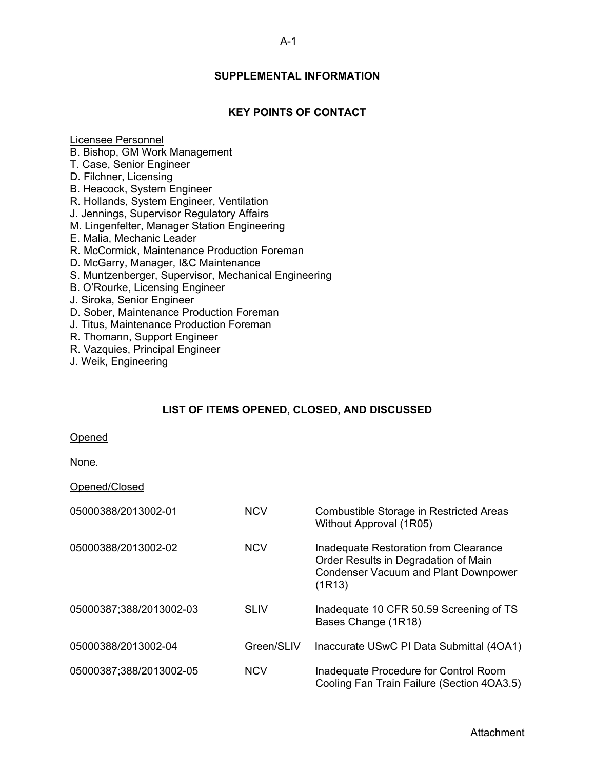## SUPPLEMENTAL INFORMATION

## KEY POINTS OF CONTACT

Licensee Personnel

B. Bishop, GM Work Management
T. Case, Senior Engineer
D. Filchner, Licensing
B. Heacock, System Engineer
R. Hollands, System Engineer, Ventilation
J. Jennings, Supervisor Regulatory Affairs
M. Lingenfelter, Manager Station Engineering
E. Malia, Mechanic Leader
R. McCormick, Maintenance Production Foreman
D. McGarry, Manager, I&C Maintenance
S. Muntzenberger, Supervisor, Mechanical Engineering
B. O'Rourke, Licensing Engineer
J. Siroka, Senior Engineer
D. Sober, Maintenance Production Foreman
J. Titus, Maintenance Production Foreman
R. Thomann, Support Engineer
R. Vazquies, Principal Engineer
J. Weik, Engineering

## LIST OF ITEMS OPENED, CLOSED, AND DISCUSSED

Opened

None.

Opened/Closed

| | | |
|---|---|---|
| 05000388/2013002-01 | NCV | Combustible Storage in Restricted Areas Without Approval (1R05) |
| 05000388/2013002-02 | NCV | Inadequate Restoration from Clearance Order Results in Degradation of Main Condenser Vacuum and Plant Downpower (1R13) |
| 05000387;388/2013002-03 | SLIV | Inadequate 10 CFR 50.59 Screening of TS Bases Change (1R18) |
| 05000388/2013002-04 | Green/SLIV | Inaccurate USwC PI Data Submittal (4OA1) |
| 05000387;388/2013002-05 | NCV | Inadequate Procedure for Control Room Cooling Fan Train Failure (Section 4OA3.5) |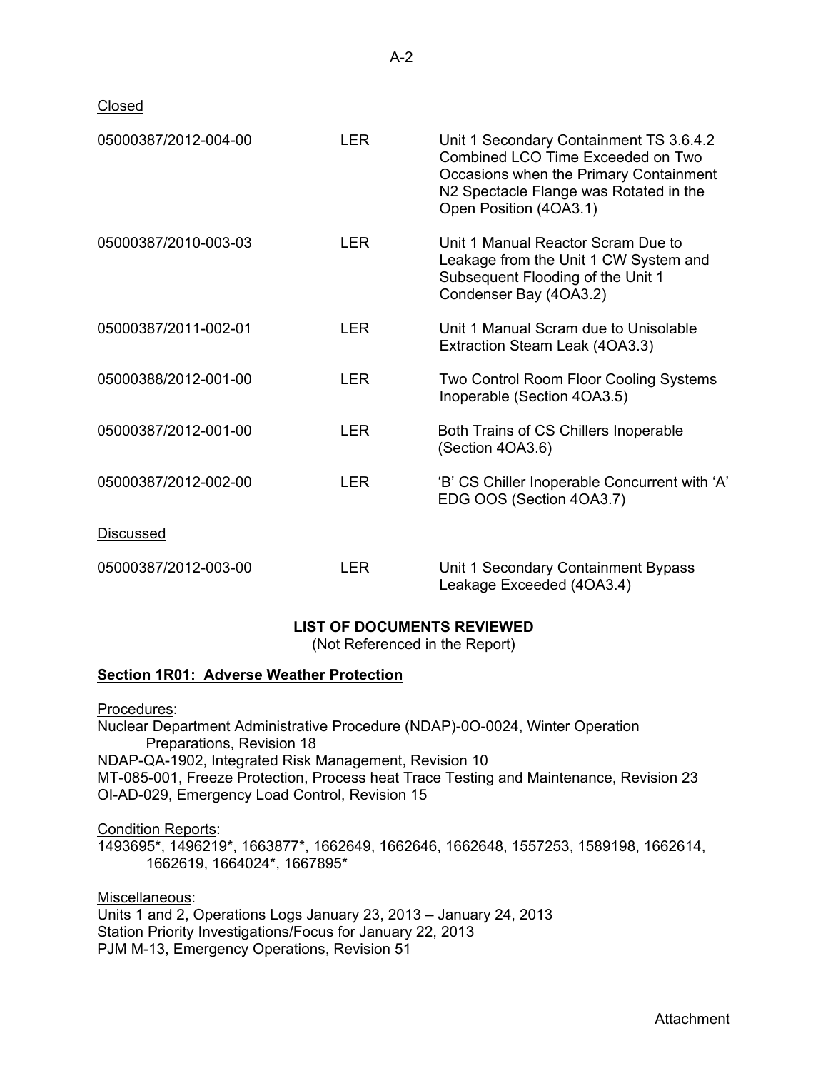Closed

| | | |
|---|---|---|
| 05000387/2012-004-00 | LER | Unit 1 Secondary Containment TS 3.6.4.2 Combined LCO Time Exceeded on Two Occasions when the Primary Containment N2 Spectacle Flange was Rotated in the Open Position (4OA3.1) |
| 05000387/2010-003-03 | LER | Unit 1 Manual Reactor Scram Due to Leakage from the Unit 1 CW System and Subsequent Flooding of the Unit 1 Condenser Bay (4OA3.2) |
| 05000387/2011-002-01 | LER | Unit 1 Manual Scram due to Unisolable Extraction Steam Leak (4OA3.3) |
| 05000388/2012-001-00 | LER | Two Control Room Floor Cooling Systems Inoperable (Section 4OA3.5) |
| 05000387/2012-001-00 | LER | Both Trains of CS Chillers Inoperable (Section 4OA3.6) |
| 05000387/2012-002-00 | LER | 'B' CS Chiller Inoperable Concurrent with 'A' EDG OOS (Section 4OA3.7) |

Discussed

| | | |
|---|---|---|
| 05000387/2012-003-00 | LER | Unit 1 Secondary Containment Bypass Leakage Exceeded (4OA3.4) |

## LIST OF DOCUMENTS REVIEWED

(Not Referenced in the Report)

### Section 1R01: Adverse Weather Protection

Procedures:

Nuclear Department Administrative Procedure (NDAP)-0O-0024, Winter Operation Preparations, Revision 18
NDAP-QA-1902, Integrated Risk Management, Revision 10
MT-085-001, Freeze Protection, Process heat Trace Testing and Maintenance, Revision 23
OI-AD-029, Emergency Load Control, Revision 15

Condition Reports:

1493695*, 1496219*, 1663877*, 1662649, 1662646, 1662648, 1557253, 1589198, 1662614, 1662619, 1664024*, 1667895*

Miscellaneous:

Units 1 and 2, Operations Logs January 23, 2013 – January 24, 2013
Station Priority Investigations/Focus for January 22, 2013
PJM M-13, Emergency Operations, Revision 51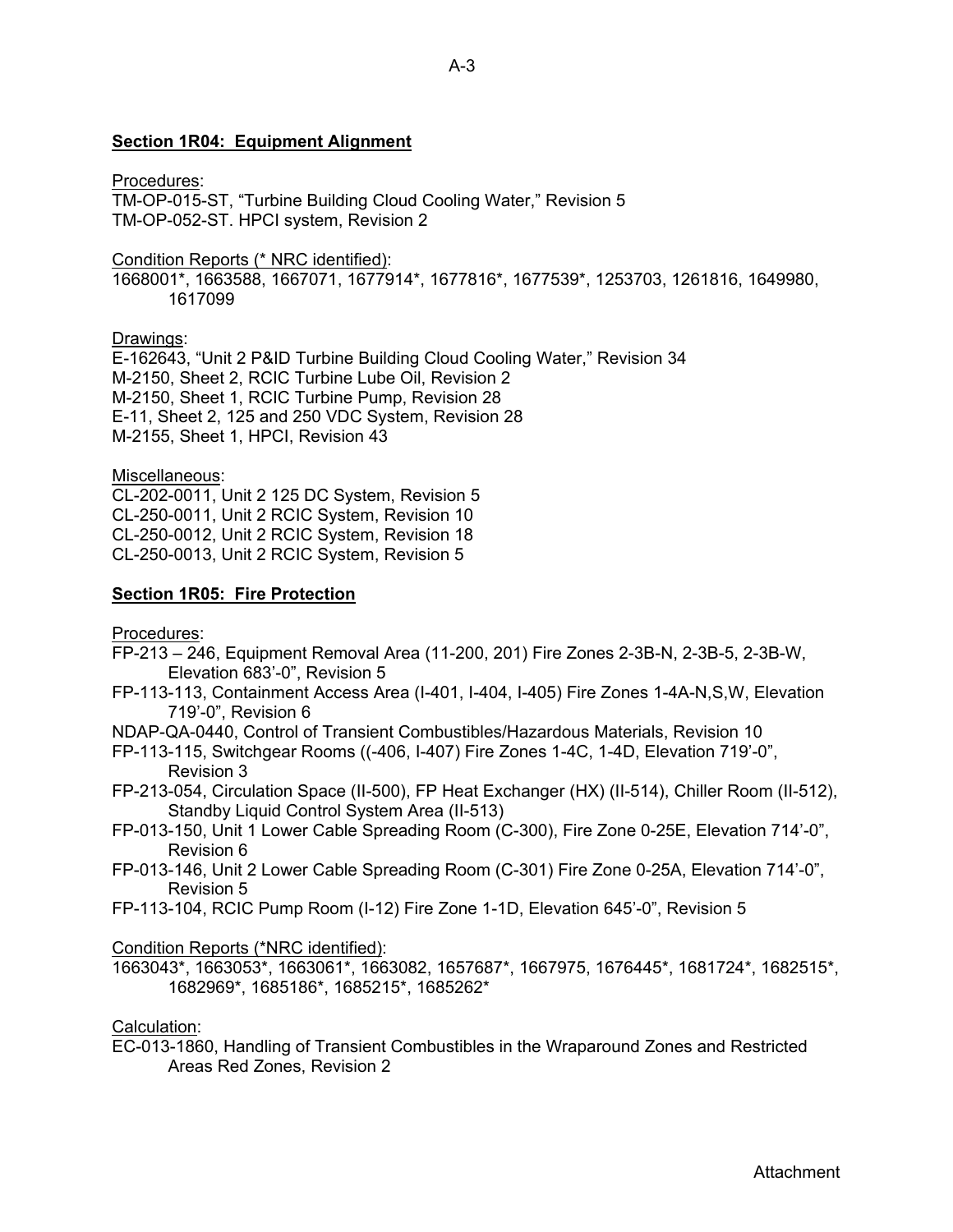**Section 1R04: Equipment Alignment**

Procedures:
TM-OP-015-ST, "Turbine Building Cloud Cooling Water," Revision 5
TM-OP-052-ST. HPCI system, Revision 2

Condition Reports (* NRC identified):
1668001*, 1663588, 1667071, 1677914*, 1677816*, 1677539*, 1253703, 1261816, 1649980, 1617099

Drawings:
E-162643, "Unit 2 P&ID Turbine Building Cloud Cooling Water," Revision 34
M-2150, Sheet 2, RCIC Turbine Lube Oil, Revision 2
M-2150, Sheet 1, RCIC Turbine Pump, Revision 28
E-11, Sheet 2, 125 and 250 VDC System, Revision 28
M-2155, Sheet 1, HPCI, Revision 43

Miscellaneous:
CL-202-0011, Unit 2 125 DC System, Revision 5
CL-250-0011, Unit 2 RCIC System, Revision 10
CL-250-0012, Unit 2 RCIC System, Revision 18
CL-250-0013, Unit 2 RCIC System, Revision 5

**Section 1R05: Fire Protection**

Procedures:
FP-213 – 246, Equipment Removal Area (11-200, 201) Fire Zones 2-3B-N, 2-3B-5, 2-3B-W, Elevation 683'-0", Revision 5
FP-113-113, Containment Access Area (I-401, I-404, I-405) Fire Zones 1-4A-N,S,W, Elevation 719'-0", Revision 6
NDAP-QA-0440, Control of Transient Combustibles/Hazardous Materials, Revision 10
FP-113-115, Switchgear Rooms ((-406, I-407) Fire Zones 1-4C, 1-4D, Elevation 719'-0", Revision 3
FP-213-054, Circulation Space (II-500), FP Heat Exchanger (HX) (II-514), Chiller Room (II-512), Standby Liquid Control System Area (II-513)
FP-013-150, Unit 1 Lower Cable Spreading Room (C-300), Fire Zone 0-25E, Elevation 714'-0", Revision 6
FP-013-146, Unit 2 Lower Cable Spreading Room (C-301) Fire Zone 0-25A, Elevation 714'-0", Revision 5
FP-113-104, RCIC Pump Room (I-12) Fire Zone 1-1D, Elevation 645'-0", Revision 5

Condition Reports (*NRC identified):
1663043*, 1663053*, 1663061*, 1663082, 1657687*, 1667975, 1676445*, 1681724*, 1682515*, 1682969*, 1685186*, 1685215*, 1685262*

Calculation:
EC-013-1860, Handling of Transient Combustibles in the Wraparound Zones and Restricted Areas Red Zones, Revision 2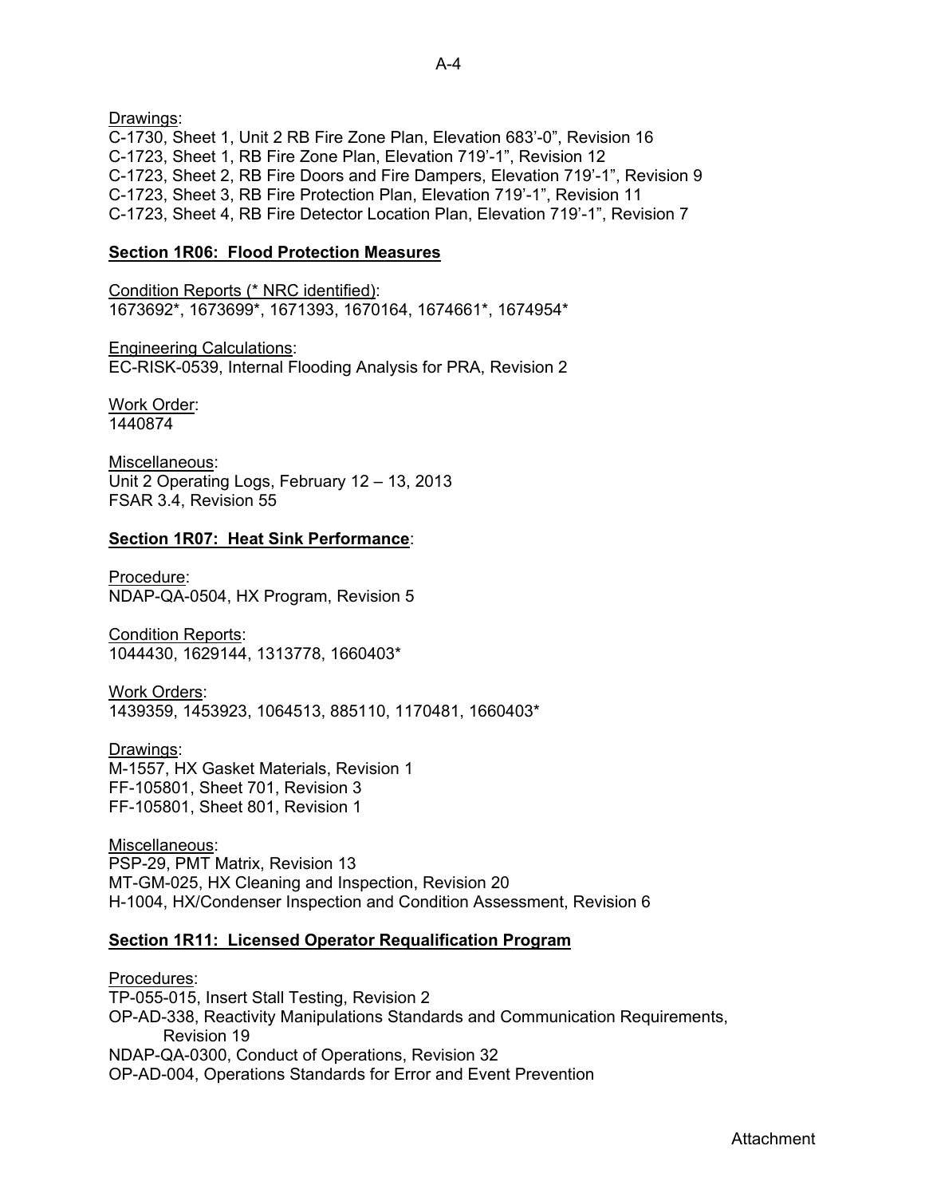Drawings:
C-1730, Sheet 1, Unit 2 RB Fire Zone Plan, Elevation 683'-0", Revision 16
C-1723, Sheet 1, RB Fire Zone Plan, Elevation 719'-1", Revision 12
C-1723, Sheet 2, RB Fire Doors and Fire Dampers, Elevation 719'-1", Revision 9
C-1723, Sheet 3, RB Fire Protection Plan, Elevation 719'-1", Revision 11
C-1723, Sheet 4, RB Fire Detector Location Plan, Elevation 719'-1", Revision 7

**Section 1R06: Flood Protection Measures**

Condition Reports (* NRC identified):
1673692*, 1673699*, 1671393, 1670164, 1674661*, 1674954*

Engineering Calculations:
EC-RISK-0539, Internal Flooding Analysis for PRA, Revision 2

Work Order:
1440874

Miscellaneous:
Unit 2 Operating Logs, February 12 – 13, 2013
FSAR 3.4, Revision 55

**Section 1R07: Heat Sink Performance**:

Procedure:
NDAP-QA-0504, HX Program, Revision 5

Condition Reports:
1044430, 1629144, 1313778, 1660403*

Work Orders:
1439359, 1453923, 1064513, 885110, 1170481, 1660403*

Drawings:
M-1557, HX Gasket Materials, Revision 1
FF-105801, Sheet 701, Revision 3
FF-105801, Sheet 801, Revision 1

Miscellaneous:
PSP-29, PMT Matrix, Revision 13
MT-GM-025, HX Cleaning and Inspection, Revision 20
H-1004, HX/Condenser Inspection and Condition Assessment, Revision 6

**Section 1R11: Licensed Operator Requalification Program**

Procedures:
TP-055-015, Insert Stall Testing, Revision 2
OP-AD-338, Reactivity Manipulations Standards and Communication Requirements, Revision 19
NDAP-QA-0300, Conduct of Operations, Revision 32
OP-AD-004, Operations Standards for Error and Event Prevention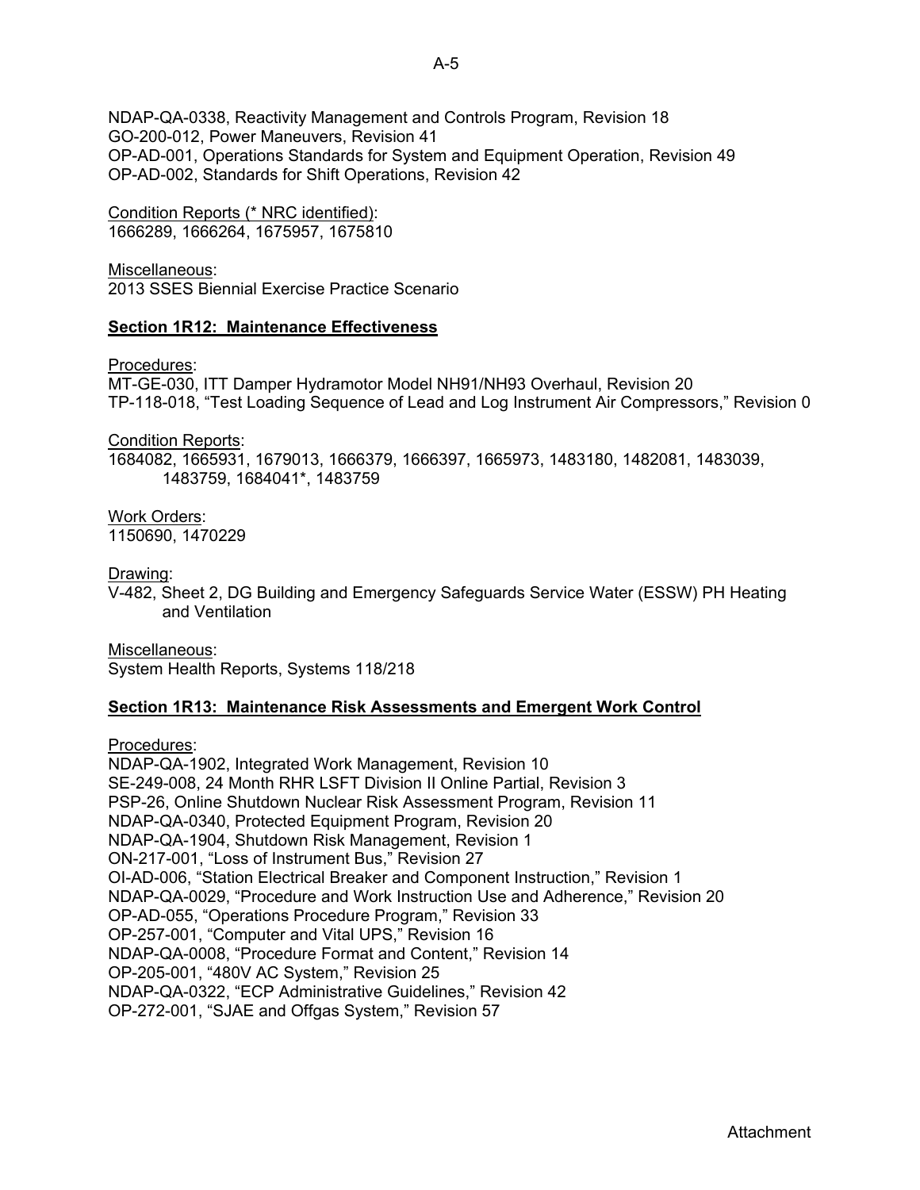NDAP-QA-0338, Reactivity Management and Controls Program, Revision 18
GO-200-012, Power Maneuvers, Revision 41
OP-AD-001, Operations Standards for System and Equipment Operation, Revision 49
OP-AD-002, Standards for Shift Operations, Revision 42

Condition Reports (* NRC identified):
1666289, 1666264, 1675957, 1675810

Miscellaneous:
2013 SSES Biennial Exercise Practice Scenario

**Section 1R12: Maintenance Effectiveness**

Procedures:
MT-GE-030, ITT Damper Hydramotor Model NH91/NH93 Overhaul, Revision 20
TP-118-018, "Test Loading Sequence of Lead and Log Instrument Air Compressors," Revision 0

Condition Reports:
1684082, 1665931, 1679013, 1666379, 1666397, 1665973, 1483180, 1482081, 1483039, 1483759, 1684041*, 1483759

Work Orders:
1150690, 1470229

Drawing:
V-482, Sheet 2, DG Building and Emergency Safeguards Service Water (ESSW) PH Heating and Ventilation

Miscellaneous:
System Health Reports, Systems 118/218

**Section 1R13: Maintenance Risk Assessments and Emergent Work Control**

Procedures:
NDAP-QA-1902, Integrated Work Management, Revision 10
SE-249-008, 24 Month RHR LSFT Division II Online Partial, Revision 3
PSP-26, Online Shutdown Nuclear Risk Assessment Program, Revision 11
NDAP-QA-0340, Protected Equipment Program, Revision 20
NDAP-QA-1904, Shutdown Risk Management, Revision 1
ON-217-001, "Loss of Instrument Bus," Revision 27
OI-AD-006, "Station Electrical Breaker and Component Instruction," Revision 1
NDAP-QA-0029, "Procedure and Work Instruction Use and Adherence," Revision 20
OP-AD-055, "Operations Procedure Program," Revision 33
OP-257-001, "Computer and Vital UPS," Revision 16
NDAP-QA-0008, "Procedure Format and Content," Revision 14
OP-205-001, "480V AC System," Revision 25
NDAP-QA-0322, "ECP Administrative Guidelines," Revision 42
OP-272-001, "SJAE and Offgas System," Revision 57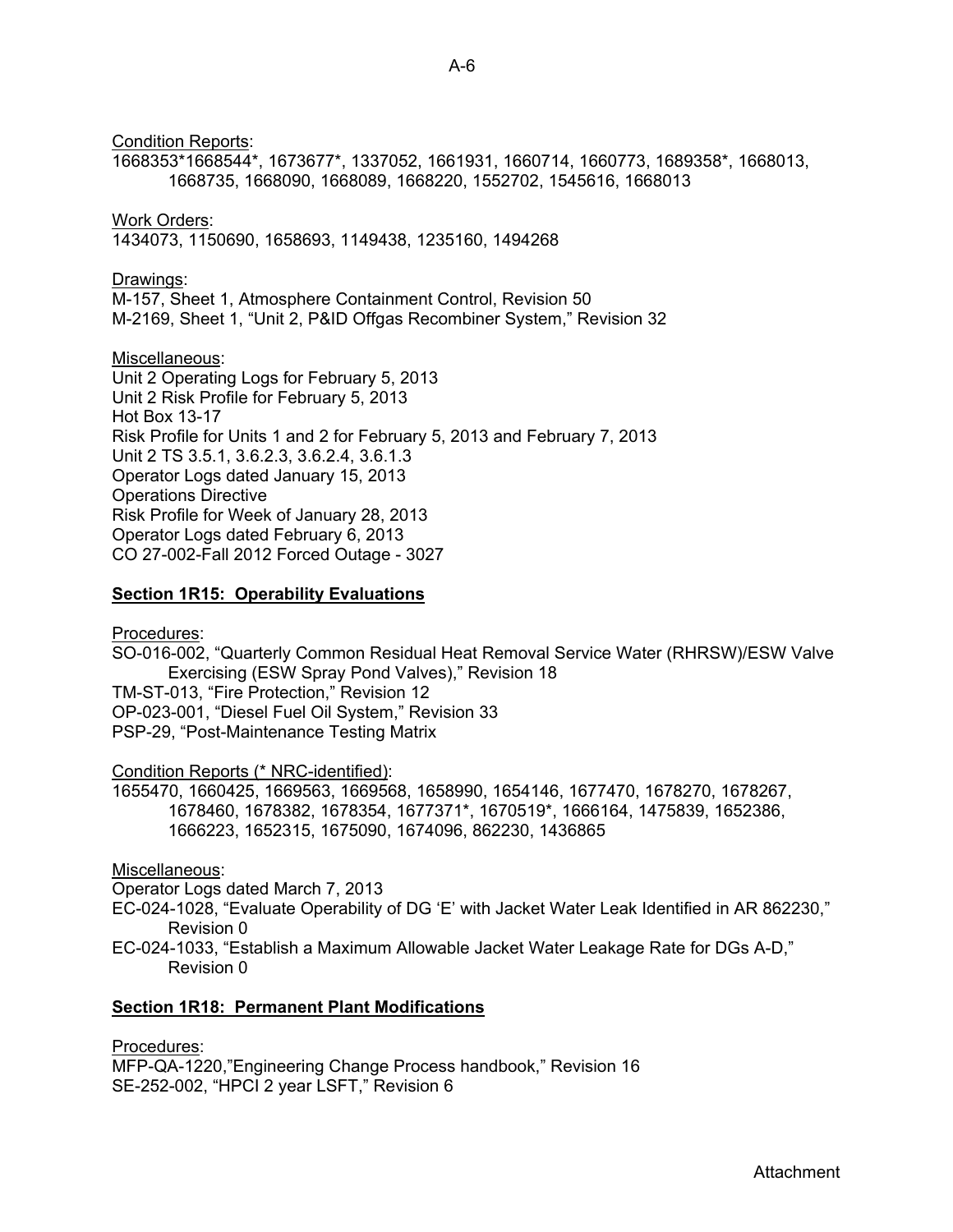Condition Reports:
1668353*1668544*, 1673677*, 1337052, 1661931, 1660714, 1660773, 1689358*, 1668013, 1668735, 1668090, 1668089, 1668220, 1552702, 1545616, 1668013

Work Orders:
1434073, 1150690, 1658693, 1149438, 1235160, 1494268

Drawings:
M-157, Sheet 1, Atmosphere Containment Control, Revision 50
M-2169, Sheet 1, "Unit 2, P&ID Offgas Recombiner System," Revision 32

Miscellaneous:
Unit 2 Operating Logs for February 5, 2013
Unit 2 Risk Profile for February 5, 2013
Hot Box 13-17
Risk Profile for Units 1 and 2 for February 5, 2013 and February 7, 2013
Unit 2 TS 3.5.1, 3.6.2.3, 3.6.2.4, 3.6.1.3
Operator Logs dated January 15, 2013
Operations Directive
Risk Profile for Week of January 28, 2013
Operator Logs dated February 6, 2013
CO 27-002-Fall 2012 Forced Outage - 3027

## Section 1R15: Operability Evaluations

Procedures:
SO-016-002, "Quarterly Common Residual Heat Removal Service Water (RHRSW)/ESW Valve Exercising (ESW Spray Pond Valves)," Revision 18
TM-ST-013, "Fire Protection," Revision 12
OP-023-001, "Diesel Fuel Oil System," Revision 33
PSP-29, "Post-Maintenance Testing Matrix

Condition Reports (* NRC-identified):
1655470, 1660425, 1669563, 1669568, 1658990, 1654146, 1677470, 1678270, 1678267, 1678460, 1678382, 1678354, 1677371*, 1670519*, 1666164, 1475839, 1652386, 1666223, 1652315, 1675090, 1674096, 862230, 1436865

Miscellaneous:
Operator Logs dated March 7, 2013
EC-024-1028, "Evaluate Operability of DG 'E' with Jacket Water Leak Identified in AR 862230," Revision 0
EC-024-1033, "Establish a Maximum Allowable Jacket Water Leakage Rate for DGs A-D," Revision 0

## Section 1R18: Permanent Plant Modifications

Procedures:
MFP-QA-1220,"Engineering Change Process handbook," Revision 16
SE-252-002, "HPCI 2 year LSFT," Revision 6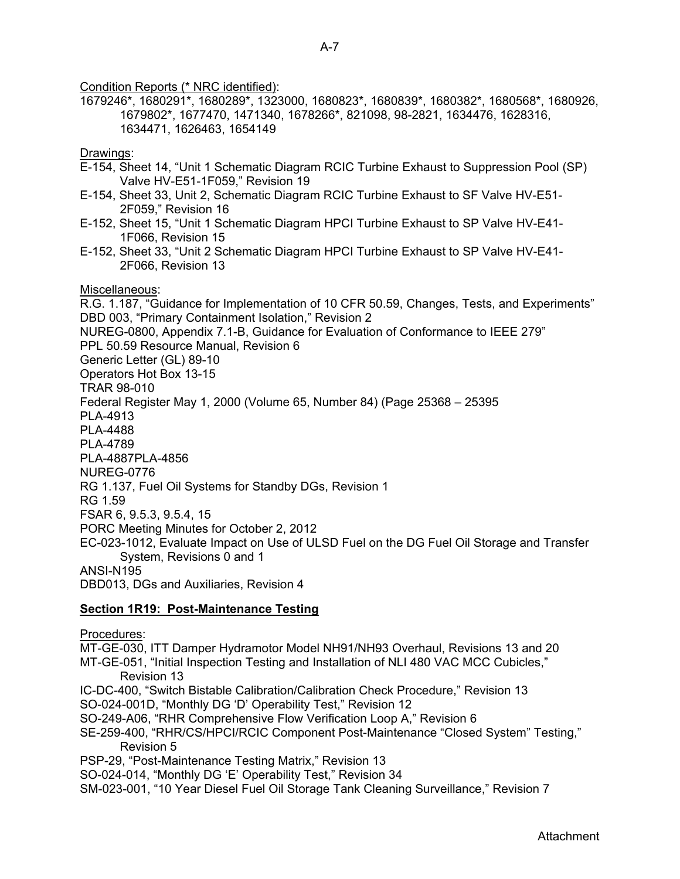Condition Reports (* NRC identified):

1679246*, 1680291*, 1680289*, 1323000, 1680823*, 1680839*, 1680382*, 1680568*, 1680926, 1679802*, 1677470, 1471340, 1678266*, 821098, 98-2821, 1634476, 1628316, 1634471, 1626463, 1654149

Drawings:

E-154, Sheet 14, "Unit 1 Schematic Diagram RCIC Turbine Exhaust to Suppression Pool (SP) Valve HV-E51-1F059," Revision 19

E-154, Sheet 33, Unit 2, Schematic Diagram RCIC Turbine Exhaust to SF Valve HV-E51-2F059," Revision 16

E-152, Sheet 15, "Unit 1 Schematic Diagram HPCI Turbine Exhaust to SP Valve HV-E41-1F066, Revision 15

E-152, Sheet 33, "Unit 2 Schematic Diagram HPCI Turbine Exhaust to SP Valve HV-E41-2F066, Revision 13

Miscellaneous:

R.G. 1.187, "Guidance for Implementation of 10 CFR 50.59, Changes, Tests, and Experiments"
DBD 003, "Primary Containment Isolation," Revision 2
NUREG-0800, Appendix 7.1-B, Guidance for Evaluation of Conformance to IEEE 279"
PPL 50.59 Resource Manual, Revision 6
Generic Letter (GL) 89-10
Operators Hot Box 13-15
TRAR 98-010
Federal Register May 1, 2000 (Volume 65, Number 84) (Page 25368 – 25395
PLA-4913
PLA-4488
PLA-4789
PLA-4887PLA-4856
NUREG-0776
RG 1.137, Fuel Oil Systems for Standby DGs, Revision 1
RG 1.59
FSAR 6, 9.5.3, 9.5.4, 15
PORC Meeting Minutes for October 2, 2012
EC-023-1012, Evaluate Impact on Use of ULSD Fuel on the DG Fuel Oil Storage and Transfer System, Revisions 0 and 1
ANSI-N195
DBD013, DGs and Auxiliaries, Revision 4

**Section 1R19: Post-Maintenance Testing**

Procedures:

MT-GE-030, ITT Damper Hydramotor Model NH91/NH93 Overhaul, Revisions 13 and 20
MT-GE-051, "Initial Inspection Testing and Installation of NLI 480 VAC MCC Cubicles," Revision 13
IC-DC-400, "Switch Bistable Calibration/Calibration Check Procedure," Revision 13
SO-024-001D, "Monthly DG 'D' Operability Test," Revision 12
SO-249-A06, "RHR Comprehensive Flow Verification Loop A," Revision 6
SE-259-400, "RHR/CS/HPCI/RCIC Component Post-Maintenance "Closed System" Testing," Revision 5
PSP-29, "Post-Maintenance Testing Matrix," Revision 13
SO-024-014, "Monthly DG 'E' Operability Test," Revision 34
SM-023-001, "10 Year Diesel Fuel Oil Storage Tank Cleaning Surveillance," Revision 7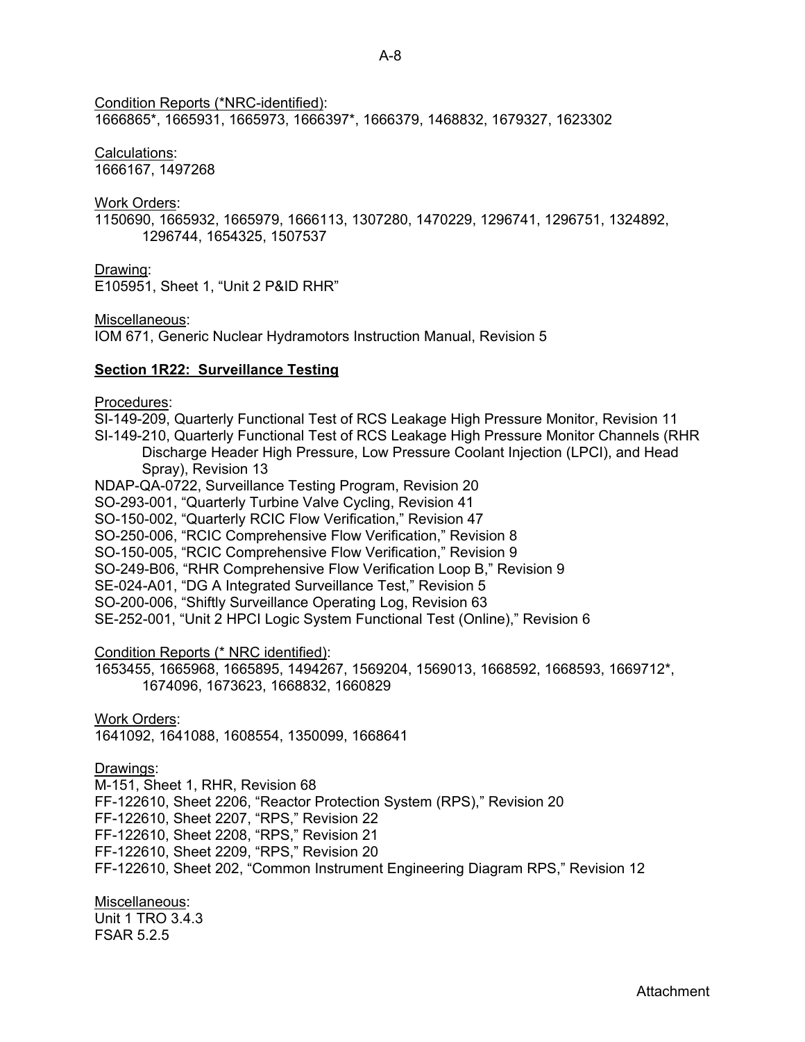Condition Reports (*NRC-identified):
1666865*, 1665931, 1665973, 1666397*, 1666379, 1468832, 1679327, 1623302

Calculations:
1666167, 1497268

Work Orders:
1150690, 1665932, 1665979, 1666113, 1307280, 1470229, 1296741, 1296751, 1324892, 1296744, 1654325, 1507537

Drawing:
E105951, Sheet 1, "Unit 2 P&ID RHR"

Miscellaneous:
IOM 671, Generic Nuclear Hydramotors Instruction Manual, Revision 5

**Section 1R22: Surveillance Testing**

Procedures:
SI-149-209, Quarterly Functional Test of RCS Leakage High Pressure Monitor, Revision 11
SI-149-210, Quarterly Functional Test of RCS Leakage High Pressure Monitor Channels (RHR Discharge Header High Pressure, Low Pressure Coolant Injection (LPCI), and Head Spray), Revision 13
NDAP-QA-0722, Surveillance Testing Program, Revision 20
SO-293-001, "Quarterly Turbine Valve Cycling, Revision 41
SO-150-002, "Quarterly RCIC Flow Verification," Revision 47
SO-250-006, "RCIC Comprehensive Flow Verification," Revision 8
SO-150-005, "RCIC Comprehensive Flow Verification," Revision 9
SO-249-B06, "RHR Comprehensive Flow Verification Loop B," Revision 9
SE-024-A01, "DG A Integrated Surveillance Test," Revision 5
SO-200-006, "Shiftly Surveillance Operating Log, Revision 63
SE-252-001, "Unit 2 HPCI Logic System Functional Test (Online)," Revision 6

Condition Reports (* NRC identified):
1653455, 1665968, 1665895, 1494267, 1569204, 1569013, 1668592, 1668593, 1669712*, 1674096, 1673623, 1668832, 1660829

Work Orders:
1641092, 1641088, 1608554, 1350099, 1668641

Drawings:
M-151, Sheet 1, RHR, Revision 68
FF-122610, Sheet 2206, "Reactor Protection System (RPS)," Revision 20
FF-122610, Sheet 2207, "RPS," Revision 22
FF-122610, Sheet 2208, "RPS," Revision 21
FF-122610, Sheet 2209, "RPS," Revision 20
FF-122610, Sheet 202, "Common Instrument Engineering Diagram RPS," Revision 12

Miscellaneous:
Unit 1 TRO 3.4.3
FSAR 5.2.5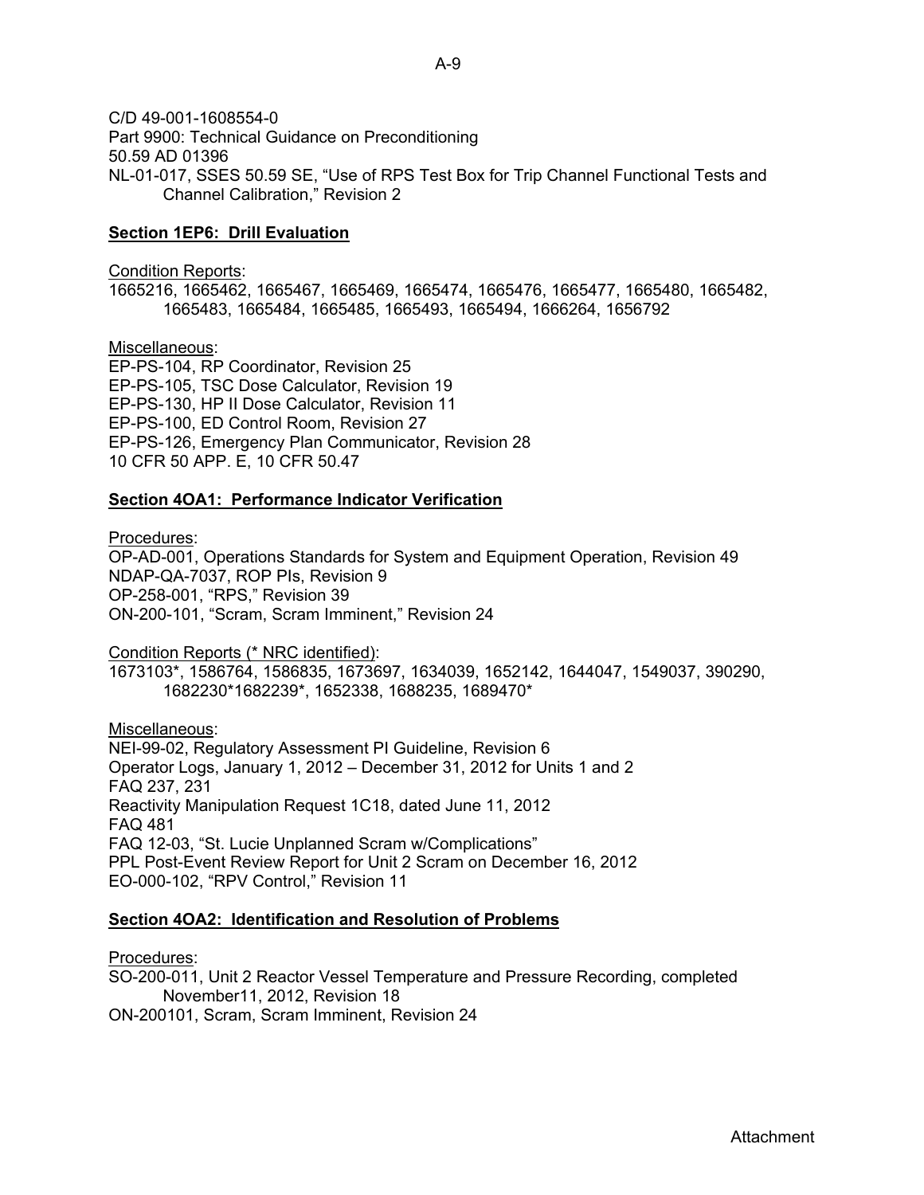C/D 49-001-1608554-0
Part 9900: Technical Guidance on Preconditioning
50.59 AD 01396
NL-01-017, SSES 50.59 SE, "Use of RPS Test Box for Trip Channel Functional Tests and Channel Calibration," Revision 2

**Section 1EP6: Drill Evaluation**

Condition Reports:
1665216, 1665462, 1665467, 1665469, 1665474, 1665476, 1665477, 1665480, 1665482, 1665483, 1665484, 1665485, 1665493, 1665494, 1666264, 1656792

Miscellaneous:
EP-PS-104, RP Coordinator, Revision 25
EP-PS-105, TSC Dose Calculator, Revision 19
EP-PS-130, HP II Dose Calculator, Revision 11
EP-PS-100, ED Control Room, Revision 27
EP-PS-126, Emergency Plan Communicator, Revision 28
10 CFR 50 APP. E, 10 CFR 50.47

**Section 4OA1: Performance Indicator Verification**

Procedures:
OP-AD-001, Operations Standards for System and Equipment Operation, Revision 49
NDAP-QA-7037, ROP PIs, Revision 9
OP-258-001, "RPS," Revision 39
ON-200-101, "Scram, Scram Imminent," Revision 24

Condition Reports (* NRC identified):
1673103*, 1586764, 1586835, 1673697, 1634039, 1652142, 1644047, 1549037, 390290, 1682230*1682239*, 1652338, 1688235, 1689470*

Miscellaneous:
NEI-99-02, Regulatory Assessment PI Guideline, Revision 6
Operator Logs, January 1, 2012 – December 31, 2012 for Units 1 and 2
FAQ 237, 231
Reactivity Manipulation Request 1C18, dated June 11, 2012
FAQ 481
FAQ 12-03, "St. Lucie Unplanned Scram w/Complications"
PPL Post-Event Review Report for Unit 2 Scram on December 16, 2012
EO-000-102, "RPV Control," Revision 11

**Section 4OA2: Identification and Resolution of Problems**

Procedures:
SO-200-011, Unit 2 Reactor Vessel Temperature and Pressure Recording, completed November11, 2012, Revision 18
ON-200101, Scram, Scram Imminent, Revision 24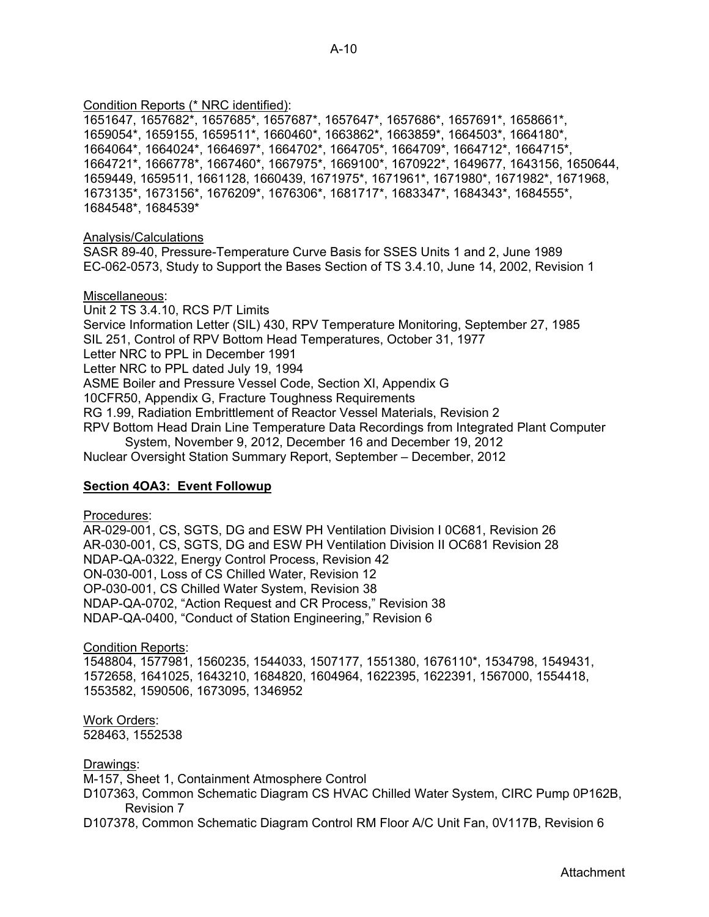Condition Reports (* NRC identified):

1651647, 1657682*, 1657685*, 1657687*, 1657647*, 1657686*, 1657691*, 1658661*, 1659054*, 1659155, 1659511*, 1660460*, 1663862*, 1663859*, 1664503*, 1664180*, 1664064*, 1664024*, 1664697*, 1664702*, 1664705*, 1664709*, 1664712*, 1664715*, 1664721*, 1666778*, 1667460*, 1667975*, 1669100*, 1670922*, 1649677, 1643156, 1650644, 1659449, 1659511, 1661128, 1660439, 1671975*, 1671961*, 1671980*, 1671982*, 1671968, 1673135*, 1673156*, 1676209*, 1676306*, 1681717*, 1683347*, 1684343*, 1684555*, 1684548*, 1684539*

Analysis/Calculations

SASR 89-40, Pressure-Temperature Curve Basis for SSES Units 1 and 2, June 1989
EC-062-0573, Study to Support the Bases Section of TS 3.4.10, June 14, 2002, Revision 1

Miscellaneous:

Unit 2 TS 3.4.10, RCS P/T Limits
Service Information Letter (SIL) 430, RPV Temperature Monitoring, September 27, 1985
SIL 251, Control of RPV Bottom Head Temperatures, October 31, 1977
Letter NRC to PPL in December 1991
Letter NRC to PPL dated July 19, 1994
ASME Boiler and Pressure Vessel Code, Section XI, Appendix G
10CFR50, Appendix G, Fracture Toughness Requirements
RG 1.99, Radiation Embrittlement of Reactor Vessel Materials, Revision 2
RPV Bottom Head Drain Line Temperature Data Recordings from Integrated Plant Computer System, November 9, 2012, December 16 and December 19, 2012
Nuclear Oversight Station Summary Report, September – December, 2012

**Section 4OA3: Event Followup**

Procedures:

AR-029-001, CS, SGTS, DG and ESW PH Ventilation Division I 0C681, Revision 26
AR-030-001, CS, SGTS, DG and ESW PH Ventilation Division II OC681 Revision 28
NDAP-QA-0322, Energy Control Process, Revision 42
ON-030-001, Loss of CS Chilled Water, Revision 12
OP-030-001, CS Chilled Water System, Revision 38
NDAP-QA-0702, "Action Request and CR Process," Revision 38
NDAP-QA-0400, "Conduct of Station Engineering," Revision 6

Condition Reports:

1548804, 1577981, 1560235, 1544033, 1507177, 1551380, 1676110*, 1534798, 1549431, 1572658, 1641025, 1643210, 1684820, 1604964, 1622395, 1622391, 1567000, 1554418, 1553582, 1590506, 1673095, 1346952

Work Orders:

528463, 1552538

Drawings:

M-157, Sheet 1, Containment Atmosphere Control
D107363, Common Schematic Diagram CS HVAC Chilled Water System, CIRC Pump 0P162B, Revision 7
D107378, Common Schematic Diagram Control RM Floor A/C Unit Fan, 0V117B, Revision 6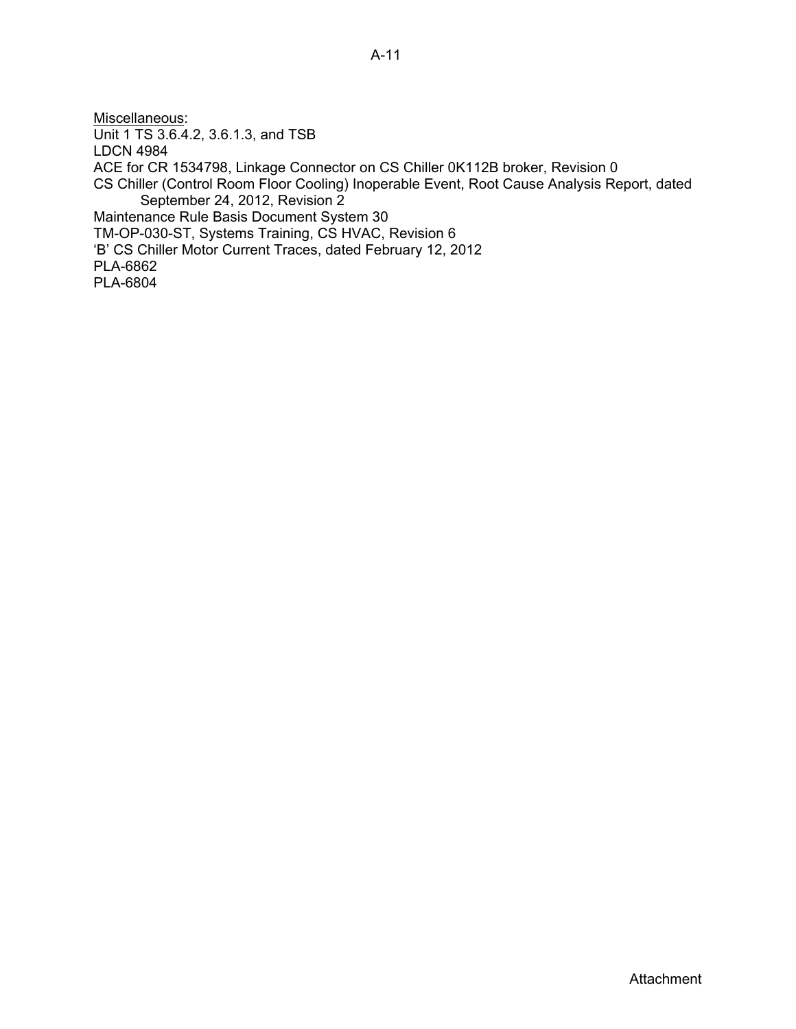<u>Miscellaneous</u>:

Unit 1 TS 3.6.4.2, 3.6.1.3, and TSB
LDCN 4984
ACE for CR 1534798, Linkage Connector on CS Chiller 0K112B broker, Revision 0
CS Chiller (Control Room Floor Cooling) Inoperable Event, Root Cause Analysis Report, dated September 24, 2012, Revision 2
Maintenance Rule Basis Document System 30
TM-OP-030-ST, Systems Training, CS HVAC, Revision 6
'B' CS Chiller Motor Current Traces, dated February 12, 2012
PLA-6862
PLA-6804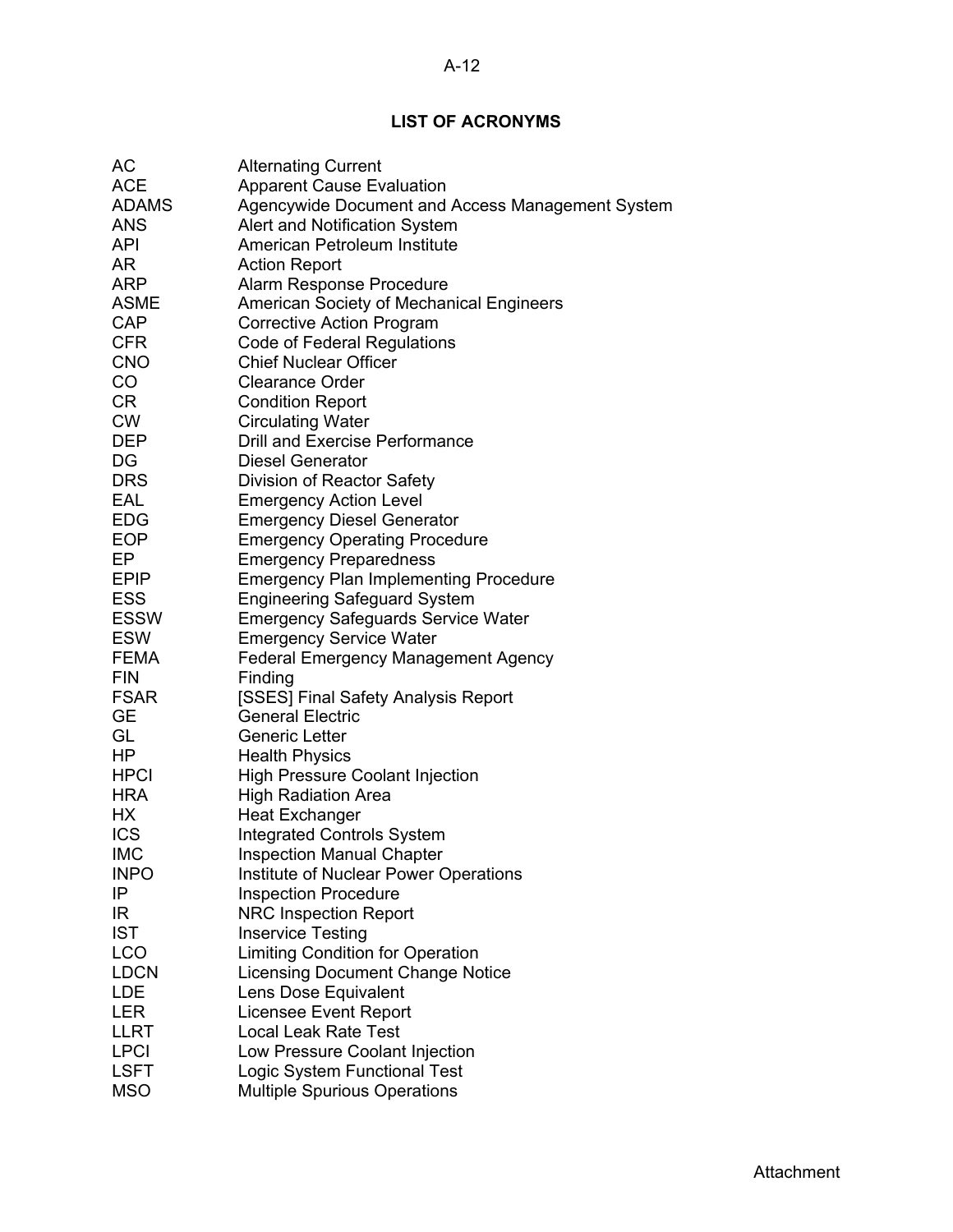## LIST OF ACRONYMS

| | |
|---|---|
| AC | Alternating Current |
| ACE | Apparent Cause Evaluation |
| ADAMS | Agencywide Document and Access Management System |
| ANS | Alert and Notification System |
| API | American Petroleum Institute |
| AR | Action Report |
| ARP | Alarm Response Procedure |
| ASME | American Society of Mechanical Engineers |
| CAP | Corrective Action Program |
| CFR | Code of Federal Regulations |
| CNO | Chief Nuclear Officer |
| CO | Clearance Order |
| CR | Condition Report |
| CW | Circulating Water |
| DEP | Drill and Exercise Performance |
| DG | Diesel Generator |
| DRS | Division of Reactor Safety |
| EAL | Emergency Action Level |
| EDG | Emergency Diesel Generator |
| EOP | Emergency Operating Procedure |
| EP | Emergency Preparedness |
| EPIP | Emergency Plan Implementing Procedure |
| ESS | Engineering Safeguard System |
| ESSW | Emergency Safeguards Service Water |
| ESW | Emergency Service Water |
| FEMA | Federal Emergency Management Agency |
| FIN | Finding |
| FSAR | [SSES] Final Safety Analysis Report |
| GE | General Electric |
| GL | Generic Letter |
| HP | Health Physics |
| HPCI | High Pressure Coolant Injection |
| HRA | High Radiation Area |
| HX | Heat Exchanger |
| ICS | Integrated Controls System |
| IMC | Inspection Manual Chapter |
| INPO | Institute of Nuclear Power Operations |
| IP | Inspection Procedure |
| IR | NRC Inspection Report |
| IST | Inservice Testing |
| LCO | Limiting Condition for Operation |
| LDCN | Licensing Document Change Notice |
| LDE | Lens Dose Equivalent |
| LER | Licensee Event Report |
| LLRT | Local Leak Rate Test |
| LPCI | Low Pressure Coolant Injection |
| LSFT | Logic System Functional Test |
| MSO | Multiple Spurious Operations |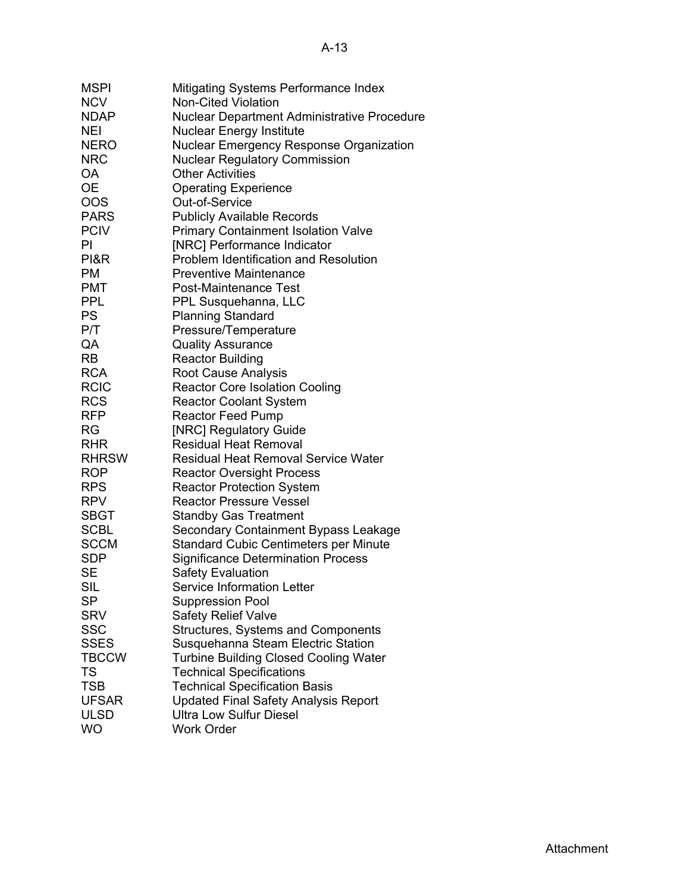| | |
|---|---|
| MSPI | Mitigating Systems Performance Index |
| NCV | Non-Cited Violation |
| NDAP | Nuclear Department Administrative Procedure |
| NEI | Nuclear Energy Institute |
| NERO | Nuclear Emergency Response Organization |
| NRC | Nuclear Regulatory Commission |
| OA | Other Activities |
| OE | Operating Experience |
| OOS | Out-of-Service |
| PARS | Publicly Available Records |
| PCIV | Primary Containment Isolation Valve |
| PI | [NRC] Performance Indicator |
| PI&R | Problem Identification and Resolution |
| PM | Preventive Maintenance |
| PMT | Post-Maintenance Test |
| PPL | PPL Susquehanna, LLC |
| PS | Planning Standard |
| P/T | Pressure/Temperature |
| QA | Quality Assurance |
| RB | Reactor Building |
| RCA | Root Cause Analysis |
| RCIC | Reactor Core Isolation Cooling |
| RCS | Reactor Coolant System |
| RFP | Reactor Feed Pump |
| RG | [NRC] Regulatory Guide |
| RHR | Residual Heat Removal |
| RHRSW | Residual Heat Removal Service Water |
| ROP | Reactor Oversight Process |
| RPS | Reactor Protection System |
| RPV | Reactor Pressure Vessel |
| SBGT | Standby Gas Treatment |
| SCBL | Secondary Containment Bypass Leakage |
| SCCM | Standard Cubic Centimeters per Minute |
| SDP | Significance Determination Process |
| SE | Safety Evaluation |
| SIL | Service Information Letter |
| SP | Suppression Pool |
| SRV | Safety Relief Valve |
| SSC | Structures, Systems and Components |
| SSES | Susquehanna Steam Electric Station |
| TBCCW | Turbine Building Closed Cooling Water |
| TS | Technical Specifications |
| TSB | Technical Specification Basis |
| UFSAR | Updated Final Safety Analysis Report |
| ULSD | Ultra Low Sulfur Diesel |
| WO | Work Order |

Attachment